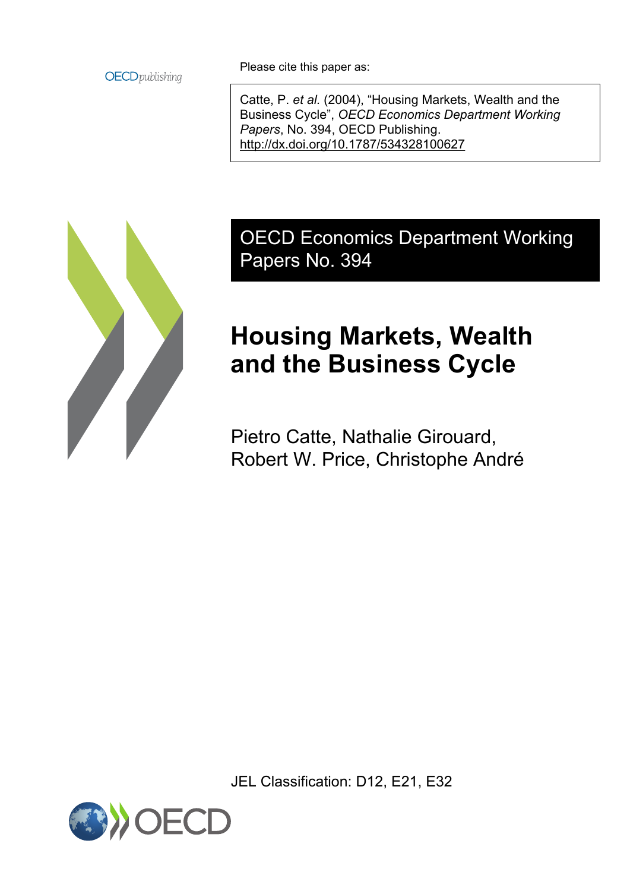Please cite this paper as:

Catte, P. *et al.* (2004), "Housing Markets, Wealth and the Business Cycle", *OECD Economics Department Working Papers*, No. 394, OECD Publishing.
http://dx.doi.org/10.1787/534328100627

OECD Economics Department Working Papers No. 394

# Housing Markets, Wealth and the Business Cycle

Pietro Catte, Nathalie Girouard, Robert W. Price, Christophe André

JEL Classification: D12, E21, E32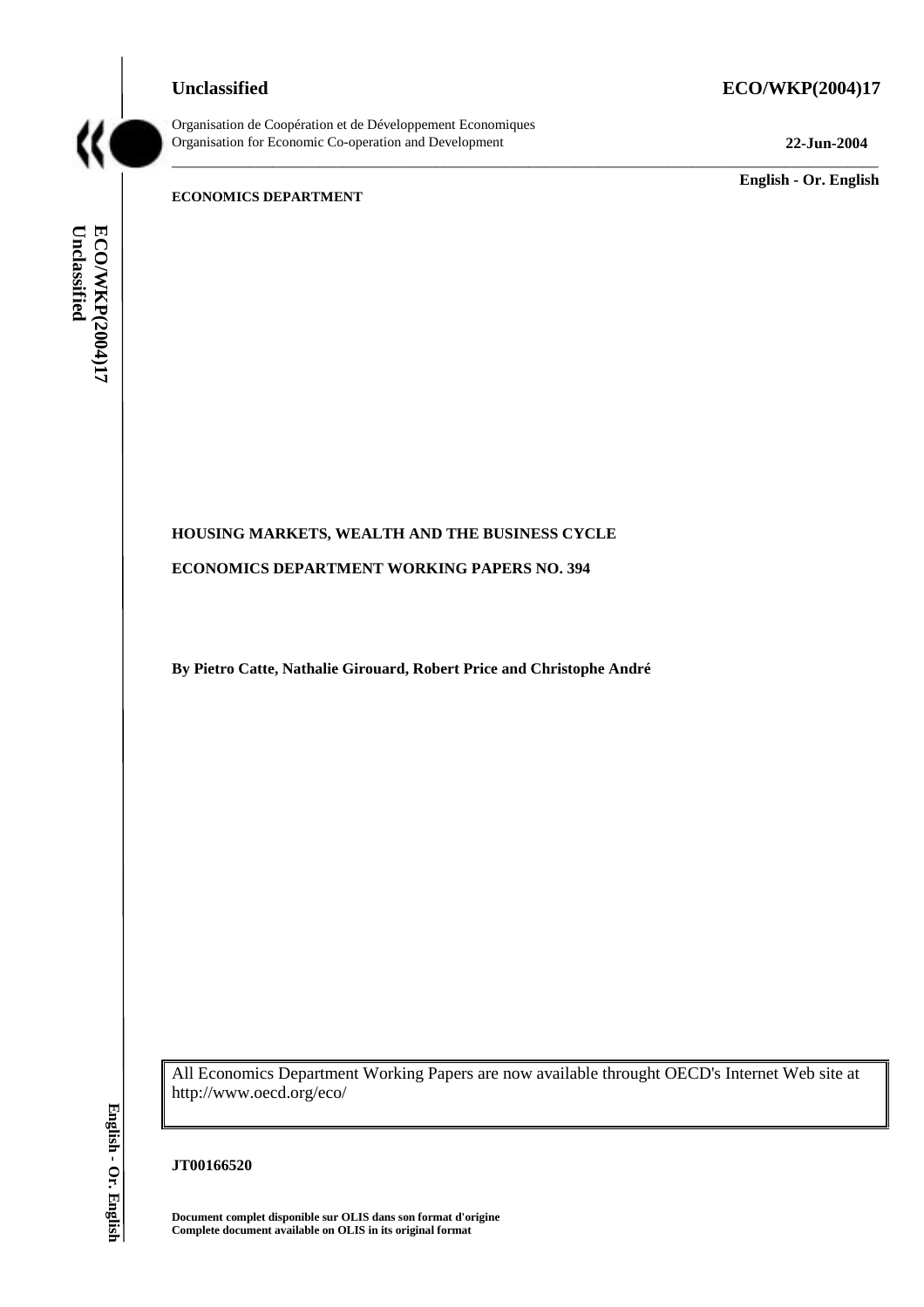Unclassified

ECO/WKP(2004)17

Organisation de Coopération et de Développement Economiques
Organisation for Economic Co-operation and Development

22-Jun-2004

English - Or. English

ECONOMICS DEPARTMENT

# HOUSING MARKETS, WEALTH AND THE BUSINESS CYCLE

## ECONOMICS DEPARTMENT WORKING PAPERS NO. 394

**By Pietro Catte, Nathalie Girouard, Robert Price and Christophe André**

All Economics Department Working Papers are now available throught OECD's Internet Web site at http://www.oecd.org/eco/

**JT00166520**

**Document complet disponible sur OLIS dans son format d'origine**
**Complete document available on OLIS in its original format**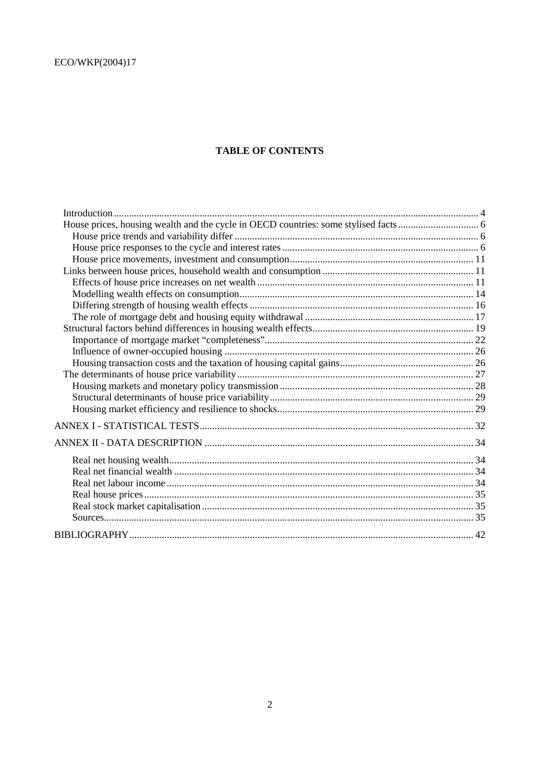# TABLE OF CONTENTS

- Introduction ..... 4
- House prices, housing wealth and the cycle in OECD countries: some stylised facts ..... 6
  - House price trends and variability differ ..... 6
  - House price responses to the cycle and interest rates ..... 6
  - House price movements, investment and consumption ..... 11
- Links between house prices, household wealth and consumption ..... 11
  - Effects of house price increases on net wealth ..... 11
  - Modelling wealth effects on consumption ..... 14
  - Differing strength of housing wealth effects ..... 16
  - The role of mortgage debt and housing equity withdrawal ..... 17
- Structural factors behind differences in housing wealth effects ..... 19
  - Importance of mortgage market "completeness" ..... 22
  - Influence of owner-occupied housing ..... 26
  - Housing transaction costs and the taxation of housing capital gains ..... 26
- The determinants of house price variability ..... 27
  - Housing markets and monetary policy transmission ..... 28
  - Structural determinants of house price variability ..... 29
  - Housing market efficiency and resilience to shocks ..... 29

ANNEX I - STATISTICAL TESTS ..... 32

ANNEX II - DATA DESCRIPTION ..... 34

- Real net housing wealth ..... 34
- Real net financial wealth ..... 34
- Real net labour income ..... 34
- Real house prices ..... 35
- Real stock market capitalisation ..... 35
- Sources ..... 35

BIBLIOGRAPHY ..... 42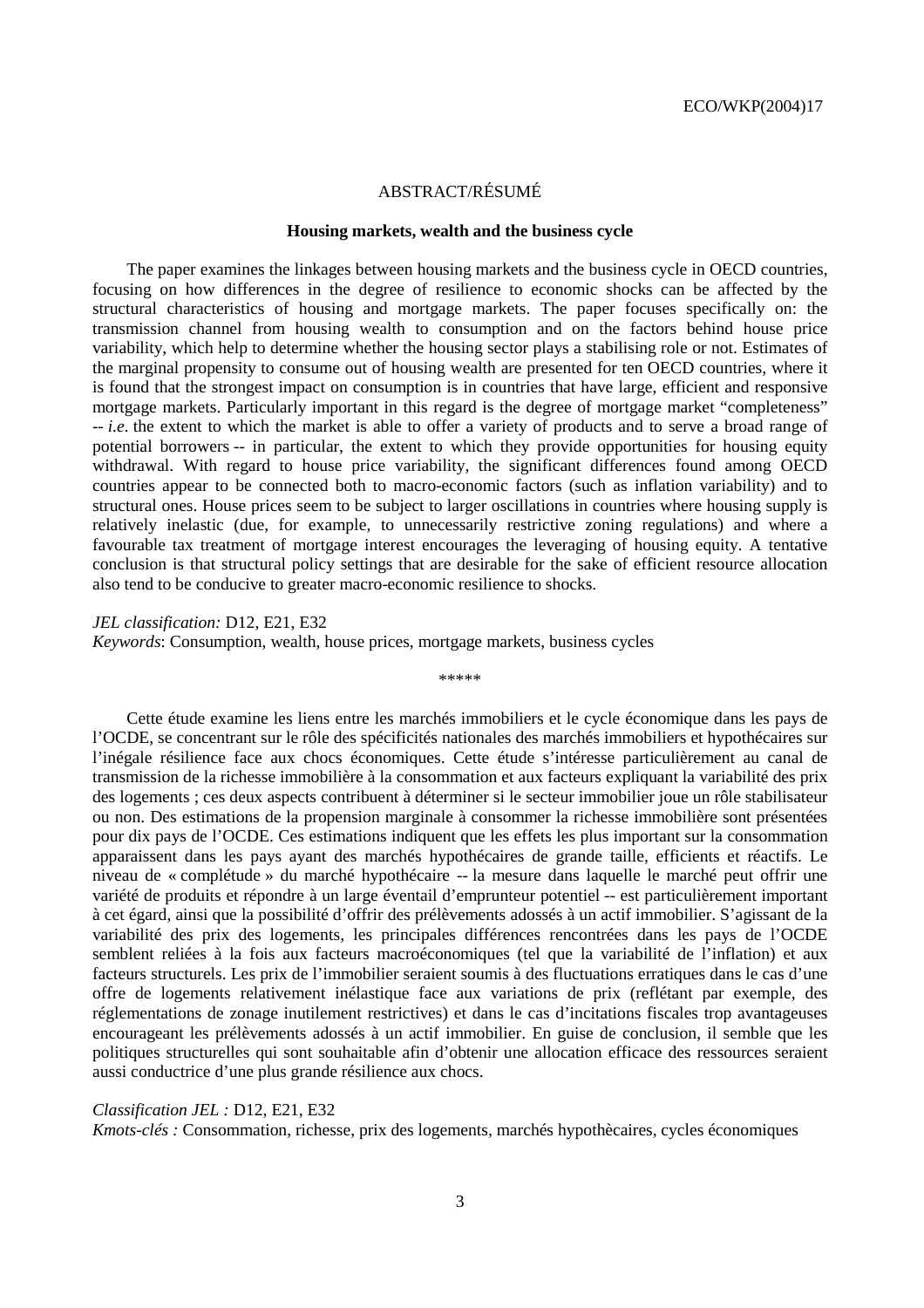## ABSTRACT/RÉSUMÉ

### Housing markets, wealth and the business cycle

The paper examines the linkages between housing markets and the business cycle in OECD countries, focusing on how differences in the degree of resilience to economic shocks can be affected by the structural characteristics of housing and mortgage markets. The paper focuses specifically on: the transmission channel from housing wealth to consumption and on the factors behind house price variability, which help to determine whether the housing sector plays a stabilising role or not. Estimates of the marginal propensity to consume out of housing wealth are presented for ten OECD countries, where it is found that the strongest impact on consumption is in countries that have large, efficient and responsive mortgage markets. Particularly important in this regard is the degree of mortgage market "completeness" -- *i.e*. the extent to which the market is able to offer a variety of products and to serve a broad range of potential borrowers -- in particular, the extent to which they provide opportunities for housing equity withdrawal. With regard to house price variability, the significant differences found among OECD countries appear to be connected both to macro-economic factors (such as inflation variability) and to structural ones. House prices seem to be subject to larger oscillations in countries where housing supply is relatively inelastic (due, for example, to unnecessarily restrictive zoning regulations) and where a favourable tax treatment of mortgage interest encourages the leveraging of housing equity. A tentative conclusion is that structural policy settings that are desirable for the sake of efficient resource allocation also tend to be conducive to greater macro-economic resilience to shocks.

*JEL classification:* D12, E21, E32
*Keywords*: Consumption, wealth, house prices, mortgage markets, business cycles

\*\*\*\*\*

Cette étude examine les liens entre les marchés immobiliers et le cycle économique dans les pays de l'OCDE, se concentrant sur le rôle des spécificités nationales des marchés immobiliers et hypothécaires sur l'inégale résilience face aux chocs économiques. Cette étude s'intéresse particulièrement au canal de transmission de la richesse immobilière à la consommation et aux facteurs expliquant la variabilité des prix des logements ; ces deux aspects contribuent à déterminer si le secteur immobilier joue un rôle stabilisateur ou non. Des estimations de la propension marginale à consommer la richesse immobilière sont présentées pour dix pays de l'OCDE. Ces estimations indiquent que les effets les plus important sur la consommation apparaissent dans les pays ayant des marchés hypothécaires de grande taille, efficients et réactifs. Le niveau de « complétude » du marché hypothécaire -- la mesure dans laquelle le marché peut offrir une variété de produits et répondre à un large éventail d'emprunteur potentiel -- est particulièrement important à cet égard, ainsi que la possibilité d'offrir des prélèvements adossés à un actif immobilier. S'agissant de la variabilité des prix des logements, les principales différences rencontrées dans les pays de l'OCDE semblent reliées à la fois aux facteurs macroéconomiques (tel que la variabilité de l'inflation) et aux facteurs structurels. Les prix de l'immobilier seraient soumis à des fluctuations erratiques dans le cas d'une offre de logements relativement inélastique face aux variations de prix (reflétant par exemple, des réglementations de zonage inutilement restrictives) et dans le cas d'incitations fiscales trop avantageuses encourageant les prélèvements adossés à un actif immobilier. En guise de conclusion, il semble que les politiques structurelles qui sont souhaitable afin d'obtenir une allocation efficace des ressources seraient aussi conductrice d'une plus grande résilience aux chocs.

*Classification JEL :* D12, E21, E32
*Kmots-clés :* Consommation, richesse, prix des logements, marchés hypothècaires, cycles économiques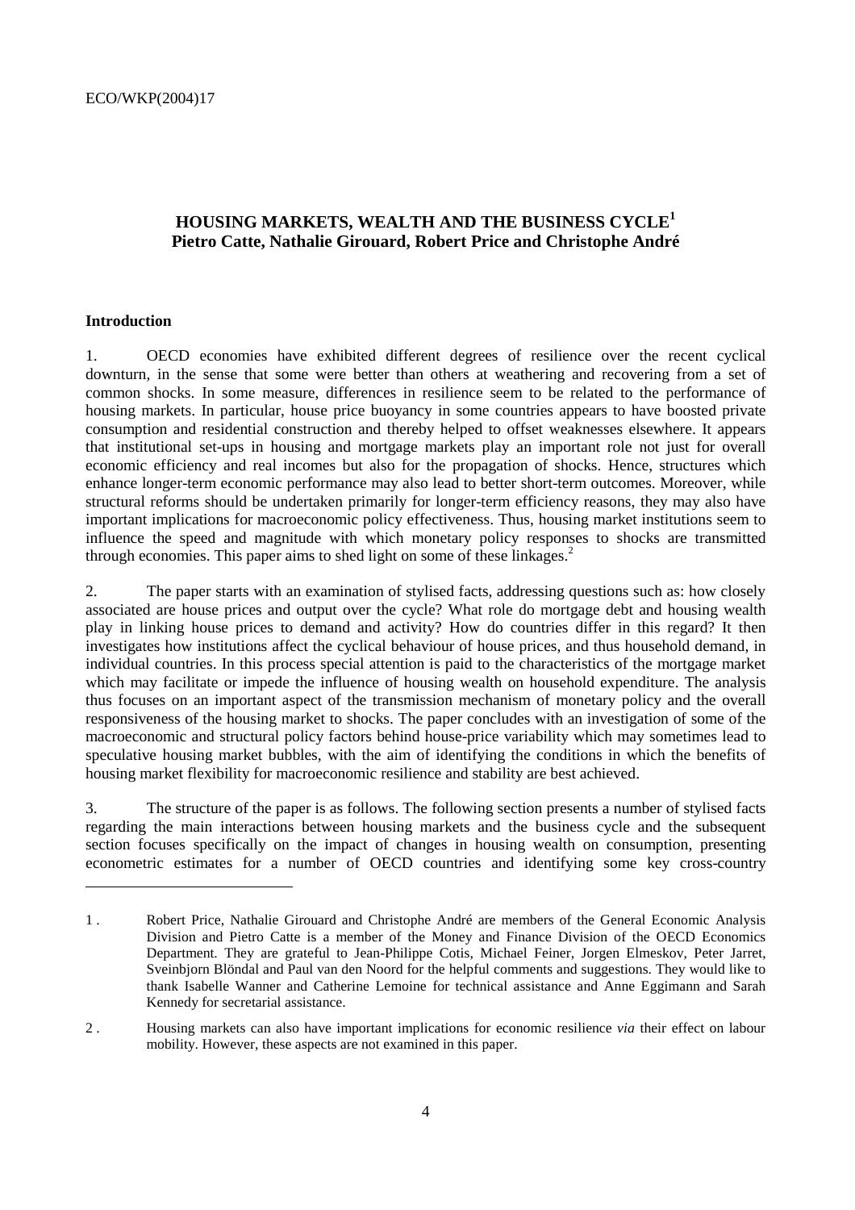## HOUSING MARKETS, WEALTH AND THE BUSINESS CYCLE[1]
**Pietro Catte, Nathalie Girouard, Robert Price and Christophe André**

### Introduction

1. OECD economies have exhibited different degrees of resilience over the recent cyclical downturn, in the sense that some were better than others at weathering and recovering from a set of common shocks. In some measure, differences in resilience seem to be related to the performance of housing markets. In particular, house price buoyancy in some countries appears to have boosted private consumption and residential construction and thereby helped to offset weaknesses elsewhere. It appears that institutional set-ups in housing and mortgage markets play an important role not just for overall economic efficiency and real incomes but also for the propagation of shocks. Hence, structures which enhance longer-term economic performance may also lead to better short-term outcomes. Moreover, while structural reforms should be undertaken primarily for longer-term efficiency reasons, they may also have important implications for macroeconomic policy effectiveness. Thus, housing market institutions seem to influence the speed and magnitude with which monetary policy responses to shocks are transmitted through economies. This paper aims to shed light on some of these linkages.[2]

2. The paper starts with an examination of stylised facts, addressing questions such as: how closely associated are house prices and output over the cycle? What role do mortgage debt and housing wealth play in linking house prices to demand and activity? How do countries differ in this regard? It then investigates how institutions affect the cyclical behaviour of house prices, and thus household demand, in individual countries. In this process special attention is paid to the characteristics of the mortgage market which may facilitate or impede the influence of housing wealth on household expenditure. The analysis thus focuses on an important aspect of the transmission mechanism of monetary policy and the overall responsiveness of the housing market to shocks. The paper concludes with an investigation of some of the macroeconomic and structural policy factors behind house-price variability which may sometimes lead to speculative housing market bubbles, with the aim of identifying the conditions in which the benefits of housing market flexibility for macroeconomic resilience and stability are best achieved.

3. The structure of the paper is as follows. The following section presents a number of stylised facts regarding the main interactions between housing markets and the business cycle and the subsequent section focuses specifically on the impact of changes in housing wealth on consumption, presenting econometric estimates for a number of OECD countries and identifying some key cross-country

---

1. Robert Price, Nathalie Girouard and Christophe André are members of the General Economic Analysis Division and Pietro Catte is a member of the Money and Finance Division of the OECD Economics Department. They are grateful to Jean-Philippe Cotis, Michael Feiner, Jorgen Elmeskov, Peter Jarret, Sveinbjorn Blöndal and Paul van den Noord for the helpful comments and suggestions. They would like to thank Isabelle Wanner and Catherine Lemoine for technical assistance and Anne Eggimann and Sarah Kennedy for secretarial assistance.

2. Housing markets can also have important implications for economic resilience *via* their effect on labour mobility. However, these aspects are not examined in this paper.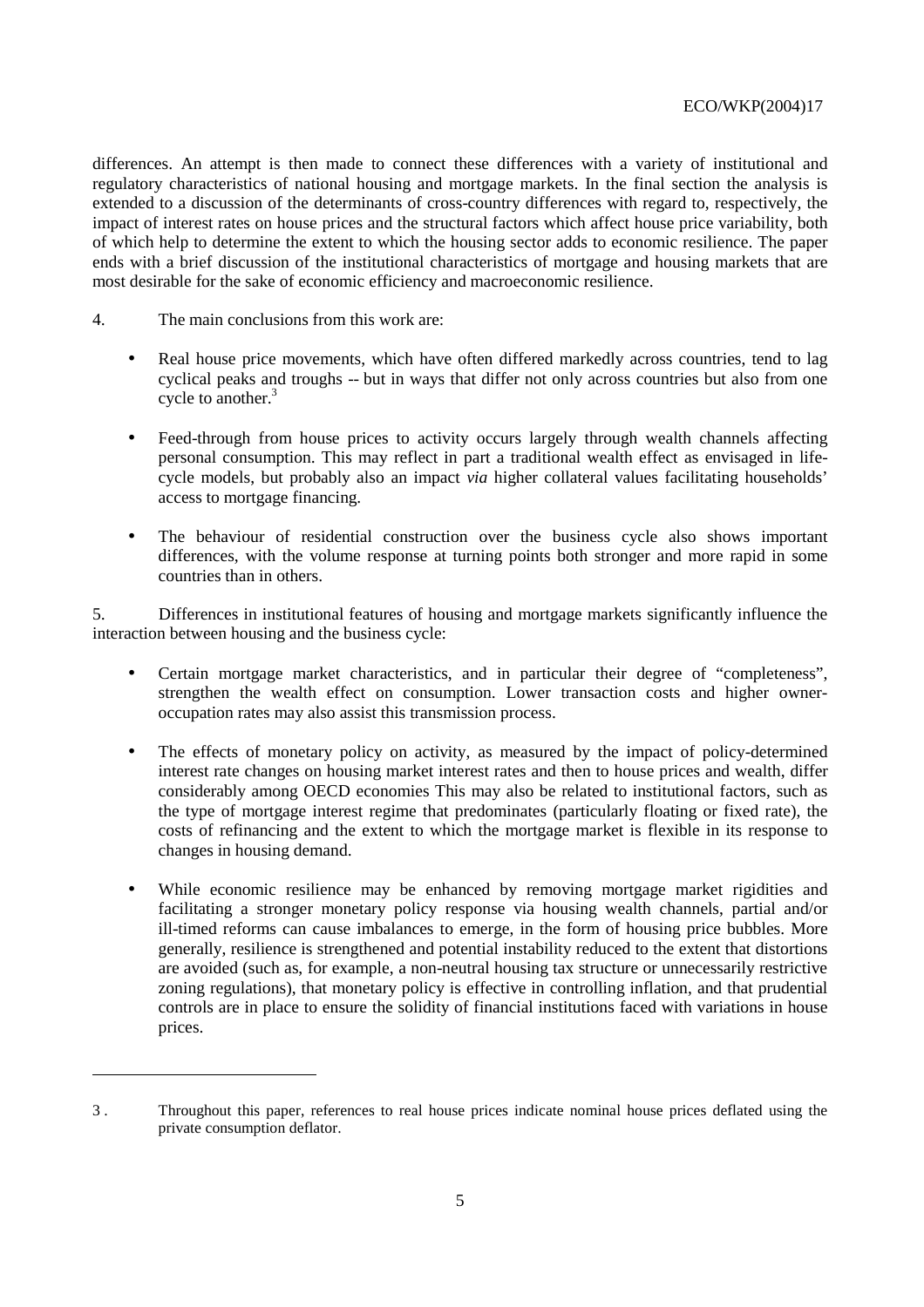differences. An attempt is then made to connect these differences with a variety of institutional and regulatory characteristics of national housing and mortgage markets. In the final section the analysis is extended to a discussion of the determinants of cross-country differences with regard to, respectively, the impact of interest rates on house prices and the structural factors which affect house price variability, both of which help to determine the extent to which the housing sector adds to economic resilience. The paper ends with a brief discussion of the institutional characteristics of mortgage and housing markets that are most desirable for the sake of economic efficiency and macroeconomic resilience.

4. The main conclusions from this work are:

- Real house price movements, which have often differed markedly across countries, tend to lag cyclical peaks and troughs -- but in ways that differ not only across countries but also from one cycle to another.[3]
- Feed-through from house prices to activity occurs largely through wealth channels affecting personal consumption. This may reflect in part a traditional wealth effect as envisaged in life-cycle models, but probably also an impact *via* higher collateral values facilitating households' access to mortgage financing.
- The behaviour of residential construction over the business cycle also shows important differences, with the volume response at turning points both stronger and more rapid in some countries than in others.

5. Differences in institutional features of housing and mortgage markets significantly influence the interaction between housing and the business cycle:

- Certain mortgage market characteristics, and in particular their degree of "completeness", strengthen the wealth effect on consumption. Lower transaction costs and higher owner-occupation rates may also assist this transmission process.
- The effects of monetary policy on activity, as measured by the impact of policy-determined interest rate changes on housing market interest rates and then to house prices and wealth, differ considerably among OECD economies This may also be related to institutional factors, such as the type of mortgage interest regime that predominates (particularly floating or fixed rate), the costs of refinancing and the extent to which the mortgage market is flexible in its response to changes in housing demand.
- While economic resilience may be enhanced by removing mortgage market rigidities and facilitating a stronger monetary policy response via housing wealth channels, partial and/or ill-timed reforms can cause imbalances to emerge, in the form of housing price bubbles. More generally, resilience is strengthened and potential instability reduced to the extent that distortions are avoided (such as, for example, a non-neutral housing tax structure or unnecessarily restrictive zoning regulations), that monetary policy is effective in controlling inflation, and that prudential controls are in place to ensure the solidity of financial institutions faced with variations in house prices.

3 . Throughout this paper, references to real house prices indicate nominal house prices deflated using the private consumption deflator.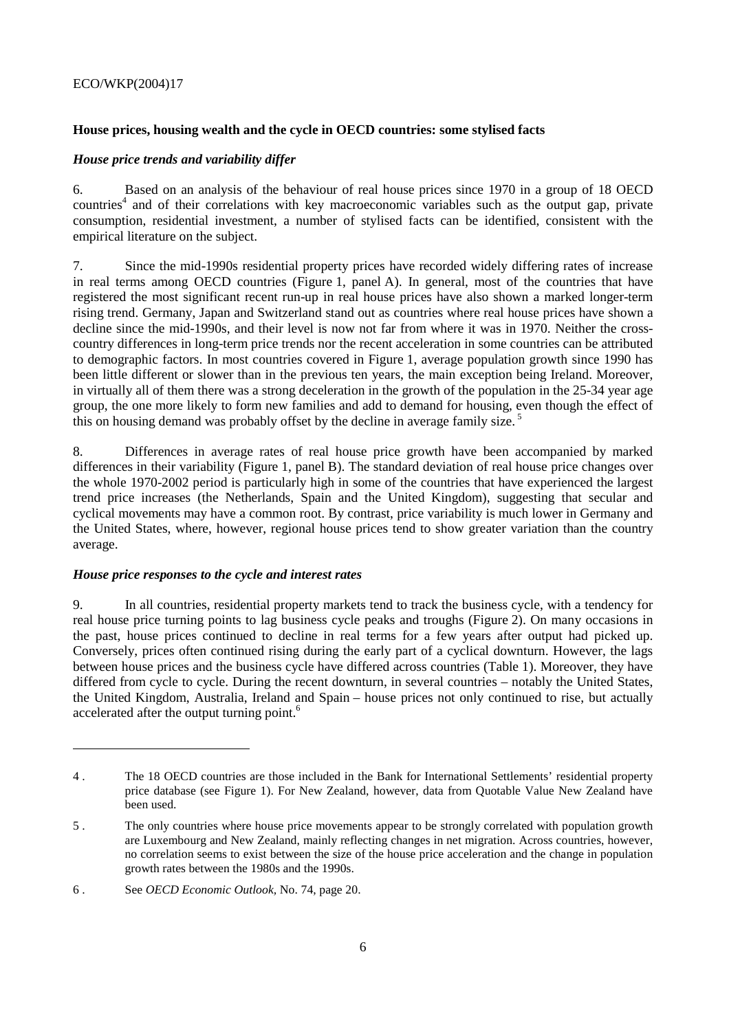## House prices, housing wealth and the cycle in OECD countries: some stylised facts

### *House price trends and variability differ*

6. Based on an analysis of the behaviour of real house prices since 1970 in a group of 18 OECD countries[4] and of their correlations with key macroeconomic variables such as the output gap, private consumption, residential investment, a number of stylised facts can be identified, consistent with the empirical literature on the subject.

7. Since the mid-1990s residential property prices have recorded widely differing rates of increase in real terms among OECD countries (Figure 1, panel A). In general, most of the countries that have registered the most significant recent run-up in real house prices have also shown a marked longer-term rising trend. Germany, Japan and Switzerland stand out as countries where real house prices have shown a decline since the mid-1990s, and their level is now not far from where it was in 1970. Neither the cross-country differences in long-term price trends nor the recent acceleration in some countries can be attributed to demographic factors. In most countries covered in Figure 1, average population growth since 1990 has been little different or slower than in the previous ten years, the main exception being Ireland. Moreover, in virtually all of them there was a strong deceleration in the growth of the population in the 25-34 year age group, the one more likely to form new families and add to demand for housing, even though the effect of this on housing demand was probably offset by the decline in average family size.[5]

8. Differences in average rates of real house price growth have been accompanied by marked differences in their variability (Figure 1, panel B). The standard deviation of real house price changes over the whole 1970-2002 period is particularly high in some of the countries that have experienced the largest trend price increases (the Netherlands, Spain and the United Kingdom), suggesting that secular and cyclical movements may have a common root. By contrast, price variability is much lower in Germany and the United States, where, however, regional house prices tend to show greater variation than the country average.

### *House price responses to the cycle and interest rates*

9. In all countries, residential property markets tend to track the business cycle, with a tendency for real house price turning points to lag business cycle peaks and troughs (Figure 2). On many occasions in the past, house prices continued to decline in real terms for a few years after output had picked up. Conversely, prices often continued rising during the early part of a cyclical downturn. However, the lags between house prices and the business cycle have differed across countries (Table 1). Moreover, they have differed from cycle to cycle. During the recent downturn, in several countries – notably the United States, the United Kingdom, Australia, Ireland and Spain – house prices not only continued to rise, but actually accelerated after the output turning point.[6]

---

4 . The 18 OECD countries are those included in the Bank for International Settlements' residential property price database (see Figure 1). For New Zealand, however, data from Quotable Value New Zealand have been used.

5 . The only countries where house price movements appear to be strongly correlated with population growth are Luxembourg and New Zealand, mainly reflecting changes in net migration. Across countries, however, no correlation seems to exist between the size of the house price acceleration and the change in population growth rates between the 1980s and the 1990s.

6 . See *OECD Economic Outlook*, No. 74, page 20.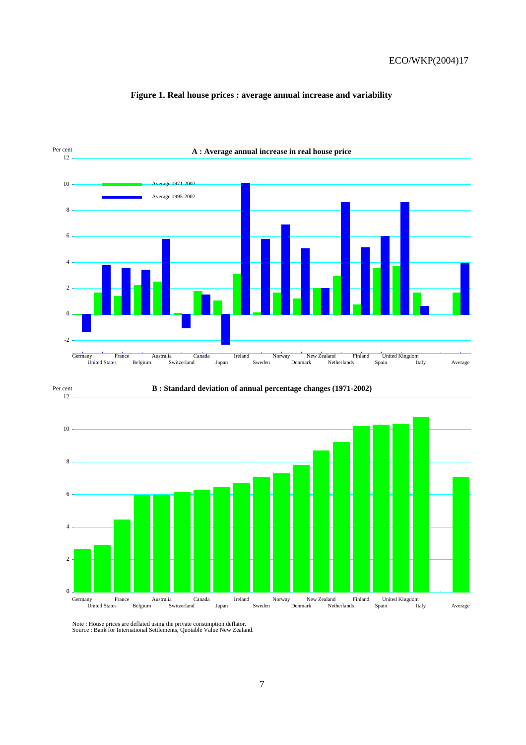**Figure 1. Real house prices : average annual increase and variability**

**A : Average annual increase in real house price**

**B : Standard deviation of annual percentage changes (1971-2002)**

Note : House prices are deflated using the private consumption deflator.
Source : Bank for International Settlements, Quotable Value New Zealand.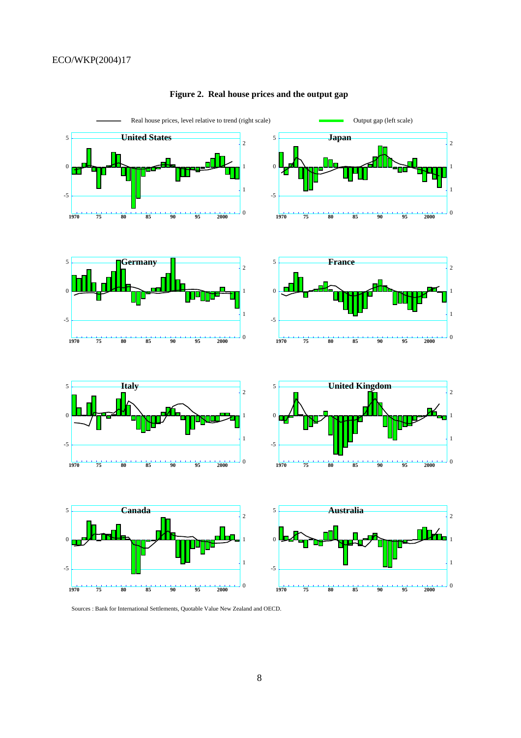**Figure 2. Real house prices and the output gap**

Sources : Bank for International Settlements, Quotable Value New Zealand and OECD.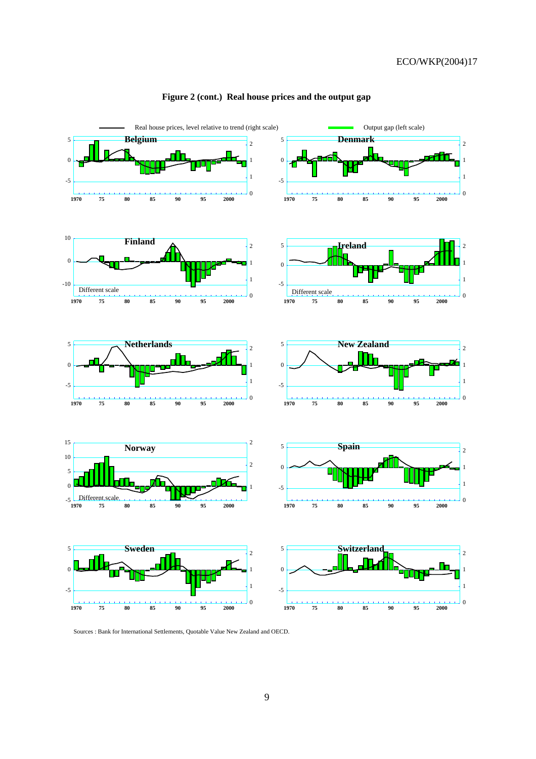**Figure 2 (cont.) Real house prices and the output gap**

Real house prices, level relative to trend (right scale)

Output gap (left scale)

Belgium

Denmark

Finland

Different scale

Ireland

Different scale

Netherlands

New Zealand

Norway

Different scale

Spain

Sweden

Switzerland

Sources : Bank for International Settlements, Quotable Value New Zealand and OECD.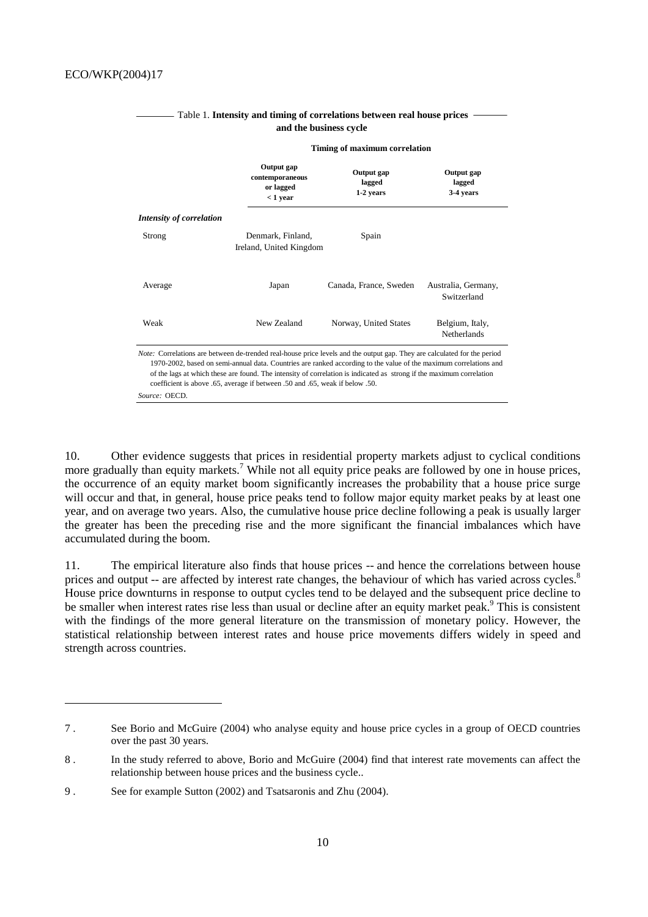Table 1. **Intensity and timing of correlations between real house prices and the business cycle**

| | **Timing of maximum correlation** | | |
|---|---|---|---|
| | **Output gap contemporaneous or lagged < 1 year** | **Output gap lagged 1-2 years** | **Output gap lagged 3-4 years** |
| ***Intensity of correlation*** | | | |
| Strong | Denmark, Finland, Ireland, United Kingdom | Spain | |
| Average | Japan | Canada, France, Sweden | Australia, Germany, Switzerland |
| Weak | New Zealand | Norway, United States | Belgium, Italy, Netherlands |

*Note:* Correlations are between de-trended real-house price levels and the output gap. They are calculated for the period 1970-2002, based on semi-annual data. Countries are ranked according to the value of the maximum correlations and of the lags at which these are found. The intensity of correlation is indicated as strong if the maximum correlation coefficient is above .65, average if between .50 and .65, weak if below .50.

*Source:* OECD.

10. Other evidence suggests that prices in residential property markets adjust to cyclical conditions more gradually than equity markets.[7] While not all equity price peaks are followed by one in house prices, the occurrence of an equity market boom significantly increases the probability that a house price surge will occur and that, in general, house price peaks tend to follow major equity market peaks by at least one year, and on average two years. Also, the cumulative house price decline following a peak is usually larger the greater has been the preceding rise and the more significant the financial imbalances which have accumulated during the boom.

11. The empirical literature also finds that house prices -- and hence the correlations between house prices and output -- are affected by interest rate changes, the behaviour of which has varied across cycles.[8] House price downturns in response to output cycles tend to be delayed and the subsequent price decline to be smaller when interest rates rise less than usual or decline after an equity market peak.[9] This is consistent with the findings of the more general literature on the transmission of monetary policy. However, the statistical relationship between interest rates and house price movements differs widely in speed and strength across countries.

7 . See Borio and McGuire (2004) who analyse equity and house price cycles in a group of OECD countries over the past 30 years.

8 . In the study referred to above, Borio and McGuire (2004) find that interest rate movements can affect the relationship between house prices and the business cycle..

9 . See for example Sutton (2002) and Tsatsaronis and Zhu (2004).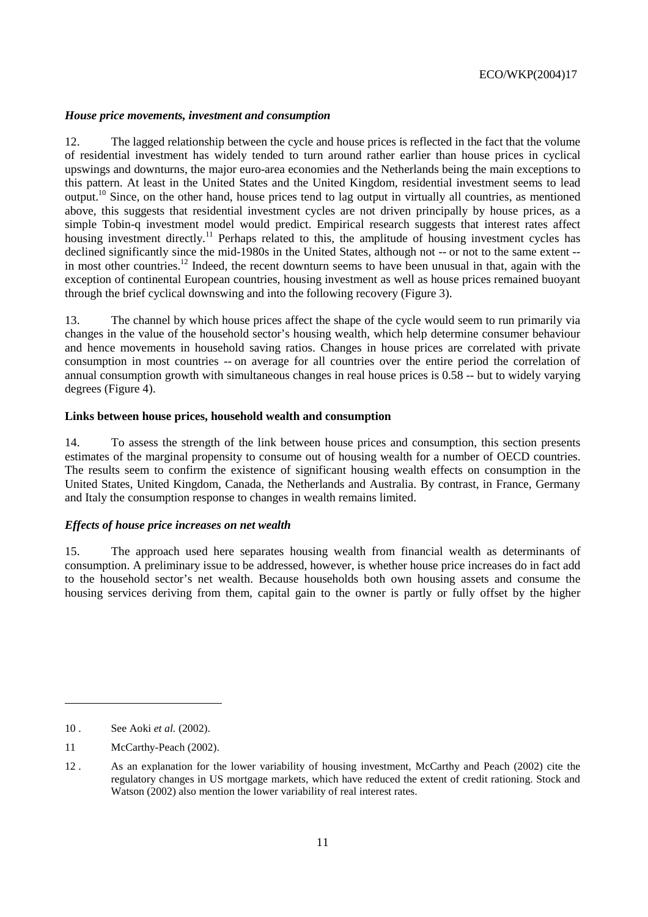### *House price movements, investment and consumption*

12. The lagged relationship between the cycle and house prices is reflected in the fact that the volume of residential investment has widely tended to turn around rather earlier than house prices in cyclical upswings and downturns, the major euro-area economies and the Netherlands being the main exceptions to this pattern. At least in the United States and the United Kingdom, residential investment seems to lead output.[10] Since, on the other hand, house prices tend to lag output in virtually all countries, as mentioned above, this suggests that residential investment cycles are not driven principally by house prices, as a simple Tobin-q investment model would predict. Empirical research suggests that interest rates affect housing investment directly.[11] Perhaps related to this, the amplitude of housing investment cycles has declined significantly since the mid-1980s in the United States, although not -- or not to the same extent -- in most other countries.[12] Indeed, the recent downturn seems to have been unusual in that, again with the exception of continental European countries, housing investment as well as house prices remained buoyant through the brief cyclical downswing and into the following recovery (Figure 3).

13. The channel by which house prices affect the shape of the cycle would seem to run primarily via changes in the value of the household sector's housing wealth, which help determine consumer behaviour and hence movements in household saving ratios. Changes in house prices are correlated with private consumption in most countries -- on average for all countries over the entire period the correlation of annual consumption growth with simultaneous changes in real house prices is 0.58 -- but to widely varying degrees (Figure 4).

## **Links between house prices, household wealth and consumption**

14. To assess the strength of the link between house prices and consumption, this section presents estimates of the marginal propensity to consume out of housing wealth for a number of OECD countries. The results seem to confirm the existence of significant housing wealth effects on consumption in the United States, United Kingdom, Canada, the Netherlands and Australia. By contrast, in France, Germany and Italy the consumption response to changes in wealth remains limited.

### *Effects of house price increases on net wealth*

15. The approach used here separates housing wealth from financial wealth as determinants of consumption. A preliminary issue to be addressed, however, is whether house price increases do in fact add to the household sector's net wealth. Because households both own housing assets and consume the housing services deriving from them, capital gain to the owner is partly or fully offset by the higher

---

10 . See Aoki *et al.* (2002).

11 McCarthy-Peach (2002).

12 . As an explanation for the lower variability of housing investment, McCarthy and Peach (2002) cite the regulatory changes in US mortgage markets, which have reduced the extent of credit rationing. Stock and Watson (2002) also mention the lower variability of real interest rates.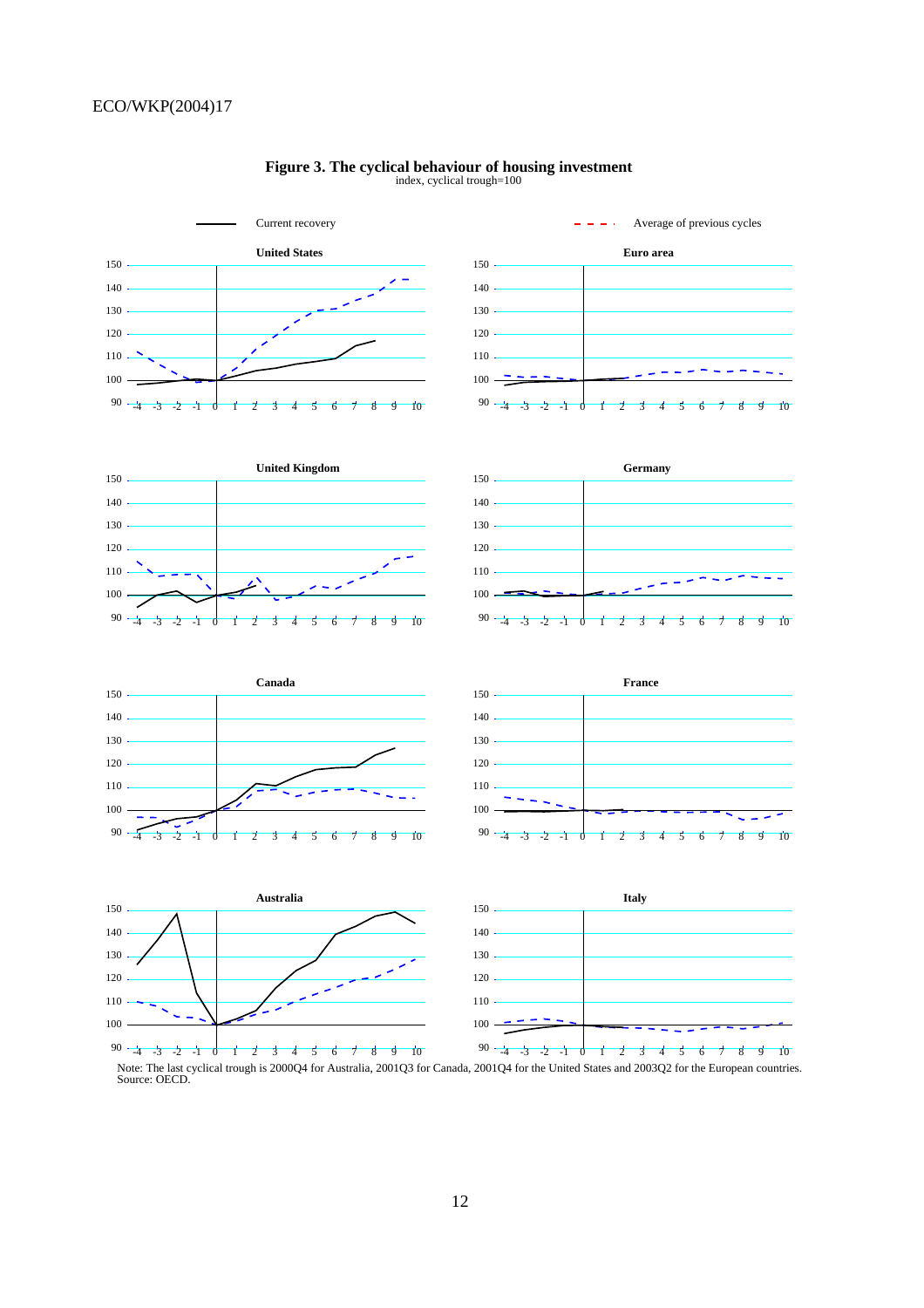**Figure 3. The cyclical behaviour of housing investment**

index, cyclical trough=100

Note: The last cyclical trough is 2000Q4 for Australia, 2001Q3 for Canada, 2001Q4 for the United States and 2003Q2 for the European countries.
Source: OECD.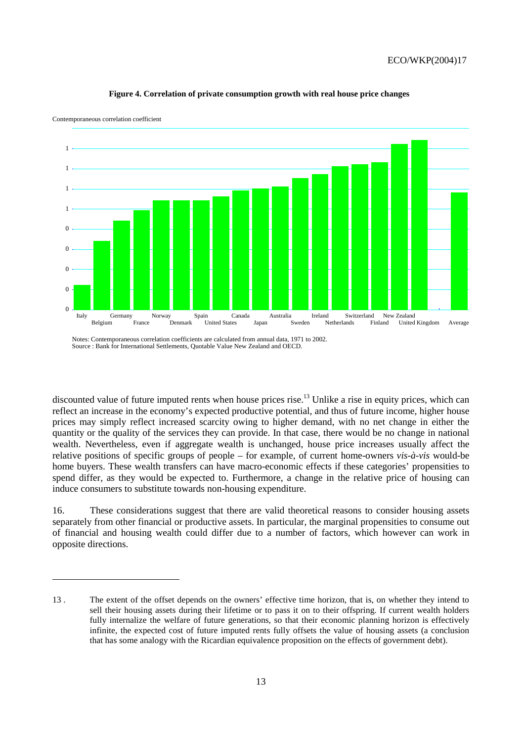**Figure 4. Correlation of private consumption growth with real house price changes**

Contemporaneous correlation coefficient

Notes: Contemporaneous correlation coefficients are calculated from annual data, 1971 to 2002.
Source : Bank for International Settlements, Quotable Value New Zealand and OECD.

discounted value of future imputed rents when house prices rise.[13] Unlike a rise in equity prices, which can reflect an increase in the economy's expected productive potential, and thus of future income, higher house prices may simply reflect increased scarcity owing to higher demand, with no net change in either the quantity or the quality of the services they can provide. In that case, there would be no change in national wealth. Nevertheless, even if aggregate wealth is unchanged, house price increases usually affect the relative positions of specific groups of people – for example, of current home-owners *vis-à-vis* would-be home buyers. These wealth transfers can have macro-economic effects if these categories' propensities to spend differ, as they would be expected to. Furthermore, a change in the relative price of housing can induce consumers to substitute towards non-housing expenditure.

16. These considerations suggest that there are valid theoretical reasons to consider housing assets separately from other financial or productive assets. In particular, the marginal propensities to consume out of financial and housing wealth could differ due to a number of factors, which however can work in opposite directions.

---

13 . The extent of the offset depends on the owners' effective time horizon, that is, on whether they intend to sell their housing assets during their lifetime or to pass it on to their offspring. If current wealth holders fully internalize the welfare of future generations, so that their economic planning horizon is effectively infinite, the expected cost of future imputed rents fully offsets the value of housing assets (a conclusion that has some analogy with the Ricardian equivalence proposition on the effects of government debt).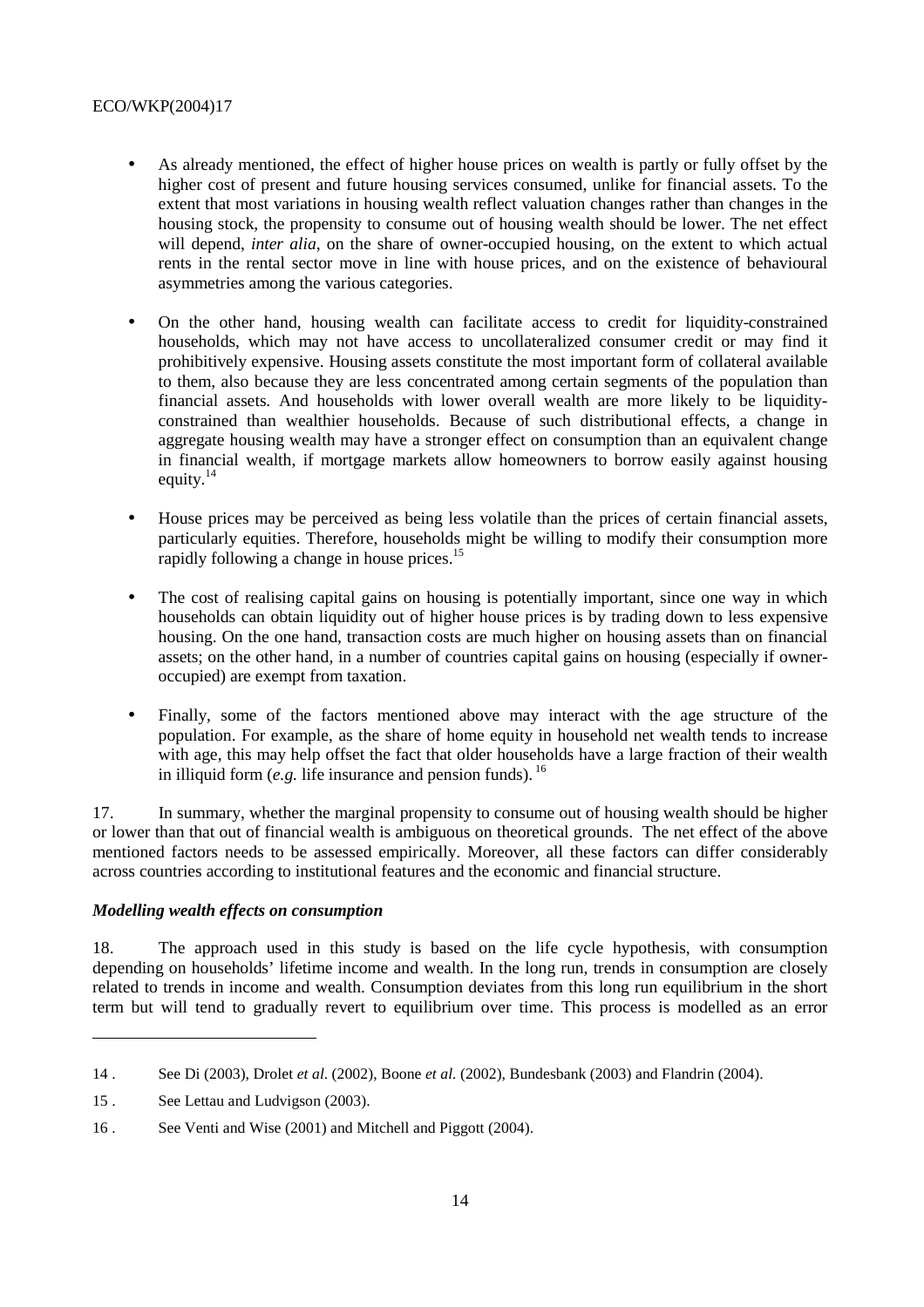- As already mentioned, the effect of higher house prices on wealth is partly or fully offset by the higher cost of present and future housing services consumed, unlike for financial assets. To the extent that most variations in housing wealth reflect valuation changes rather than changes in the housing stock, the propensity to consume out of housing wealth should be lower. The net effect will depend, *inter alia*, on the share of owner-occupied housing, on the extent to which actual rents in the rental sector move in line with house prices, and on the existence of behavioural asymmetries among the various categories.

- On the other hand, housing wealth can facilitate access to credit for liquidity-constrained households, which may not have access to uncollateralized consumer credit or may find it prohibitively expensive. Housing assets constitute the most important form of collateral available to them, also because they are less concentrated among certain segments of the population than financial assets. And households with lower overall wealth are more likely to be liquidity-constrained than wealthier households. Because of such distributional effects, a change in aggregate housing wealth may have a stronger effect on consumption than an equivalent change in financial wealth, if mortgage markets allow homeowners to borrow easily against housing equity.[14]

- House prices may be perceived as being less volatile than the prices of certain financial assets, particularly equities. Therefore, households might be willing to modify their consumption more rapidly following a change in house prices.[15]

- The cost of realising capital gains on housing is potentially important, since one way in which households can obtain liquidity out of higher house prices is by trading down to less expensive housing. On the one hand, transaction costs are much higher on housing assets than on financial assets; on the other hand, in a number of countries capital gains on housing (especially if owner-occupied) are exempt from taxation.

- Finally, some of the factors mentioned above may interact with the age structure of the population. For example, as the share of home equity in household net wealth tends to increase with age, this may help offset the fact that older households have a large fraction of their wealth in illiquid form (*e.g.* life insurance and pension funds).[16]

17. In summary, whether the marginal propensity to consume out of housing wealth should be higher or lower than that out of financial wealth is ambiguous on theoretical grounds. The net effect of the above mentioned factors needs to be assessed empirically. Moreover, all these factors can differ considerably across countries according to institutional features and the economic and financial structure.

### *Modelling wealth effects on consumption*

18. The approach used in this study is based on the life cycle hypothesis, with consumption depending on households' lifetime income and wealth. In the long run, trends in consumption are closely related to trends in income and wealth. Consumption deviates from this long run equilibrium in the short term but will tend to gradually revert to equilibrium over time. This process is modelled as an error

---

14 . See Di (2003), Drolet *et al*. (2002), Boone *et al.* (2002), Bundesbank (2003) and Flandrin (2004).

15 . See Lettau and Ludvigson (2003).

16 . See Venti and Wise (2001) and Mitchell and Piggott (2004).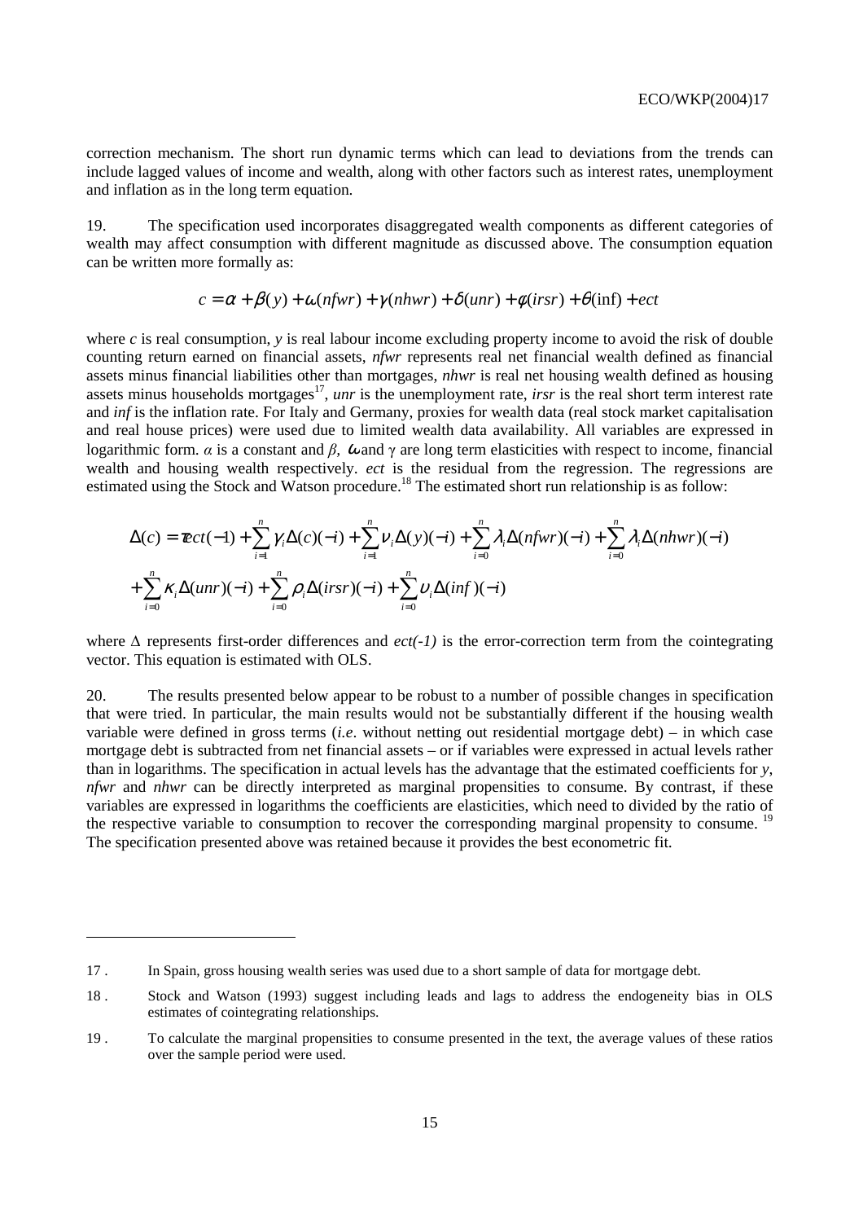correction mechanism. The short run dynamic terms which can lead to deviations from the trends can include lagged values of income and wealth, along with other factors such as interest rates, unemployment and inflation as in the long term equation.

19. The specification used incorporates disaggregated wealth components as different categories of wealth may affect consumption with different magnitude as discussed above. The consumption equation can be written more formally as:

$$c = \alpha + \beta(y) + \omega(nfwr) + \gamma(nhwr) + \delta(unr) + \phi(irsr) + \theta(\inf) + ect$$

where $c$ is real consumption, $y$ is real labour income excluding property income to avoid the risk of double counting return earned on financial assets, *nfwr* represents real net financial wealth defined as financial assets minus financial liabilities other than mortgages, *nhwr* is real net housing wealth defined as housing assets minus households mortgages[17], *unr* is the unemployment rate, *irsr* is the real short term interest rate and *inf* is the inflation rate. For Italy and Germany, proxies for wealth data (real stock market capitalisation and real house prices) were used due to limited wealth data availability. All variables are expressed in logarithmic form. $\alpha$ is a constant and $\beta$, $\omega$ and $\gamma$ are long term elasticities with respect to income, financial wealth and housing wealth respectively. *ect* is the residual from the regression. The regressions are estimated using the Stock and Watson procedure.[18] The estimated short run relationship is as follow:

$$\Delta(c) = \tau ect(-1) + \sum_{i=1}^{n} \gamma_i \Delta(c)(-i) + \sum_{i=1}^{n} \nu_i \Delta(y)(-i) + \sum_{i=0}^{n} \lambda_i \Delta(nfwr)(-i) + \sum_{i=0}^{n} \lambda_i \Delta(nhwr)(-i)$$
$$+ \sum_{i=0}^{n} \kappa_i \Delta(unr)(-i) + \sum_{i=0}^{n} \rho_i \Delta(irsr)(-i) + \sum_{i=0}^{n} \upsilon_i \Delta(inf)(-i)$$

where $\Delta$ represents first-order differences and $ect(-1)$ is the error-correction term from the cointegrating vector. This equation is estimated with OLS.

20. The results presented below appear to be robust to a number of possible changes in specification that were tried. In particular, the main results would not be substantially different if the housing wealth variable were defined in gross terms (*i.e*. without netting out residential mortgage debt) – in which case mortgage debt is subtracted from net financial assets – or if variables were expressed in actual levels rather than in logarithms. The specification in actual levels has the advantage that the estimated coefficients for *y*, *nfwr* and *nhwr* can be directly interpreted as marginal propensities to consume. By contrast, if these variables are expressed in logarithms the coefficients are elasticities, which need to divided by the ratio of the respective variable to consumption to recover the corresponding marginal propensity to consume.[19] The specification presented above was retained because it provides the best econometric fit.

17 . In Spain, gross housing wealth series was used due to a short sample of data for mortgage debt.

18 . Stock and Watson (1993) suggest including leads and lags to address the endogeneity bias in OLS estimates of cointegrating relationships.

19 . To calculate the marginal propensities to consume presented in the text, the average values of these ratios over the sample period were used.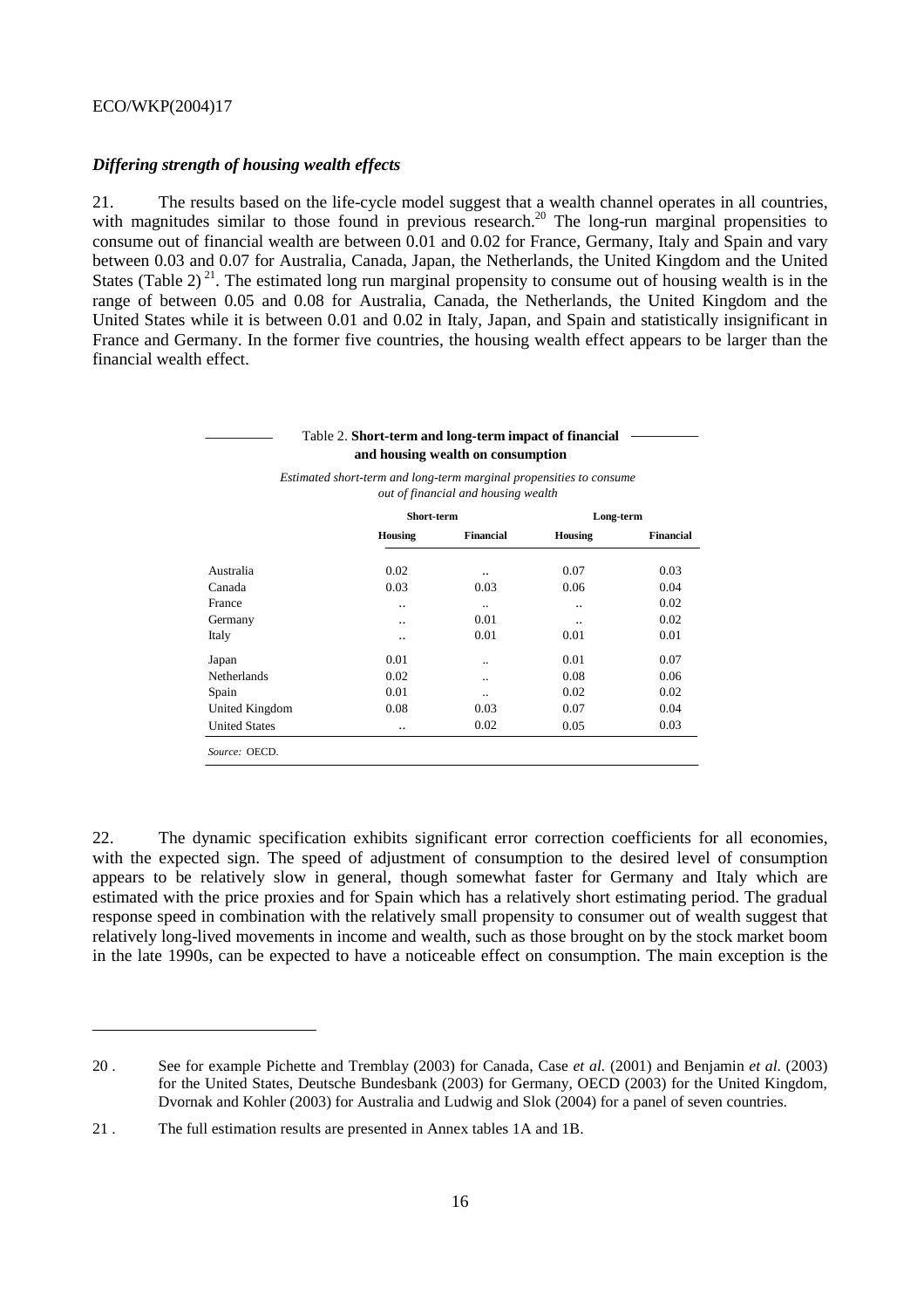### *Differing strength of housing wealth effects*

21. The results based on the life-cycle model suggest that a wealth channel operates in all countries, with magnitudes similar to those found in previous research.[20] The long-run marginal propensities to consume out of financial wealth are between 0.01 and 0.02 for France, Germany, Italy and Spain and vary between 0.03 and 0.07 for Australia, Canada, Japan, the Netherlands, the United Kingdom and the United States (Table 2)[21]. The estimated long run marginal propensity to consume out of housing wealth is in the range of between 0.05 and 0.08 for Australia, Canada, the Netherlands, the United Kingdom and the United States while it is between 0.01 and 0.02 in Italy, Japan, and Spain and statistically insignificant in France and Germany. In the former five countries, the housing wealth effect appears to be larger than the financial wealth effect.

Table 2. **Short-term and long-term impact of financial and housing wealth on consumption**

*Estimated short-term and long-term marginal propensities to consume out of financial and housing wealth*

| | **Short-term** | | **Long-term** | |
|---|---|---|---|---|
| | **Housing** | **Financial** | **Housing** | **Financial** |
| Australia | 0.02 | .. | 0.07 | 0.03 |
| Canada | 0.03 | 0.03 | 0.06 | 0.04 |
| France | .. | .. | .. | 0.02 |
| Germany | .. | 0.01 | .. | 0.02 |
| Italy | .. | 0.01 | 0.01 | 0.01 |
| Japan | 0.01 | .. | 0.01 | 0.07 |
| Netherlands | 0.02 | .. | 0.08 | 0.06 |
| Spain | 0.01 | .. | 0.02 | 0.02 |
| United Kingdom | 0.08 | 0.03 | 0.07 | 0.04 |
| United States | .. | 0.02 | 0.05 | 0.03 |

*Source:* OECD.

22. The dynamic specification exhibits significant error correction coefficients for all economies, with the expected sign. The speed of adjustment of consumption to the desired level of consumption appears to be relatively slow in general, though somewhat faster for Germany and Italy which are estimated with the price proxies and for Spain which has a relatively short estimating period. The gradual response speed in combination with the relatively small propensity to consumer out of wealth suggest that relatively long-lived movements in income and wealth, such as those brought on by the stock market boom in the late 1990s, can be expected to have a noticeable effect on consumption. The main exception is the

---

20. See for example Pichette and Tremblay (2003) for Canada, Case *et al.* (2001) and Benjamin *et al.* (2003) for the United States, Deutsche Bundesbank (2003) for Germany, OECD (2003) for the United Kingdom, Dvornak and Kohler (2003) for Australia and Ludwig and Slok (2004) for a panel of seven countries.

21. The full estimation results are presented in Annex tables 1A and 1B.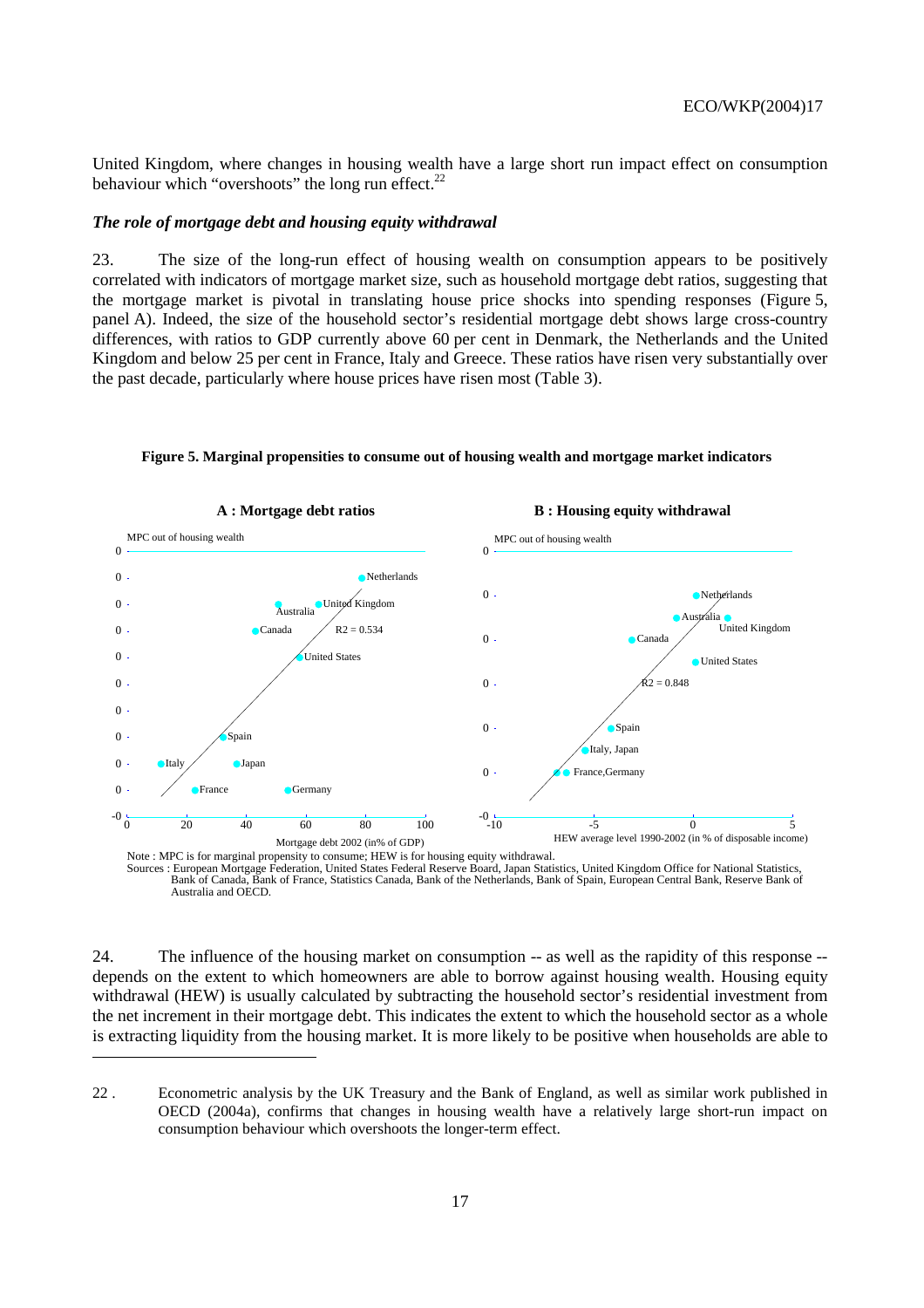United Kingdom, where changes in housing wealth have a large short run impact effect on consumption behaviour which "overshoots" the long run effect.[22]

### *The role of mortgage debt and housing equity withdrawal*

23. The size of the long-run effect of housing wealth on consumption appears to be positively correlated with indicators of mortgage market size, such as household mortgage debt ratios, suggesting that the mortgage market is pivotal in translating house price shocks into spending responses (Figure 5, panel A). Indeed, the size of the household sector's residential mortgage debt shows large cross-country differences, with ratios to GDP currently above 60 per cent in Denmark, the Netherlands and the United Kingdom and below 25 per cent in France, Italy and Greece. These ratios have risen very substantially over the past decade, particularly where house prices have risen most (Table 3).

**Figure 5. Marginal propensities to consume out of housing wealth and mortgage market indicators**

**A : Mortgage debt ratios**

MPC out of housing wealth

Netherlands; United Kingdom; Australia; Canada; United States; Spain; Italy; Japan; France; Germany

$R^2 = 0.534$

Mortgage debt 2002 (in% of GDP)

**B : Housing equity withdrawal**

MPC out of housing wealth

Netherlands; Australia; United Kingdom; Canada; United States; Spain; Italy, Japan; France, Germany

$R^2 = 0.848$

HEW average level 1990-2002 (in % of disposable income)

Note : MPC is for marginal propensity to consume; HEW is for housing equity withdrawal.
Sources : European Mortgage Federation, United States Federal Reserve Board, Japan Statistics, United Kingdom Office for National Statistics, Bank of Canada, Bank of France, Statistics Canada, Bank of the Netherlands, Bank of Spain, European Central Bank, Reserve Bank of Australia and OECD.

24. The influence of the housing market on consumption -- as well as the rapidity of this response -- depends on the extent to which homeowners are able to borrow against housing wealth. Housing equity withdrawal (HEW) is usually calculated by subtracting the household sector's residential investment from the net increment in their mortgage debt. This indicates the extent to which the household sector as a whole is extracting liquidity from the housing market. It is more likely to be positive when households are able to

---

22. Econometric analysis by the UK Treasury and the Bank of England, as well as similar work published in OECD (2004a), confirms that changes in housing wealth have a relatively large short-run impact on consumption behaviour which overshoots the longer-term effect.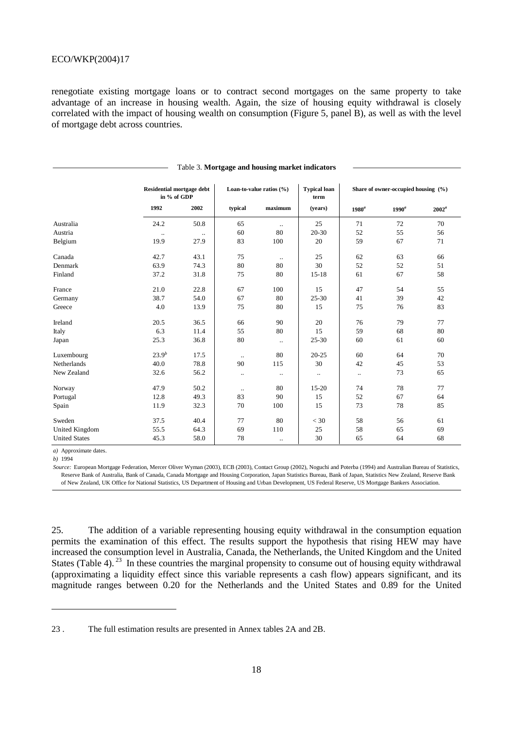renegotiate existing mortgage loans or to contract second mortgages on the same property to take advantage of an increase in housing wealth. Again, the size of housing equity withdrawal is closely correlated with the impact of housing wealth on consumption (Figure 5, panel B), as well as with the level of mortgage debt across countries.

Table 3. **Mortgage and housing market indicators**

| | Residential mortgage debt in % of GDP | | Loan-to-value ratios (%) | | Typical loan term | Share of owner-occupied housing (%) | | |
|---|---|---|---|---|---|---|---|---|
| | 1992 | 2002 | typical | maximum | (years) | 1980[a] | 1990[a] | 2002[a] |
| Australia | 24.2 | 50.8 | 65 | .. | 25 | 71 | 72 | 70 |
| Austria | .. | .. | 60 | 80 | 20-30 | 52 | 55 | 56 |
| Belgium | 19.9 | 27.9 | 83 | 100 | 20 | 59 | 67 | 71 |
| Canada | 42.7 | 43.1 | 75 | .. | 25 | 62 | 63 | 66 |
| Denmark | 63.9 | 74.3 | 80 | 80 | 30 | 52 | 52 | 51 |
| Finland | 37.2 | 31.8 | 75 | 80 | 15-18 | 61 | 67 | 58 |
| France | 21.0 | 22.8 | 67 | 100 | 15 | 47 | 54 | 55 |
| Germany | 38.7 | 54.0 | 67 | 80 | 25-30 | 41 | 39 | 42 |
| Greece | 4.0 | 13.9 | 75 | 80 | 15 | 75 | 76 | 83 |
| Ireland | 20.5 | 36.5 | 66 | 90 | 20 | 76 | 79 | 77 |
| Italy | 6.3 | 11.4 | 55 | 80 | 15 | 59 | 68 | 80 |
| Japan | 25.3 | 36.8 | 80 | .. | 25-30 | 60 | 61 | 60 |
| Luxembourg | 23.9[b] | 17.5 | .. | 80 | 20-25 | 60 | 64 | 70 |
| Netherlands | 40.0 | 78.8 | 90 | 115 | 30 | 42 | 45 | 53 |
| New Zealand | 32.6 | 56.2 | .. | .. | .. | .. | 73 | 65 |
| Norway | 47.9 | 50.2 | .. | 80 | 15-20 | 74 | 78 | 77 |
| Portugal | 12.8 | 49.3 | 83 | 90 | 15 | 52 | 67 | 64 |
| Spain | 11.9 | 32.3 | 70 | 100 | 15 | 73 | 78 | 85 |
| Sweden | 37.5 | 40.4 | 77 | 80 | < 30 | 58 | 56 | 61 |
| United Kingdom | 55.5 | 64.3 | 69 | 110 | 25 | 58 | 65 | 69 |
| United States | 45.3 | 58.0 | 78 | .. | 30 | 65 | 64 | 68 |

*a)* Approximate dates.

*b)* 1994

*Source:* European Mortgage Federation, Mercer Oliver Wyman (2003), ECB (2003), Contact Group (2002), Noguchi and Poterba (1994) and Australian Bureau of Statistics, Reserve Bank of Australia, Bank of Canada, Canada Mortgage and Housing Corporation, Japan Statistics Bureau, Bank of Japan, Statistics New Zealand, Reserve Bank of New Zealand, UK Office for National Statistics, US Department of Housing and Urban Development, US Federal Reserve, US Mortgage Bankers Association.

25. The addition of a variable representing housing equity withdrawal in the consumption equation permits the examination of this effect. The results support the hypothesis that rising HEW may have increased the consumption level in Australia, Canada, the Netherlands, the United Kingdom and the United States (Table 4).[23] In these countries the marginal propensity to consume out of housing equity withdrawal (approximating a liquidity effect since this variable represents a cash flow) appears significant, and its magnitude ranges between 0.20 for the Netherlands and the United States and 0.89 for the United

23 . The full estimation results are presented in Annex tables 2A and 2B.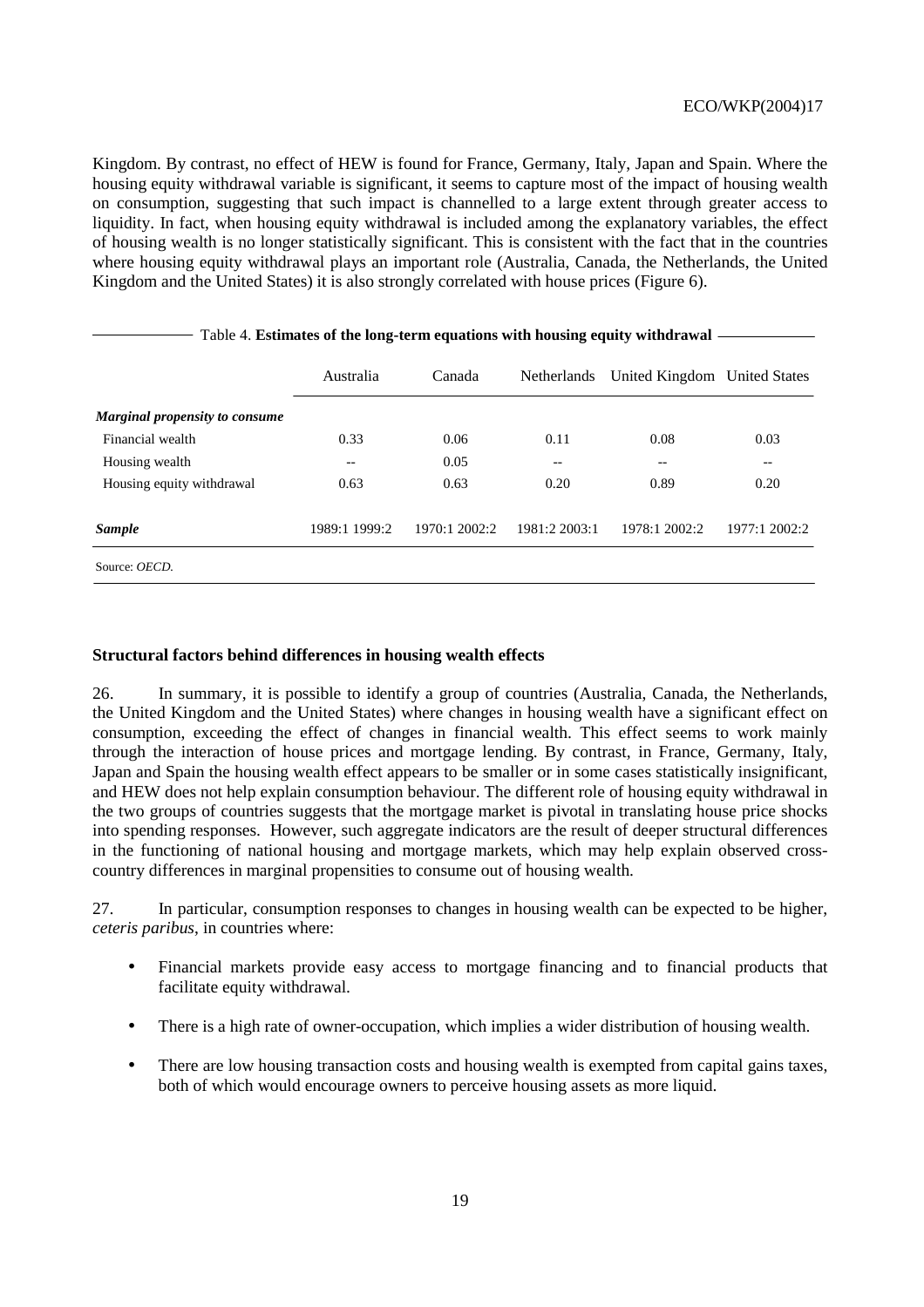Kingdom. By contrast, no effect of HEW is found for France, Germany, Italy, Japan and Spain. Where the housing equity withdrawal variable is significant, it seems to capture most of the impact of housing wealth on consumption, suggesting that such impact is channelled to a large extent through greater access to liquidity. In fact, when housing equity withdrawal is included among the explanatory variables, the effect of housing wealth is no longer statistically significant. This is consistent with the fact that in the countries where housing equity withdrawal plays an important role (Australia, Canada, the Netherlands, the United Kingdom and the United States) it is also strongly correlated with house prices (Figure 6).

Table 4. **Estimates of the long-term equations with housing equity withdrawal**

| | Australia | Canada | Netherlands | United Kingdom | United States |
|---|---|---|---|---|---|
| ***Marginal propensity to consume*** | | | | | |
| Financial wealth | 0.33 | 0.06 | 0.11 | 0.08 | 0.03 |
| Housing wealth | -- | 0.05 | -- | -- | -- |
| Housing equity withdrawal | 0.63 | 0.63 | 0.20 | 0.89 | 0.20 |
| ***Sample*** | 1989:1 1999:2 | 1970:1 2002:2 | 1981:2 2003:1 | 1978:1 2002:2 | 1977:1 2002:2 |

Source: *OECD.*

### Structural factors behind differences in housing wealth effects

26. In summary, it is possible to identify a group of countries (Australia, Canada, the Netherlands, the United Kingdom and the United States) where changes in housing wealth have a significant effect on consumption, exceeding the effect of changes in financial wealth. This effect seems to work mainly through the interaction of house prices and mortgage lending. By contrast, in France, Germany, Italy, Japan and Spain the housing wealth effect appears to be smaller or in some cases statistically insignificant, and HEW does not help explain consumption behaviour. The different role of housing equity withdrawal in the two groups of countries suggests that the mortgage market is pivotal in translating house price shocks into spending responses. However, such aggregate indicators are the result of deeper structural differences in the functioning of national housing and mortgage markets, which may help explain observed cross-country differences in marginal propensities to consume out of housing wealth.

27. In particular, consumption responses to changes in housing wealth can be expected to be higher, *ceteris paribus*, in countries where:

- Financial markets provide easy access to mortgage financing and to financial products that facilitate equity withdrawal.
- There is a high rate of owner-occupation, which implies a wider distribution of housing wealth.
- There are low housing transaction costs and housing wealth is exempted from capital gains taxes, both of which would encourage owners to perceive housing assets as more liquid.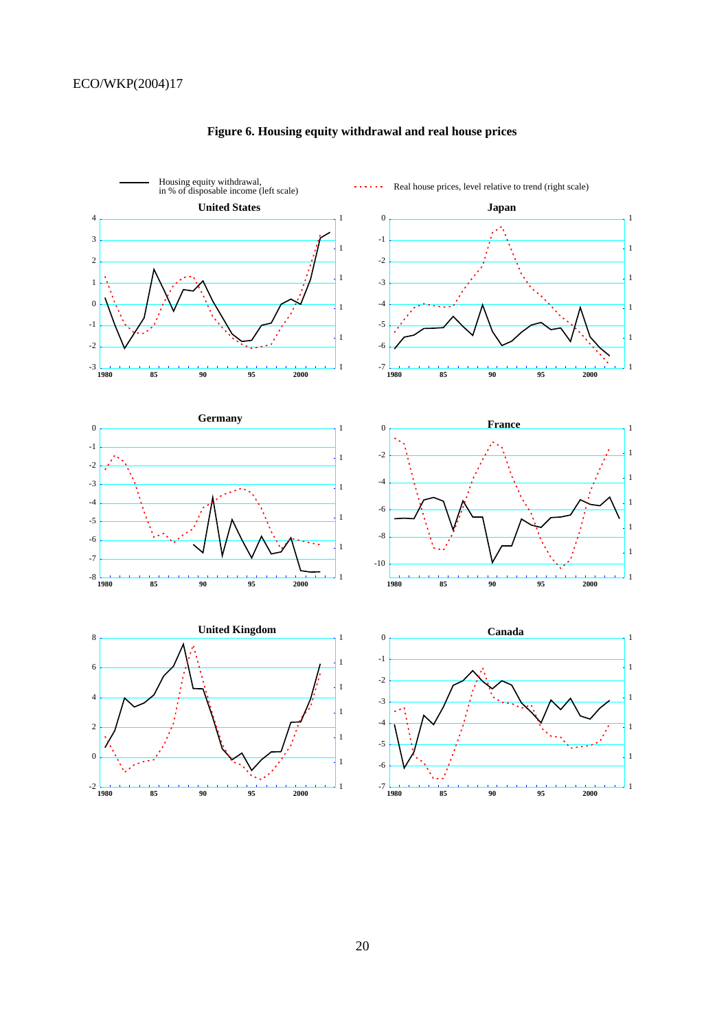**Figure 6. Housing equity withdrawal and real house prices**

Housing equity withdrawal, in % of disposable income (left scale)

Real house prices, level relative to trend (right scale)

United States

Japan

Germany

France

United Kingdom

Canada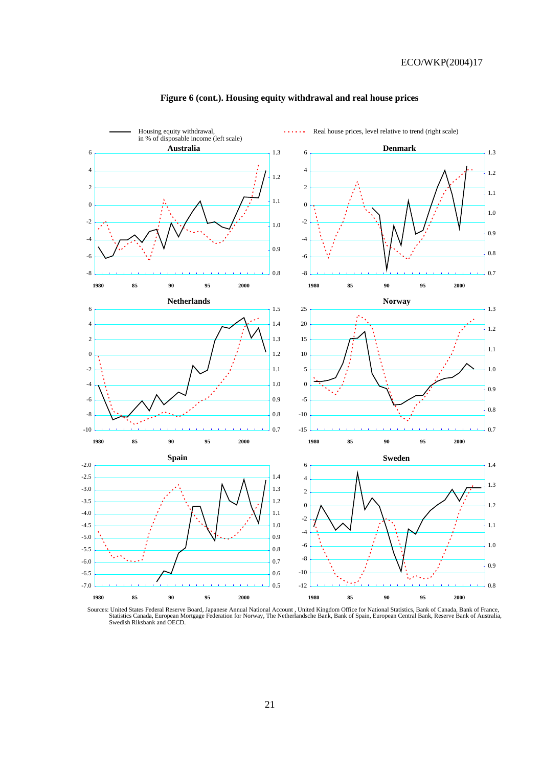**Figure 6 (cont.). Housing equity withdrawal and real house prices**

Housing equity withdrawal, in % of disposable income (left scale)

Real house prices, level relative to trend (right scale)

Australia

Denmark

Netherlands

Norway

Spain

Sweden

Sources: United States Federal Reserve Board, Japanese Annual National Account , United Kingdom Office for National Statistics, Bank of Canada, Bank of France, Statistics Canada, European Mortgage Federation for Norway, The Netherlandsche Bank, Bank of Spain, European Central Bank, Reserve Bank of Australia, Swedish Riksbank and OECD.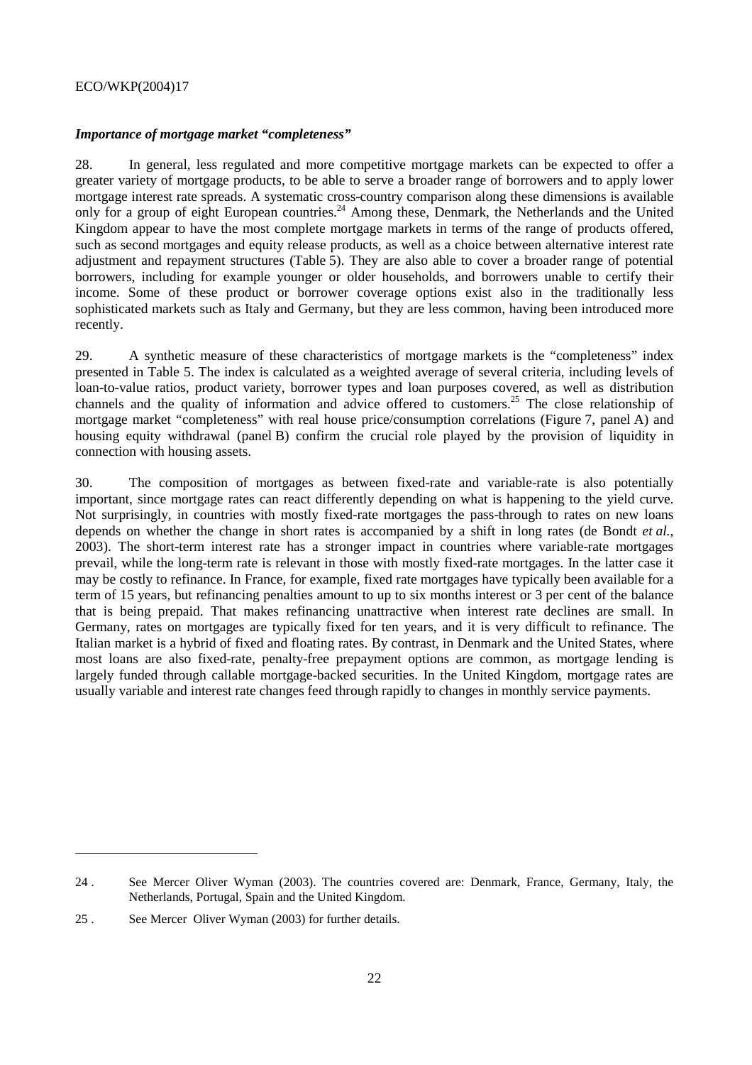### *Importance of mortgage market "completeness"*

28. In general, less regulated and more competitive mortgage markets can be expected to offer a greater variety of mortgage products, to be able to serve a broader range of borrowers and to apply lower mortgage interest rate spreads. A systematic cross-country comparison along these dimensions is available only for a group of eight European countries.[24] Among these, Denmark, the Netherlands and the United Kingdom appear to have the most complete mortgage markets in terms of the range of products offered, such as second mortgages and equity release products, as well as a choice between alternative interest rate adjustment and repayment structures (Table 5). They are also able to cover a broader range of potential borrowers, including for example younger or older households, and borrowers unable to certify their income. Some of these product or borrower coverage options exist also in the traditionally less sophisticated markets such as Italy and Germany, but they are less common, having been introduced more recently.

29. A synthetic measure of these characteristics of mortgage markets is the "completeness" index presented in Table 5. The index is calculated as a weighted average of several criteria, including levels of loan-to-value ratios, product variety, borrower types and loan purposes covered, as well as distribution channels and the quality of information and advice offered to customers.[25] The close relationship of mortgage market "completeness" with real house price/consumption correlations (Figure 7, panel A) and housing equity withdrawal (panel B) confirm the crucial role played by the provision of liquidity in connection with housing assets.

30. The composition of mortgages as between fixed-rate and variable-rate is also potentially important, since mortgage rates can react differently depending on what is happening to the yield curve. Not surprisingly, in countries with mostly fixed-rate mortgages the pass-through to rates on new loans depends on whether the change in short rates is accompanied by a shift in long rates (de Bondt *et al.*, 2003). The short-term interest rate has a stronger impact in countries where variable-rate mortgages prevail, while the long-term rate is relevant in those with mostly fixed-rate mortgages. In the latter case it may be costly to refinance. In France, for example, fixed rate mortgages have typically been available for a term of 15 years, but refinancing penalties amount to up to six months interest or 3 per cent of the balance that is being prepaid. That makes refinancing unattractive when interest rate declines are small. In Germany, rates on mortgages are typically fixed for ten years, and it is very difficult to refinance. The Italian market is a hybrid of fixed and floating rates. By contrast, in Denmark and the United States, where most loans are also fixed-rate, penalty-free prepayment options are common, as mortgage lending is largely funded through callable mortgage-backed securities. In the United Kingdom, mortgage rates are usually variable and interest rate changes feed through rapidly to changes in monthly service payments.

---

24 . See Mercer Oliver Wyman (2003). The countries covered are: Denmark, France, Germany, Italy, the Netherlands, Portugal, Spain and the United Kingdom.

25 . See Mercer Oliver Wyman (2003) for further details.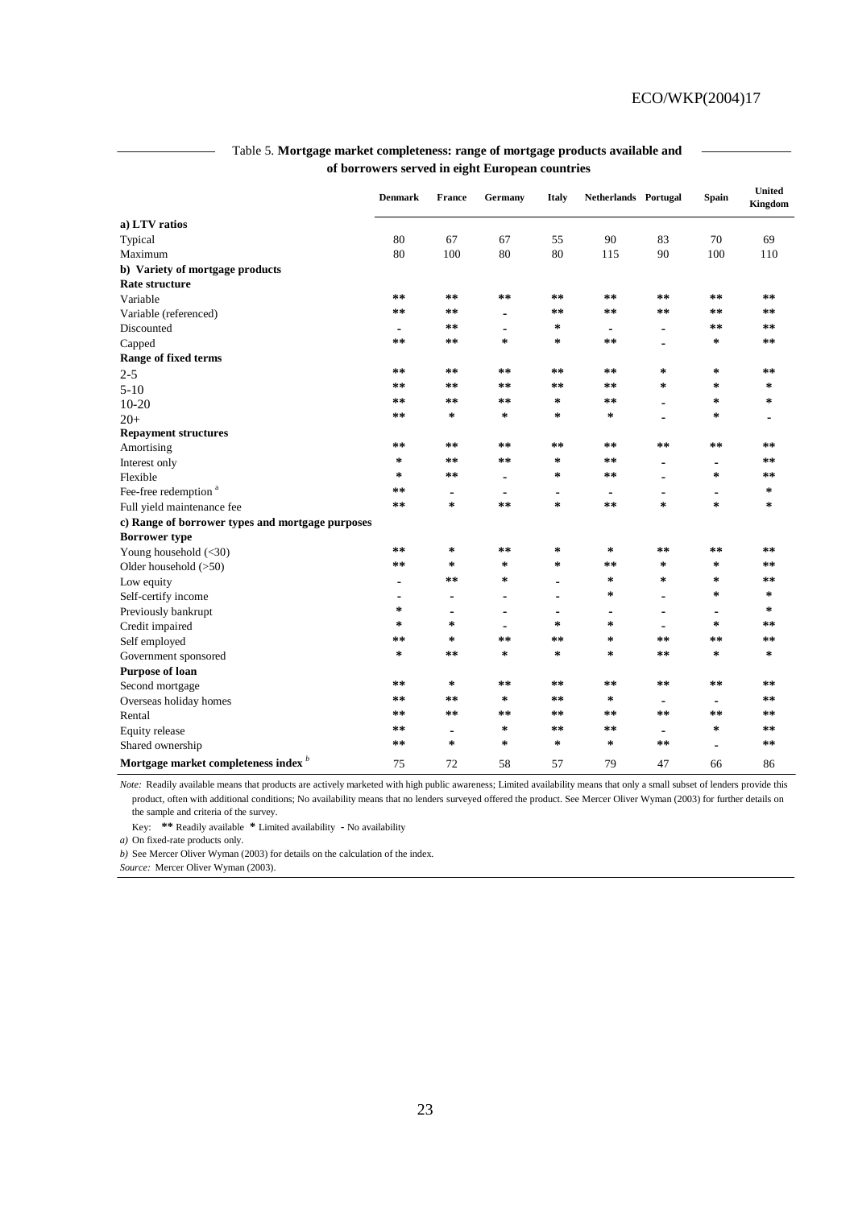Table 5. **Mortgage market completeness: range of mortgage products available and of borrowers served in eight European countries**

| | Denmark | France | Germany | Italy | Netherlands | Portugal | Spain | United Kingdom |
|---|---|---|---|---|---|---|---|---|
| **a) LTV ratios** | | | | | | | | |
| Typical | 80 | 67 | 67 | 55 | 90 | 83 | 70 | 69 |
| Maximum | 80 | 100 | 80 | 80 | 115 | 90 | 100 | 110 |
| **b) Variety of mortgage products** | | | | | | | | |
| **Rate structure** | | | | | | | | |
| Variable | ** | ** | ** | ** | ** | ** | ** | ** |
| Variable (referenced) | ** | ** | - | ** | ** | ** | ** | ** |
| Discounted | - | ** | - | * | - | - | ** | ** |
| Capped | ** | ** | * | * | ** | - | * | ** |
| **Range of fixed terms** | | | | | | | | |
| 2-5 | ** | ** | ** | ** | ** | * | * | ** |
| 5-10 | ** | ** | ** | ** | ** | * | * | * |
| 10-20 | ** | ** | ** | * | ** | - | * | * |
| 20+ | ** | * | * | * | * | - | * | - |
| **Repayment structures** | | | | | | | | |
| Amortising | ** | ** | ** | ** | ** | ** | ** | ** |
| Interest only | * | ** | ** | * | ** | - | - | ** |
| Flexible | * | ** | - | * | ** | - | * | ** |
| Fee-free redemption [a] | ** | - | - | - | - | - | - | * |
| Full yield maintenance fee | ** | * | ** | * | ** | * | * | * |
| **c) Range of borrower types and mortgage purposes** | | | | | | | | |
| **Borrower type** | | | | | | | | |
| Young household (<30) | ** | * | ** | * | * | ** | ** | ** |
| Older household (>50) | ** | * | * | * | ** | * | * | ** |
| Low equity | - | ** | * | - | * | * | * | ** |
| Self-certify income | - | - | - | - | * | - | * | * |
| Previously bankrupt | * | - | - | - | - | - | - | * |
| Credit impaired | * | * | - | * | * | - | * | ** |
| Self employed | ** | * | ** | ** | * | ** | ** | ** |
| Government sponsored | * | ** | * | * | * | ** | * | * |
| **Purpose of loan** | | | | | | | | |
| Second mortgage | ** | * | ** | ** | ** | ** | ** | ** |
| Overseas holiday homes | ** | ** | * | ** | * | - | - | ** |
| Rental | ** | ** | ** | ** | ** | ** | ** | ** |
| Equity release | ** | - | * | ** | ** | - | * | ** |
| Shared ownership | ** | * | * | * | * | ** | - | ** |
| **Mortgage market completeness index** [b] | 75 | 72 | 58 | 57 | 79 | 47 | 66 | 86 |

*Note:* Readily available means that products are actively marketed with high public awareness; Limited availability means that only a small subset of lenders provide this product, often with additional conditions; No availability means that no lenders surveyed offered the product. See Mercer Oliver Wyman (2003) for further details on the sample and criteria of the survey.

Key: ** Readily available * Limited availability - No availability

*a)* On fixed-rate products only.

*b)* See Mercer Oliver Wyman (2003) for details on the calculation of the index.

*Source:* Mercer Oliver Wyman (2003).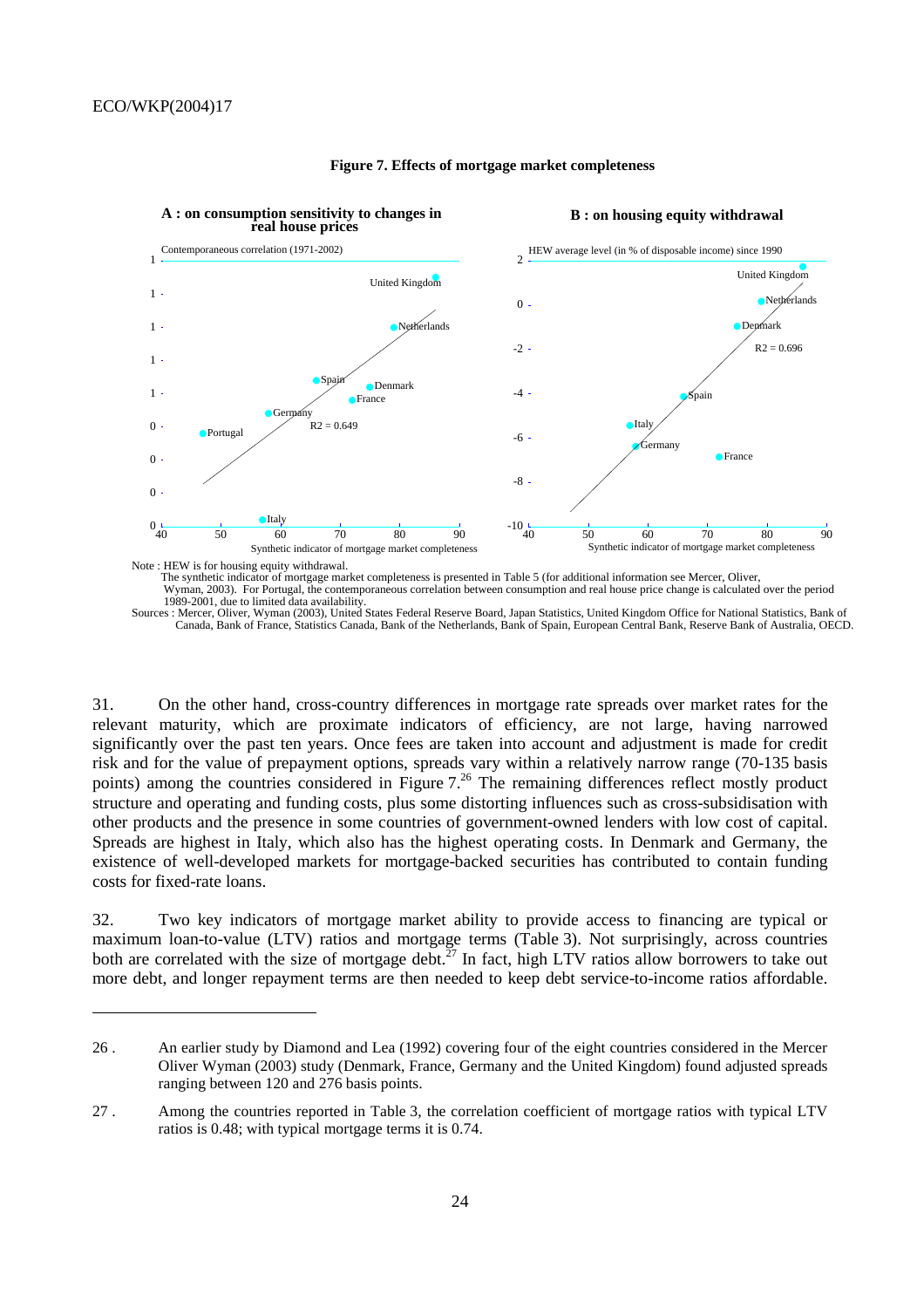**Figure 7. Effects of mortgage market completeness**

**A : on consumption sensitivity to changes in real house prices**

**B : on housing equity withdrawal**

Note : HEW is for housing equity withdrawal.
The synthetic indicator of mortgage market completeness is presented in Table 5 (for additional information see Mercer, Oliver, Wyman, 2003). For Portugal, the contemporaneous correlation between consumption and real house price change is calculated over the period 1989-2001, due to limited data availability.
Sources : Mercer, Oliver, Wyman (2003), United States Federal Reserve Board, Japan Statistics, United Kingdom Office for National Statistics, Bank of Canada, Bank of France, Statistics Canada, Bank of the Netherlands, Bank of Spain, European Central Bank, Reserve Bank of Australia, OECD.

31. On the other hand, cross-country differences in mortgage rate spreads over market rates for the relevant maturity, which are proximate indicators of efficiency, are not large, having narrowed significantly over the past ten years. Once fees are taken into account and adjustment is made for credit risk and for the value of prepayment options, spreads vary within a relatively narrow range (70-135 basis points) among the countries considered in Figure 7.[26] The remaining differences reflect mostly product structure and operating and funding costs, plus some distorting influences such as cross-subsidisation with other products and the presence in some countries of government-owned lenders with low cost of capital. Spreads are highest in Italy, which also has the highest operating costs. In Denmark and Germany, the existence of well-developed markets for mortgage-backed securities has contributed to contain funding costs for fixed-rate loans.

32. Two key indicators of mortgage market ability to provide access to financing are typical or maximum loan-to-value (LTV) ratios and mortgage terms (Table 3). Not surprisingly, across countries both are correlated with the size of mortgage debt.[27] In fact, high LTV ratios allow borrowers to take out more debt, and longer repayment terms are then needed to keep debt service-to-income ratios affordable.

---

26. An earlier study by Diamond and Lea (1992) covering four of the eight countries considered in the Mercer Oliver Wyman (2003) study (Denmark, France, Germany and the United Kingdom) found adjusted spreads ranging between 120 and 276 basis points.

27. Among the countries reported in Table 3, the correlation coefficient of mortgage ratios with typical LTV ratios is 0.48; with typical mortgage terms it is 0.74.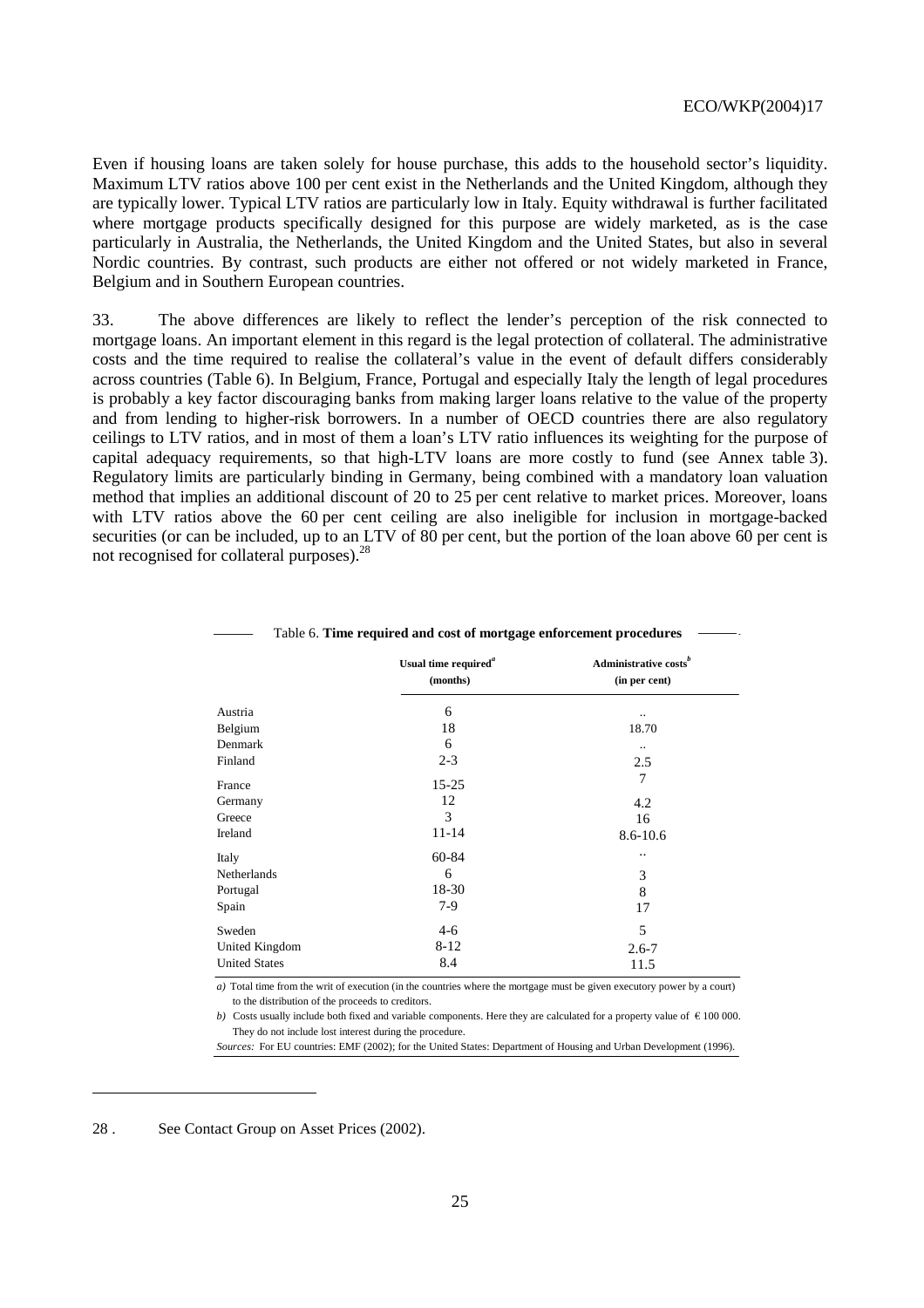Even if housing loans are taken solely for house purchase, this adds to the household sector's liquidity. Maximum LTV ratios above 100 per cent exist in the Netherlands and the United Kingdom, although they are typically lower. Typical LTV ratios are particularly low in Italy. Equity withdrawal is further facilitated where mortgage products specifically designed for this purpose are widely marketed, as is the case particularly in Australia, the Netherlands, the United Kingdom and the United States, but also in several Nordic countries. By contrast, such products are either not offered or not widely marketed in France, Belgium and in Southern European countries.

33. The above differences are likely to reflect the lender's perception of the risk connected to mortgage loans. An important element in this regard is the legal protection of collateral. The administrative costs and the time required to realise the collateral's value in the event of default differs considerably across countries (Table 6). In Belgium, France, Portugal and especially Italy the length of legal procedures is probably a key factor discouraging banks from making larger loans relative to the value of the property and from lending to higher-risk borrowers. In a number of OECD countries there are also regulatory ceilings to LTV ratios, and in most of them a loan's LTV ratio influences its weighting for the purpose of capital adequacy requirements, so that high-LTV loans are more costly to fund (see Annex table 3). Regulatory limits are particularly binding in Germany, being combined with a mandatory loan valuation method that implies an additional discount of 20 to 25 per cent relative to market prices. Moreover, loans with LTV ratios above the 60 per cent ceiling are also ineligible for inclusion in mortgage-backed securities (or can be included, up to an LTV of 80 per cent, but the portion of the loan above 60 per cent is not recognised for collateral purposes).[28]

Table 6. **Time required and cost of mortgage enforcement procedures**

| | Usual time required[a] (months) | Administrative costs[b] (in per cent) |
|---|---|---|
| Austria | 6 | .. |
| Belgium | 18 | 18.70 |
| Denmark | 6 | .. |
| Finland | 2-3 | 2.5 |
| France | 15-25 | 7 |
| Germany | 12 | 4.2 |
| Greece | 3 | 16 |
| Ireland | 11-14 | 8.6-10.6 |
| Italy | 60-84 | .. |
| Netherlands | 6 | 3 |
| Portugal | 18-30 | 8 |
| Spain | 7-9 | 17 |
| Sweden | 4-6 | 5 |
| United Kingdom | 8-12 | 2.6-7 |
| United States | 8.4 | 11.5 |

*a)* Total time from the writ of execution (in the countries where the mortgage must be given executory power by a court) to the distribution of the proceeds to creditors.

*b)* Costs usually include both fixed and variable components. Here they are calculated for a property value of € 100 000. They do not include lost interest during the procedure.

*Sources:* For EU countries: EMF (2002); for the United States: Department of Housing and Urban Development (1996).

28 . See Contact Group on Asset Prices (2002).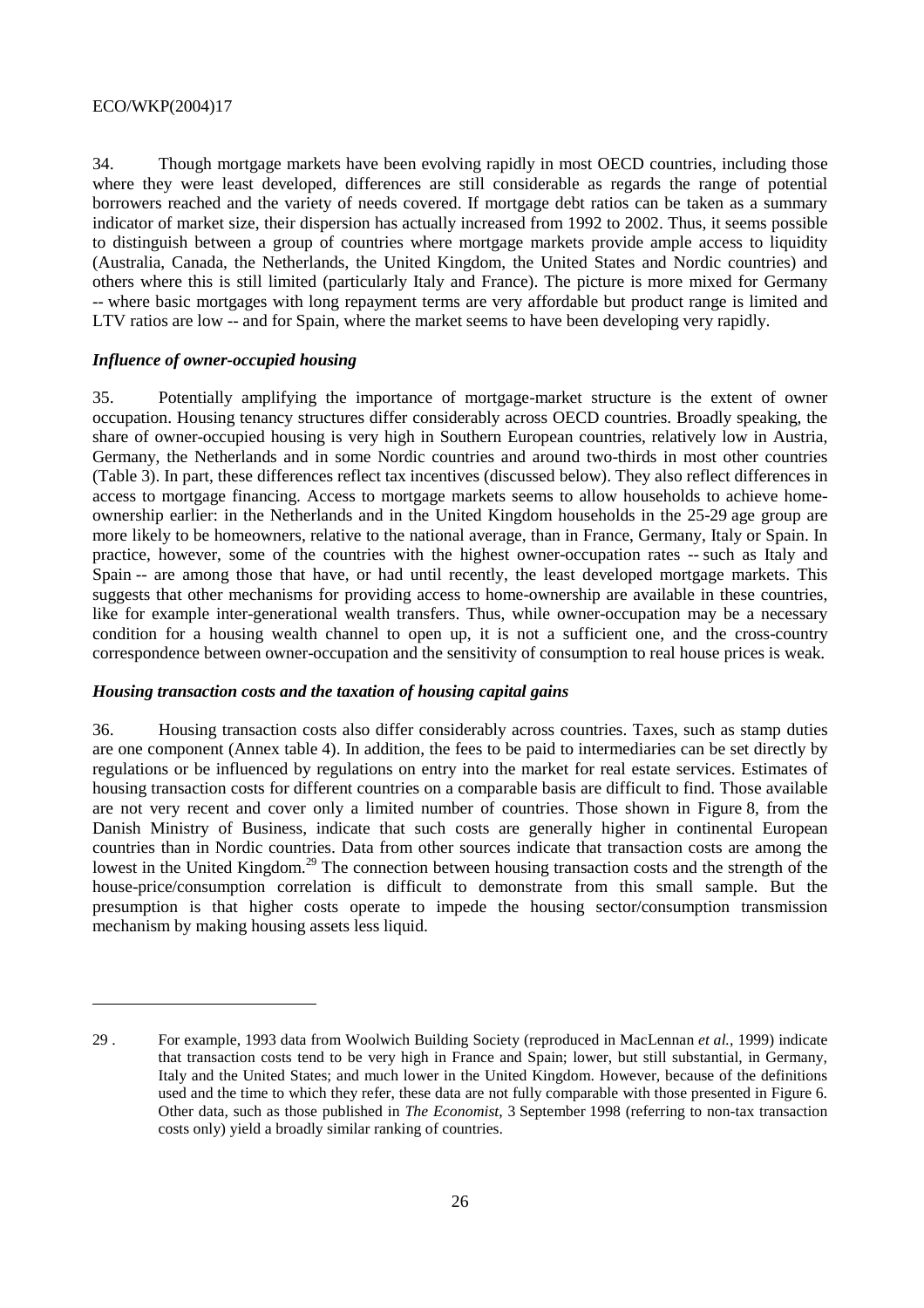34. Though mortgage markets have been evolving rapidly in most OECD countries, including those where they were least developed, differences are still considerable as regards the range of potential borrowers reached and the variety of needs covered. If mortgage debt ratios can be taken as a summary indicator of market size, their dispersion has actually increased from 1992 to 2002. Thus, it seems possible to distinguish between a group of countries where mortgage markets provide ample access to liquidity (Australia, Canada, the Netherlands, the United Kingdom, the United States and Nordic countries) and others where this is still limited (particularly Italy and France). The picture is more mixed for Germany -- where basic mortgages with long repayment terms are very affordable but product range is limited and LTV ratios are low -- and for Spain, where the market seems to have been developing very rapidly.

### *Influence of owner-occupied housing*

35. Potentially amplifying the importance of mortgage-market structure is the extent of owner occupation. Housing tenancy structures differ considerably across OECD countries. Broadly speaking, the share of owner-occupied housing is very high in Southern European countries, relatively low in Austria, Germany, the Netherlands and in some Nordic countries and around two-thirds in most other countries (Table 3). In part, these differences reflect tax incentives (discussed below). They also reflect differences in access to mortgage financing. Access to mortgage markets seems to allow households to achieve home-ownership earlier: in the Netherlands and in the United Kingdom households in the 25-29 age group are more likely to be homeowners, relative to the national average, than in France, Germany, Italy or Spain. In practice, however, some of the countries with the highest owner-occupation rates -- such as Italy and Spain -- are among those that have, or had until recently, the least developed mortgage markets. This suggests that other mechanisms for providing access to home-ownership are available in these countries, like for example inter-generational wealth transfers. Thus, while owner-occupation may be a necessary condition for a housing wealth channel to open up, it is not a sufficient one, and the cross-country correspondence between owner-occupation and the sensitivity of consumption to real house prices is weak.

### *Housing transaction costs and the taxation of housing capital gains*

36. Housing transaction costs also differ considerably across countries. Taxes, such as stamp duties are one component (Annex table 4). In addition, the fees to be paid to intermediaries can be set directly by regulations or be influenced by regulations on entry into the market for real estate services. Estimates of housing transaction costs for different countries on a comparable basis are difficult to find. Those available are not very recent and cover only a limited number of countries. Those shown in Figure 8, from the Danish Ministry of Business, indicate that such costs are generally higher in continental European countries than in Nordic countries. Data from other sources indicate that transaction costs are among the lowest in the United Kingdom.[29] The connection between housing transaction costs and the strength of the house-price/consumption correlation is difficult to demonstrate from this small sample. But the presumption is that higher costs operate to impede the housing sector/consumption transmission mechanism by making housing assets less liquid.

---

29 . For example, 1993 data from Woolwich Building Society (reproduced in MacLennan *et al.*, 1999) indicate that transaction costs tend to be very high in France and Spain; lower, but still substantial, in Germany, Italy and the United States; and much lower in the United Kingdom. However, because of the definitions used and the time to which they refer, these data are not fully comparable with those presented in Figure 6. Other data, such as those published in *The Economist*, 3 September 1998 (referring to non-tax transaction costs only) yield a broadly similar ranking of countries.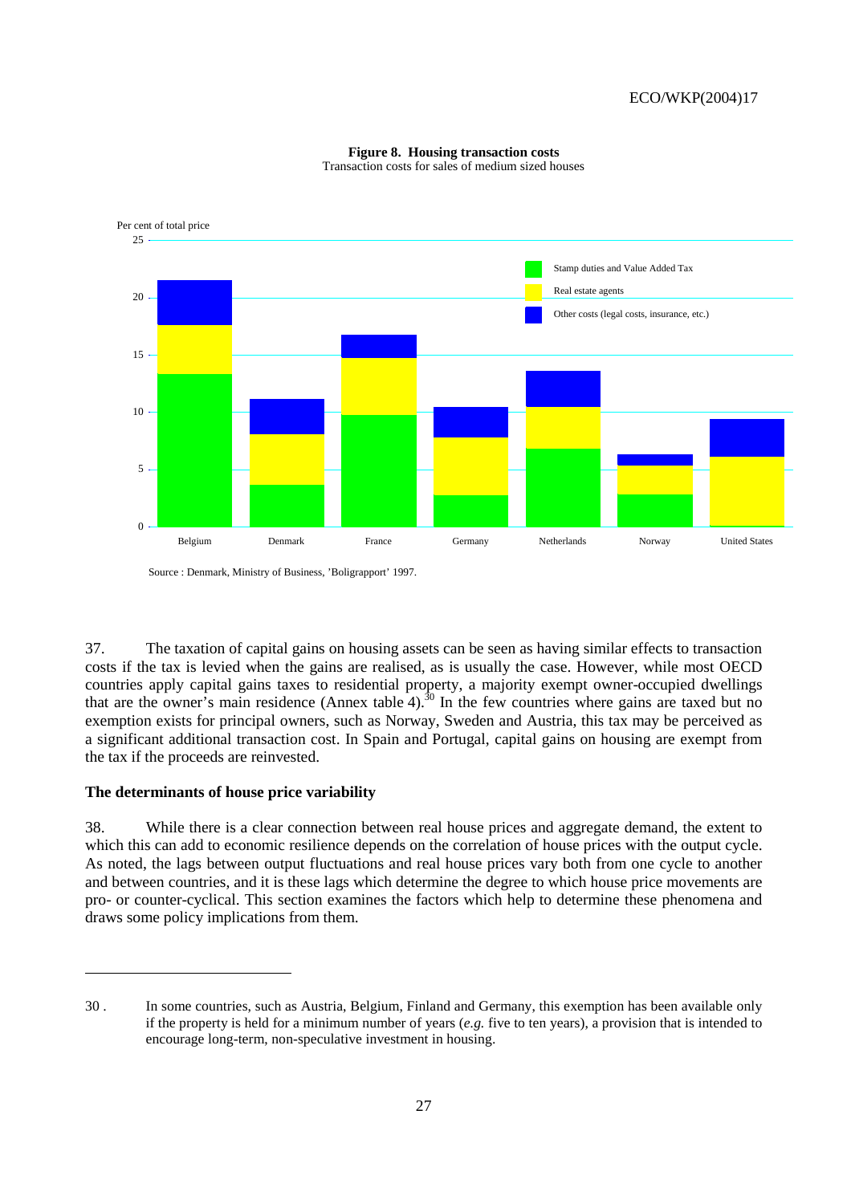**Figure 8. Housing transaction costs**
Transaction costs for sales of medium sized houses

Source : Denmark, Ministry of Business, 'Boligrapport' 1997.

37. The taxation of capital gains on housing assets can be seen as having similar effects to transaction costs if the tax is levied when the gains are realised, as is usually the case. However, while most OECD countries apply capital gains taxes to residential property, a majority exempt owner-occupied dwellings that are the owner's main residence (Annex table 4).[30] In the few countries where gains are taxed but no exemption exists for principal owners, such as Norway, Sweden and Austria, this tax may be perceived as a significant additional transaction cost. In Spain and Portugal, capital gains on housing are exempt from the tax if the proceeds are reinvested.

### The determinants of house price variability

38. While there is a clear connection between real house prices and aggregate demand, the extent to which this can add to economic resilience depends on the correlation of house prices with the output cycle. As noted, the lags between output fluctuations and real house prices vary both from one cycle to another and between countries, and it is these lags which determine the degree to which house price movements are pro- or counter-cyclical. This section examines the factors which help to determine these phenomena and draws some policy implications from them.

---

30 . In some countries, such as Austria, Belgium, Finland and Germany, this exemption has been available only if the property is held for a minimum number of years (*e.g.* five to ten years), a provision that is intended to encourage long-term, non-speculative investment in housing.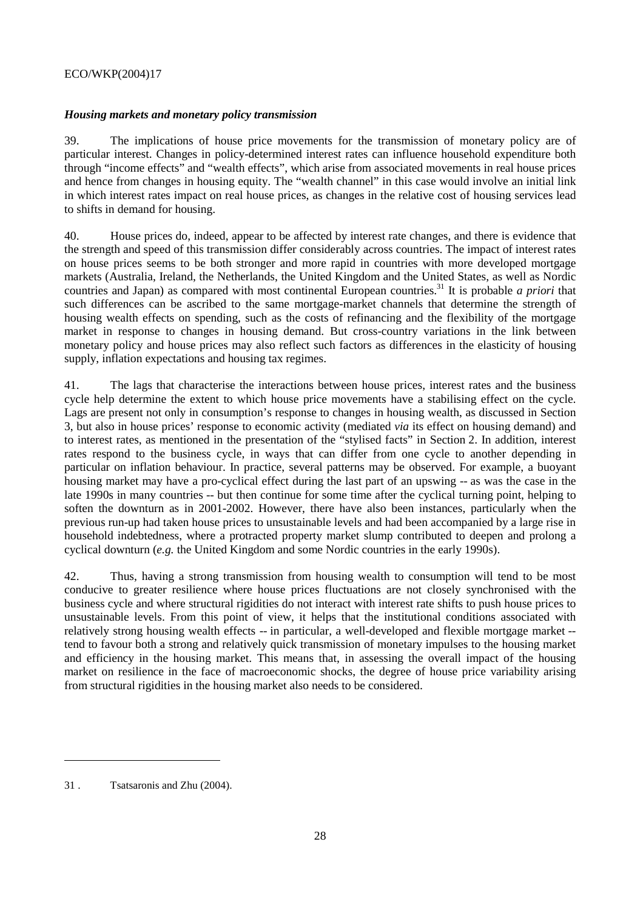### *Housing markets and monetary policy transmission*

39. The implications of house price movements for the transmission of monetary policy are of particular interest. Changes in policy-determined interest rates can influence household expenditure both through "income effects" and "wealth effects", which arise from associated movements in real house prices and hence from changes in housing equity. The "wealth channel" in this case would involve an initial link in which interest rates impact on real house prices, as changes in the relative cost of housing services lead to shifts in demand for housing.

40. House prices do, indeed, appear to be affected by interest rate changes, and there is evidence that the strength and speed of this transmission differ considerably across countries. The impact of interest rates on house prices seems to be both stronger and more rapid in countries with more developed mortgage markets (Australia, Ireland, the Netherlands, the United Kingdom and the United States, as well as Nordic countries and Japan) as compared with most continental European countries.[31] It is probable *a priori* that such differences can be ascribed to the same mortgage-market channels that determine the strength of housing wealth effects on spending, such as the costs of refinancing and the flexibility of the mortgage market in response to changes in housing demand. But cross-country variations in the link between monetary policy and house prices may also reflect such factors as differences in the elasticity of housing supply, inflation expectations and housing tax regimes.

41. The lags that characterise the interactions between house prices, interest rates and the business cycle help determine the extent to which house price movements have a stabilising effect on the cycle. Lags are present not only in consumption's response to changes in housing wealth, as discussed in Section 3, but also in house prices' response to economic activity (mediated *via* its effect on housing demand) and to interest rates, as mentioned in the presentation of the "stylised facts" in Section 2. In addition, interest rates respond to the business cycle, in ways that can differ from one cycle to another depending in particular on inflation behaviour. In practice, several patterns may be observed. For example, a buoyant housing market may have a pro-cyclical effect during the last part of an upswing -- as was the case in the late 1990s in many countries -- but then continue for some time after the cyclical turning point, helping to soften the downturn as in 2001-2002. However, there have also been instances, particularly when the previous run-up had taken house prices to unsustainable levels and had been accompanied by a large rise in household indebtedness, where a protracted property market slump contributed to deepen and prolong a cyclical downturn (*e.g.* the United Kingdom and some Nordic countries in the early 1990s).

42. Thus, having a strong transmission from housing wealth to consumption will tend to be most conducive to greater resilience where house prices fluctuations are not closely synchronised with the business cycle and where structural rigidities do not interact with interest rate shifts to push house prices to unsustainable levels. From this point of view, it helps that the institutional conditions associated with relatively strong housing wealth effects -- in particular, a well-developed and flexible mortgage market -- tend to favour both a strong and relatively quick transmission of monetary impulses to the housing market and efficiency in the housing market. This means that, in assessing the overall impact of the housing market on resilience in the face of macroeconomic shocks, the degree of house price variability arising from structural rigidities in the housing market also needs to be considered.

---

31 . Tsatsaronis and Zhu (2004).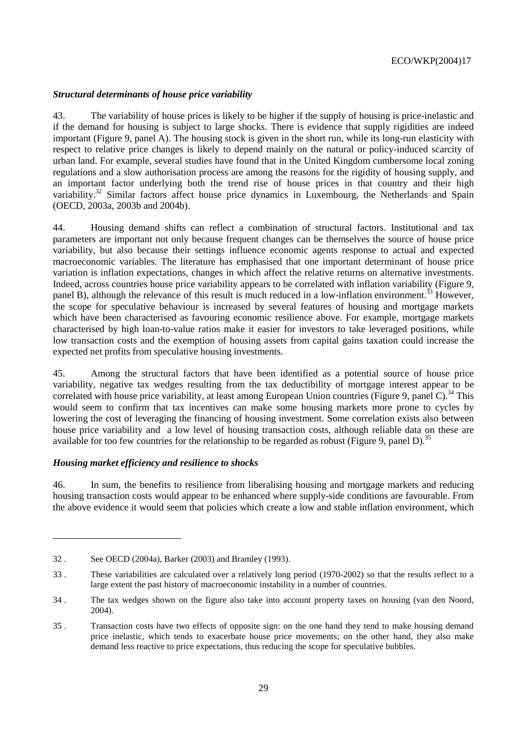### *Structural determinants of house price variability*

43. The variability of house prices is likely to be higher if the supply of housing is price-inelastic and if the demand for housing is subject to large shocks. There is evidence that supply rigidities are indeed important (Figure 9, panel A). The housing stock is given in the short run, while its long-run elasticity with respect to relative price changes is likely to depend mainly on the natural or policy-induced scarcity of urban land. For example, several studies have found that in the United Kingdom cumbersome local zoning regulations and a slow authorisation process are among the reasons for the rigidity of housing supply, and an important factor underlying both the trend rise of house prices in that country and their high variability.[32] Similar factors affect house price dynamics in Luxembourg, the Netherlands and Spain (OECD, 2003a, 2003b and 2004b).

44. Housing demand shifts can reflect a combination of structural factors. Institutional and tax parameters are important not only because frequent changes can be themselves the source of house price variability, but also because their settings influence economic agents response to actual and expected macroeconomic variables. The literature has emphasised that one important determinant of house price variation is inflation expectations, changes in which affect the relative returns on alternative investments. Indeed, across countries house price variability appears to be correlated with inflation variability (Figure 9, panel B), although the relevance of this result is much reduced in a low-inflation environment.[33] However, the scope for speculative behaviour is increased by several features of housing and mortgage markets which have been characterised as favouring economic resilience above. For example, mortgage markets characterised by high loan-to-value ratios make it easier for investors to take leveraged positions, while low transaction costs and the exemption of housing assets from capital gains taxation could increase the expected net profits from speculative housing investments.

45. Among the structural factors that have been identified as a potential source of house price variability, negative tax wedges resulting from the tax deductibility of mortgage interest appear to be correlated with house price variability, at least among European Union countries (Figure 9, panel C).[34] This would seem to confirm that tax incentives can make some housing markets more prone to cycles by lowering the cost of leveraging the financing of housing investment. Some correlation exists also between house price variability and a low level of housing transaction costs, although reliable data on these are available for too few countries for the relationship to be regarded as robust (Figure 9, panel D).[35]

### *Housing market efficiency and resilience to shocks*

46. In sum, the benefits to resilience from liberalising housing and mortgage markets and reducing housing transaction costs would appear to be enhanced where supply-side conditions are favourable. From the above evidence it would seem that policies which create a low and stable inflation environment, which

---

32 . See OECD (2004a), Barker (2003) and Bramley (1993).

33 . These variabilities are calculated over a relatively long period (1970-2002) so that the results reflect to a large extent the past history of macroeconomic instability in a number of countries.

34 . The tax wedges shown on the figure also take into account property taxes on housing (van den Noord, 2004).

35 . Transaction costs have two effects of opposite sign: on the one hand they tend to make housing demand price inelastic, which tends to exacerbate house price movements; on the other hand, they also make demand less reactive to price expectations, thus reducing the scope for speculative bubbles.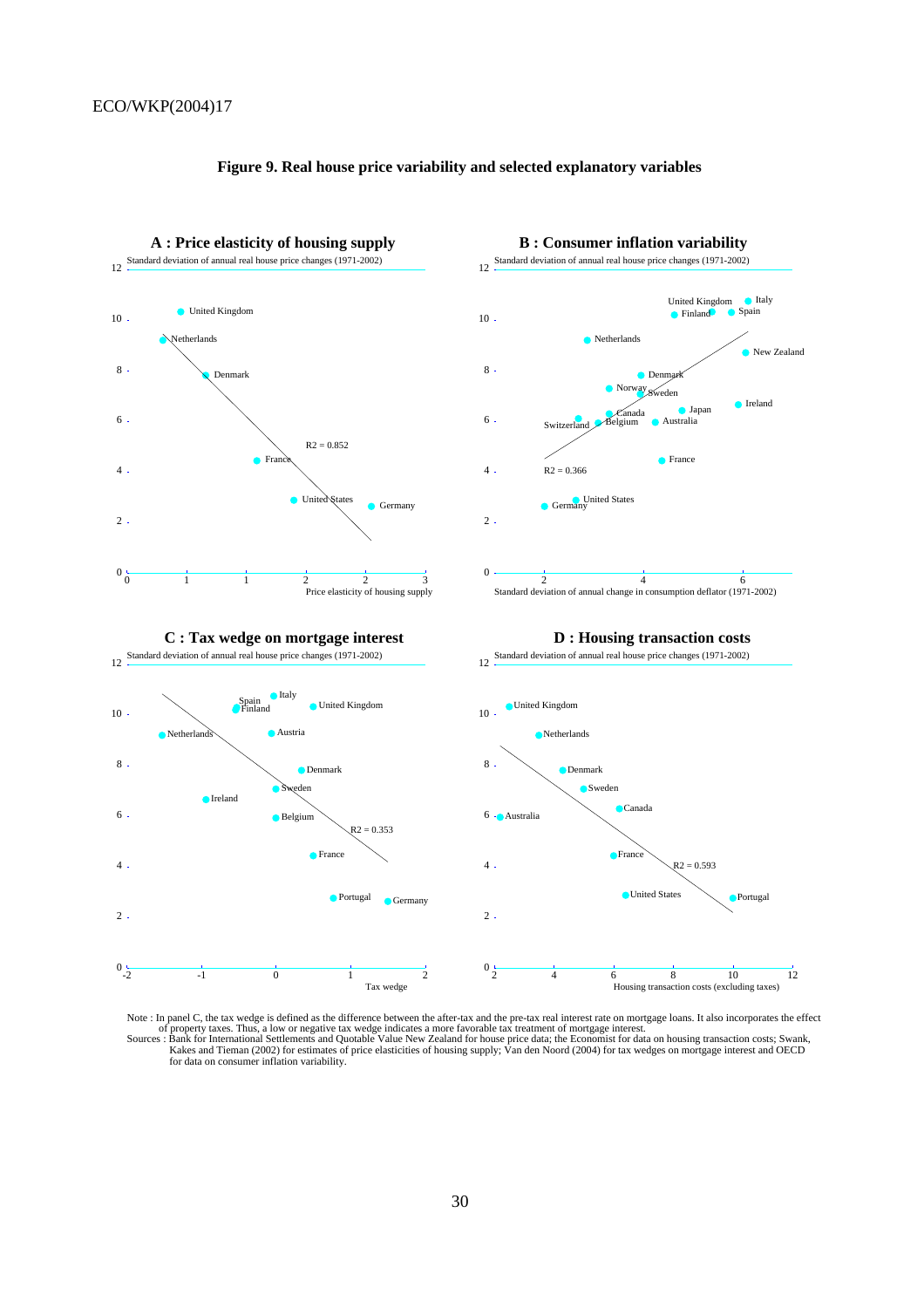**Figure 9. Real house price variability and selected explanatory variables**

**A : Price elasticity of housing supply**

Standard deviation of annual real house price changes (1971-2002)

United Kingdom, Netherlands, Denmark, France, United States, Germany

$R^2 = 0.852$

Price elasticity of housing supply

**B : Consumer inflation variability**

Standard deviation of annual real house price changes (1971-2002)

United Kingdom, Italy, Finland, Spain, Netherlands, New Zealand, Denmark, Norway, Sweden, Ireland, Canada, Japan, Switzerland, Belgium, Australia, France, Germany, United States

$R^2 = 0.366$

Standard deviation of annual change in consumption deflator (1971-2002)

**C : Tax wedge on mortgage interest**

Standard deviation of annual real house price changes (1971-2002)

Spain, Italy, Finland, United Kingdom, Netherlands, Austria, Denmark, Sweden, Ireland, Belgium, France, Portugal, Germany

$R^2 = 0.353$

Tax wedge

**D : Housing transaction costs**

Standard deviation of annual real house price changes (1971-2002)

United Kingdom, Netherlands, Denmark, Sweden, Canada, Australia, France, United States, Portugal

$R^2 = 0.593$

Housing transaction costs (excluding taxes)

Note : In panel C, the tax wedge is defined as the difference between the after-tax and the pre-tax real interest rate on mortgage loans. It also incorporates the effect of property taxes. Thus, a low or negative tax wedge indicates a more favorable tax treatment of mortgage interest.

Sources : Bank for International Settlements and Quotable Value New Zealand for house price data; the Economist for data on housing transaction costs; Swank, Kakes and Tieman (2002) for estimates of price elasticities of housing supply; Van den Noord (2004) for tax wedges on mortgage interest and OECD for data on consumer inflation variability.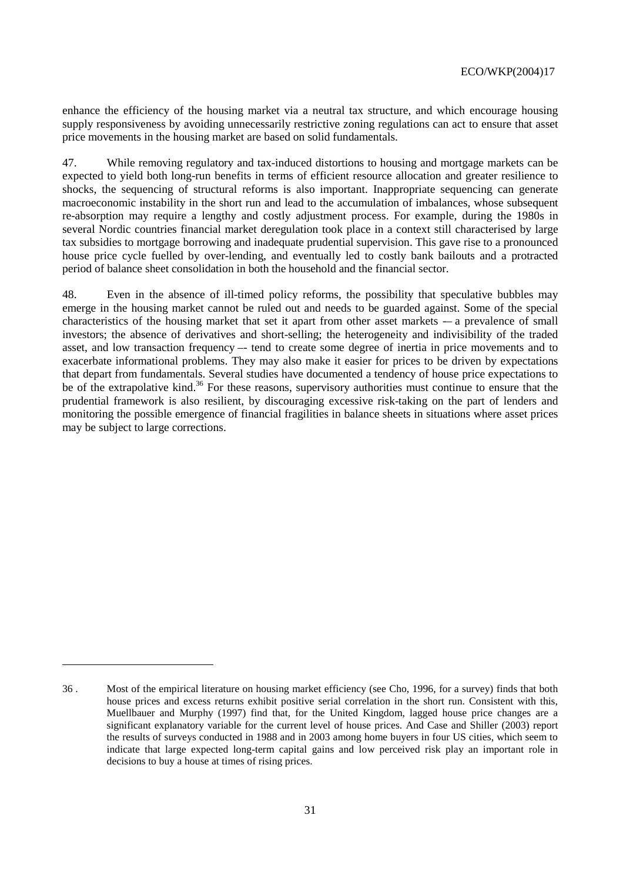enhance the efficiency of the housing market via a neutral tax structure, and which encourage housing supply responsiveness by avoiding unnecessarily restrictive zoning regulations can act to ensure that asset price movements in the housing market are based on solid fundamentals.

47. While removing regulatory and tax-induced distortions to housing and mortgage markets can be expected to yield both long-run benefits in terms of efficient resource allocation and greater resilience to shocks, the sequencing of structural reforms is also important. Inappropriate sequencing can generate macroeconomic instability in the short run and lead to the accumulation of imbalances, whose subsequent re-absorption may require a lengthy and costly adjustment process. For example, during the 1980s in several Nordic countries financial market deregulation took place in a context still characterised by large tax subsidies to mortgage borrowing and inadequate prudential supervision. This gave rise to a pronounced house price cycle fuelled by over-lending, and eventually led to costly bank bailouts and a protracted period of balance sheet consolidation in both the household and the financial sector.

48. Even in the absence of ill-timed policy reforms, the possibility that speculative bubbles may emerge in the housing market cannot be ruled out and needs to be guarded against. Some of the special characteristics of the housing market that set it apart from other asset markets –– a prevalence of small investors; the absence of derivatives and short-selling; the heterogeneity and indivisibility of the traded asset, and low transaction frequency –- tend to create some degree of inertia in price movements and to exacerbate informational problems. They may also make it easier for prices to be driven by expectations that depart from fundamentals. Several studies have documented a tendency of house price expectations to be of the extrapolative kind.[36] For these reasons, supervisory authorities must continue to ensure that the prudential framework is also resilient, by discouraging excessive risk-taking on the part of lenders and monitoring the possible emergence of financial fragilities in balance sheets in situations where asset prices may be subject to large corrections.

---

36 . Most of the empirical literature on housing market efficiency (see Cho, 1996, for a survey) finds that both house prices and excess returns exhibit positive serial correlation in the short run. Consistent with this, Muellbauer and Murphy (1997) find that, for the United Kingdom, lagged house price changes are a significant explanatory variable for the current level of house prices. And Case and Shiller (2003) report the results of surveys conducted in 1988 and in 2003 among home buyers in four US cities, which seem to indicate that large expected long-term capital gains and low perceived risk play an important role in decisions to buy a house at times of rising prices.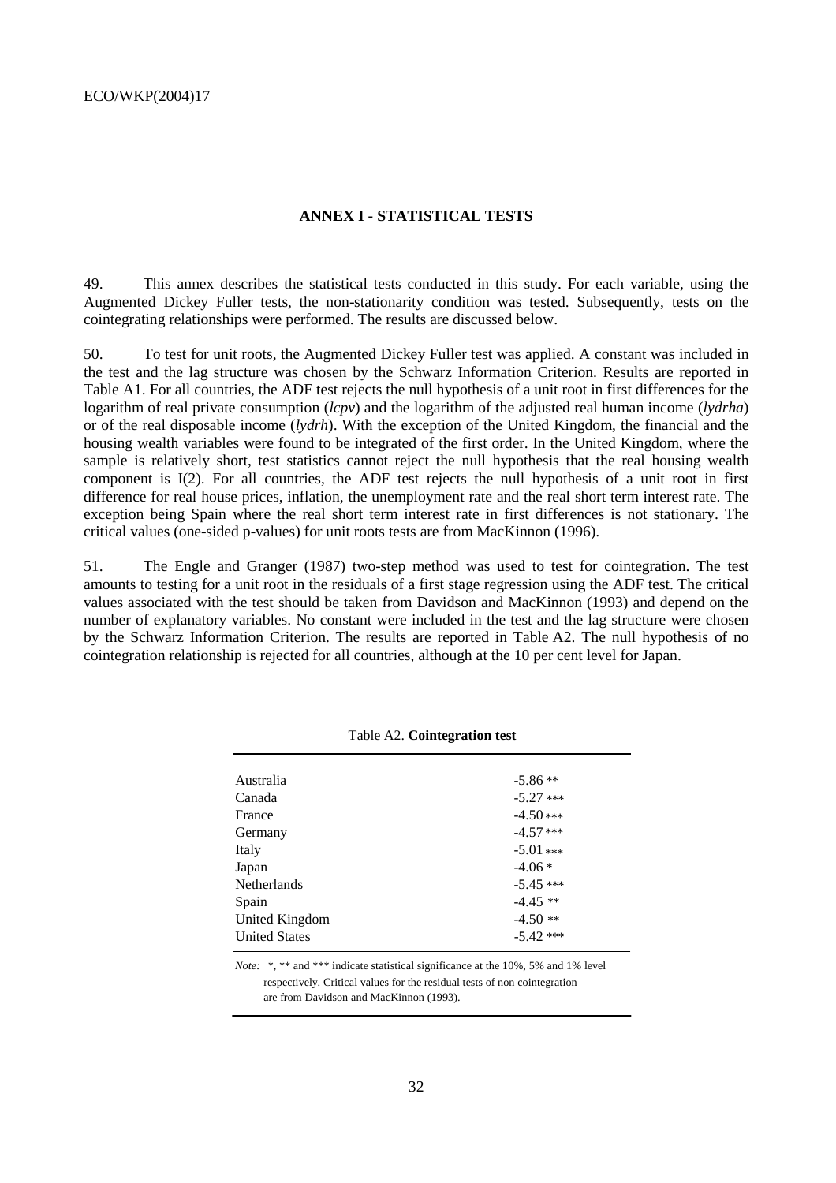## ANNEX I - STATISTICAL TESTS

49. This annex describes the statistical tests conducted in this study. For each variable, using the Augmented Dickey Fuller tests, the non-stationarity condition was tested. Subsequently, tests on the cointegrating relationships were performed. The results are discussed below.

50. To test for unit roots, the Augmented Dickey Fuller test was applied. A constant was included in the test and the lag structure was chosen by the Schwarz Information Criterion. Results are reported in Table A1. For all countries, the ADF test rejects the null hypothesis of a unit root in first differences for the logarithm of real private consumption (*lcpv*) and the logarithm of the adjusted real human income (*lydrha*) or of the real disposable income (*lydrh*). With the exception of the United Kingdom, the financial and the housing wealth variables were found to be integrated of the first order. In the United Kingdom, where the sample is relatively short, test statistics cannot reject the null hypothesis that the real housing wealth component is I(2). For all countries, the ADF test rejects the null hypothesis of a unit root in first difference for real house prices, inflation, the unemployment rate and the real short term interest rate. The exception being Spain where the real short term interest rate in first differences is not stationary. The critical values (one-sided p-values) for unit roots tests are from MacKinnon (1996).

51. The Engle and Granger (1987) two-step method was used to test for cointegration. The test amounts to testing for a unit root in the residuals of a first stage regression using the ADF test. The critical values associated with the test should be taken from Davidson and MacKinnon (1993) and depend on the number of explanatory variables. No constant were included in the test and the lag structure were chosen by the Schwarz Information Criterion. The results are reported in Table A2. The null hypothesis of no cointegration relationship is rejected for all countries, although at the 10 per cent level for Japan.

Table A2. **Cointegration test**

| | |
|---|---|
| Australia | -5.86 ** |
| Canada | -5.27 *** |
| France | -4.50 *** |
| Germany | -4.57 *** |
| Italy | -5.01 *** |
| Japan | -4.06 * |
| Netherlands | -5.45 *** |
| Spain | -4.45 ** |
| United Kingdom | -4.50 ** |
| United States | -5.42 *** |

*Note:* *, ** and *** indicate statistical significance at the 10%, 5% and 1% level respectively. Critical values for the residual tests of non cointegration are from Davidson and MacKinnon (1993).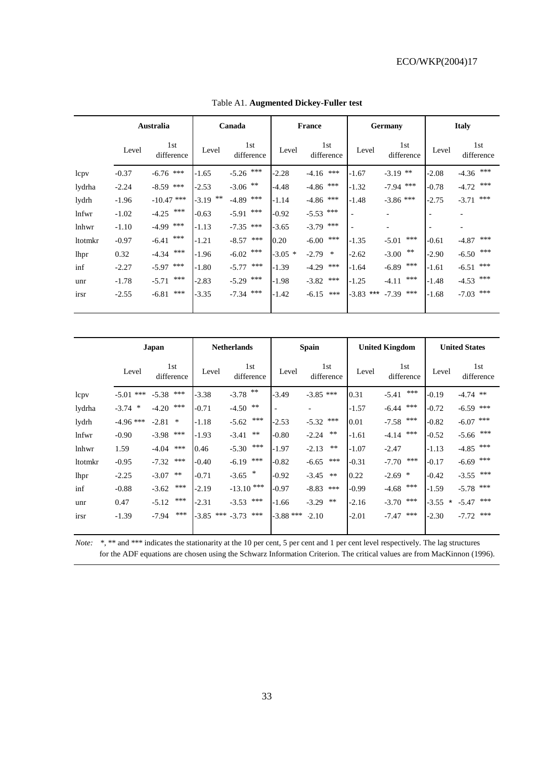Table A1. **Augmented Dickey-Fuller test**

| | **Australia** | | **Canada** | | **France** | | **Germany** | | **Italy** | |
|---|---|---|---|---|---|---|---|---|---|---|
| | Level | 1st difference | Level | 1st difference | Level | 1st difference | Level | 1st difference | Level | 1st difference |
| lcpv | -0.37 | -6.76 *** | -1.65 | -5.26 *** | -2.28 | -4.16 *** | -1.67 | -3.19 ** | -2.08 | -4.36 *** |
| lydrha | -2.24 | -8.59 *** | -2.53 | -3.06 ** | -4.48 | -4.86 *** | -1.32 | -7.94 *** | -0.78 | -4.72 *** |
| lydrh | -1.96 | -10.47 *** | -3.19 ** | -4.89 *** | -1.14 | -4.86 *** | -1.48 | -3.86 *** | -2.75 | -3.71 *** |
| lnfwr | -1.02 | -4.25 *** | -0.63 | -5.91 *** | -0.92 | -5.53 *** | - | - | - | - |
| lnhwr | -1.10 | -4.99 *** | -1.13 | -7.35 *** | -3.65 | -3.79 *** | - | - | - | - |
| ltotmkr | -0.97 | -6.41 *** | -1.21 | -8.57 *** | 0.20 | -6.00 *** | -1.35 | -5.01 *** | -0.61 | -4.87 *** |
| lhpr | 0.32 | -4.34 *** | -1.96 | -6.02 *** | -3.05 * | -2.79 * | -2.62 | -3.00 ** | -2.90 | -6.50 *** |
| inf | -2.27 | -5.97 *** | -1.80 | -5.77 *** | -1.39 | -4.29 *** | -1.64 | -6.89 *** | -1.61 | -6.51 *** |
| unr | -1.78 | -5.71 *** | -2.83 | -5.29 *** | -1.98 | -3.82 *** | -1.25 | -4.11 *** | -1.48 | -4.53 *** |
| irsr | -2.55 | -6.81 *** | -3.35 | -7.34 *** | -1.42 | -6.15 *** | -3.83 *** | -7.39 *** | -1.68 | -7.03 *** |

| | **Japan** | | **Netherlands** | | **Spain** | | **United Kingdom** | | **United States** | |
|---|---|---|---|---|---|---|---|---|---|---|
| | Level | 1st difference | Level | 1st difference | Level | 1st difference | Level | 1st difference | Level | 1st difference |
| lcpv | -5.01 *** | -5.38 *** | -3.38 | -3.78 ** | -3.49 | -3.85 *** | 0.31 | -5.41 *** | -0.19 | -4.74 ** |
| lydrha | -3.74 * | -4.20 *** | -0.71 | -4.50 ** | - | - | -1.57 | -6.44 *** | -0.72 | -6.59 *** |
| lydrh | -4.96 *** | -2.81 * | -1.18 | -5.62 *** | -2.53 | -5.32 *** | 0.01 | -7.58 *** | -0.82 | -6.07 *** |
| lnfwr | -0.90 | -3.98 *** | -1.93 | -3.41 ** | -0.80 | -2.24 ** | -1.61 | -4.14 *** | -0.52 | -5.66 *** |
| lnhwr | 1.59 | -4.04 *** | 0.46 | -5.30 *** | -1.97 | -2.13 ** | -1.07 | -2.47 | -1.13 | -4.85 *** |
| ltotmkr | -0.95 | -7.32 *** | -0.40 | -6.19 *** | -0.82 | -6.65 *** | -0.31 | -7.70 *** | -0.17 | -6.69 *** |
| lhpr | -2.25 | -3.07 ** | -0.71 | -3.65 * | -0.92 | -3.45 ** | 0.22 | -2.69 * | -0.42 | -3.55 *** |
| inf | -0.88 | -3.62 *** | -2.19 | -13.10 *** | -0.97 | -8.83 *** | -0.99 | -4.68 *** | -1.59 | -5.78 *** |
| unr | 0.47 | -5.12 *** | -2.31 | -3.53 *** | -1.66 | -3.29 ** | -2.16 | -3.70 *** | -3.55 * | -5.47 *** |
| irsr | -1.39 | -7.94 *** | -3.85 *** | -3.73 *** | -3.88 *** | -2.10 | -2.01 | -7.47 *** | -2.30 | -7.72 *** |

*Note:* *, ** and *** indicates the stationarity at the 10 per cent, 5 per cent and 1 per cent level respectively. The lag structures for the ADF equations are chosen using the Schwarz Information Criterion. The critical values are from MacKinnon (1996).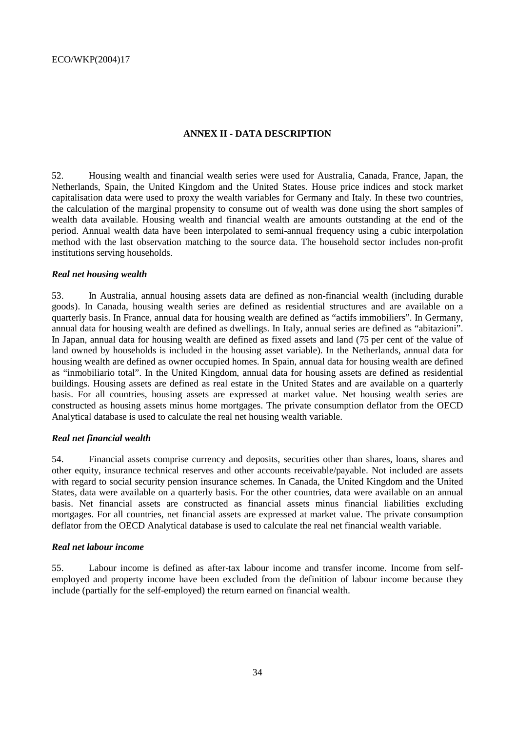## ANNEX II - DATA DESCRIPTION

52. Housing wealth and financial wealth series were used for Australia, Canada, France, Japan, the Netherlands, Spain, the United Kingdom and the United States. House price indices and stock market capitalisation data were used to proxy the wealth variables for Germany and Italy. In these two countries, the calculation of the marginal propensity to consume out of wealth was done using the short samples of wealth data available. Housing wealth and financial wealth are amounts outstanding at the end of the period. Annual wealth data have been interpolated to semi-annual frequency using a cubic interpolation method with the last observation matching to the source data. The household sector includes non-profit institutions serving households.

### *Real net housing wealth*

53. In Australia, annual housing assets data are defined as non-financial wealth (including durable goods). In Canada, housing wealth series are defined as residential structures and are available on a quarterly basis. In France, annual data for housing wealth are defined as "actifs immobiliers". In Germany, annual data for housing wealth are defined as dwellings. In Italy, annual series are defined as "abitazioni". In Japan, annual data for housing wealth are defined as fixed assets and land (75 per cent of the value of land owned by households is included in the housing asset variable). In the Netherlands, annual data for housing wealth are defined as owner occupied homes. In Spain, annual data for housing wealth are defined as "inmobiliario total". In the United Kingdom, annual data for housing assets are defined as residential buildings. Housing assets are defined as real estate in the United States and are available on a quarterly basis. For all countries, housing assets are expressed at market value. Net housing wealth series are constructed as housing assets minus home mortgages. The private consumption deflator from the OECD Analytical database is used to calculate the real net housing wealth variable.

### *Real net financial wealth*

54. Financial assets comprise currency and deposits, securities other than shares, loans, shares and other equity, insurance technical reserves and other accounts receivable/payable. Not included are assets with regard to social security pension insurance schemes. In Canada, the United Kingdom and the United States, data were available on a quarterly basis. For the other countries, data were available on an annual basis. Net financial assets are constructed as financial assets minus financial liabilities excluding mortgages. For all countries, net financial assets are expressed at market value. The private consumption deflator from the OECD Analytical database is used to calculate the real net financial wealth variable.

### *Real net labour income*

55. Labour income is defined as after-tax labour income and transfer income. Income from self-employed and property income have been excluded from the definition of labour income because they include (partially for the self-employed) the return earned on financial wealth.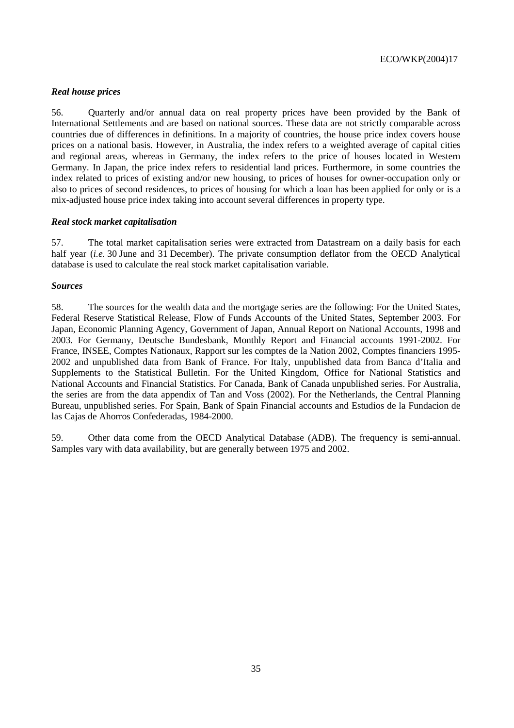### *Real house prices*

56. Quarterly and/or annual data on real property prices have been provided by the Bank of International Settlements and are based on national sources. These data are not strictly comparable across countries due of differences in definitions. In a majority of countries, the house price index covers house prices on a national basis. However, in Australia, the index refers to a weighted average of capital cities and regional areas, whereas in Germany, the index refers to the price of houses located in Western Germany. In Japan, the price index refers to residential land prices. Furthermore, in some countries the index related to prices of existing and/or new housing, to prices of houses for owner-occupation only or also to prices of second residences, to prices of housing for which a loan has been applied for only or is a mix-adjusted house price index taking into account several differences in property type.

### *Real stock market capitalisation*

57. The total market capitalisation series were extracted from Datastream on a daily basis for each half year (*i.e.* 30 June and 31 December). The private consumption deflator from the OECD Analytical database is used to calculate the real stock market capitalisation variable.

### *Sources*

58. The sources for the wealth data and the mortgage series are the following: For the United States, Federal Reserve Statistical Release, Flow of Funds Accounts of the United States, September 2003. For Japan, Economic Planning Agency, Government of Japan, Annual Report on National Accounts, 1998 and 2003. For Germany, Deutsche Bundesbank, Monthly Report and Financial accounts 1991-2002. For France, INSEE, Comptes Nationaux, Rapport sur les comptes de la Nation 2002, Comptes financiers 1995-2002 and unpublished data from Bank of France. For Italy, unpublished data from Banca d'Italia and Supplements to the Statistical Bulletin. For the United Kingdom, Office for National Statistics and National Accounts and Financial Statistics. For Canada, Bank of Canada unpublished series. For Australia, the series are from the data appendix of Tan and Voss (2002). For the Netherlands, the Central Planning Bureau, unpublished series. For Spain, Bank of Spain Financial accounts and Estudios de la Fundacion de las Cajas de Ahorros Confederadas, 1984-2000.

59. Other data come from the OECD Analytical Database (ADB). The frequency is semi-annual. Samples vary with data availability, but are generally between 1975 and 2002.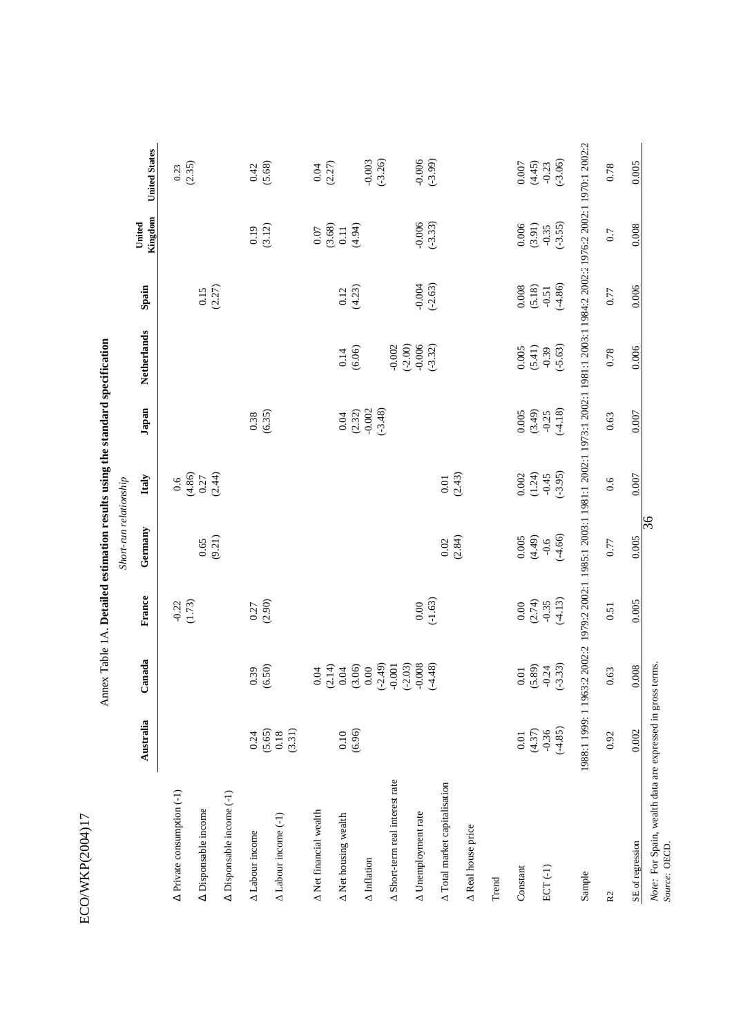Annex Table 1A. **Detailed estimation results using the standard specification**

*Short-run relationship*

| | Australia | Canada | France | Germany | Italy | Japan | Netherlands | Spain | United Kingdom | United States |
|---|---|---|---|---|---|---|---|---|---|---|
| Δ Private consumption (-1) | | | -0.22 (1.73) | | 0.6 (4.86) | | | | | 0.23 (2.35) |
| Δ Disposable income | | | | 0.65 (9.21) | 0.27 (2.44) | | | 0.15 (2.27) | | |
| Δ Disposable income (-1) | | | | | | | | | | |
| Δ Labour income | 0.24 (5.65) | 0.39 (6.50) | 0.27 (2.90) | | | 0.38 (6.35) | | | 0.19 (3.12) | 0.42 (5.68) |
| Δ Labour income (-1) | 0.18 (3.31) | | | | | | | | | |
| Δ Net financial wealth | | 0.04 (2.14) | | | | | | | 0.07 (3.68) | 0.04 (2.27) |
| Δ Net housing wealth | 0.10 (6.96) | 0.04 (3.06) | | | | 0.04 (2.32) | 0.14 (6.06) | 0.12 (4.23) | 0.11 (4.94) | |
| Δ Inflation | | 0.00 (-2.49) | | | | -0.002 (-3.48) | | | | -0.003 (-3.26) |
| Δ Short-term real interest rate | | -0.001 (-2.03) | | | | | -0.002 (-2.00) | | | |
| Δ Unemployment rate | | -0.008 (-4.48) | 0.00 (-1.63) | | | | -0.006 (-3.32) | -0.004 (-2.63) | -0.006 (-3.33) | -0.006 (-3.99) |
| Δ Total market capitalisation | | | | 0.02 (2.84) | 0.01 (2.43) | | | | | |
| Δ Real house price | | | | | | | | | | |
| Trend | | | | | | | | | | |
| Constant | 0.01 (4.37) | 0.01 (5.89) | 0.00 (2.74) | 0.005 (4.49) | 0.002 (1.24) | 0.005 (3.49) | 0.005 (5.41) | 0.008 (5.18) | 0.006 (3.91) | 0.007 (4.45) |
| ECT (-1) | -0.36 (-4.85) | -0.24 (-3.33) | -0.35 (-4.13) | -0.6 (-4.66) | -0.45 (-3.95) | -0.25 (-4.18) | -0.39 (-5.63) | -0.51 (-4.86) | -0.35 (-3.55) | -0.23 (-3.06) |
| Sample | 1988:1 1999:1 | 1963:2 2002:2 | 1979:2 2002:1 | 1985:1 2003:1 | 1981:1 2002:1 | 1973:1 2002:1 | 1981:1 2003:1 | 1984:2 2002:2 | 1976:2 2002:1 | 1970:1 2002:2 |
| R2 | 0.92 | 0.63 | 0.51 | 0.77 | 0.6 | 0.63 | 0.78 | 0.77 | 0.7 | 0.78 |
| SE of regression | 0.002 | 0.008 | 0.005 | 0.005 | 0.007 | 0.007 | 0.006 | 0.006 | 0.008 | 0.005 |

*Note:* For Spain, wealth data are expressed in gross terms.
*Source:* OECD.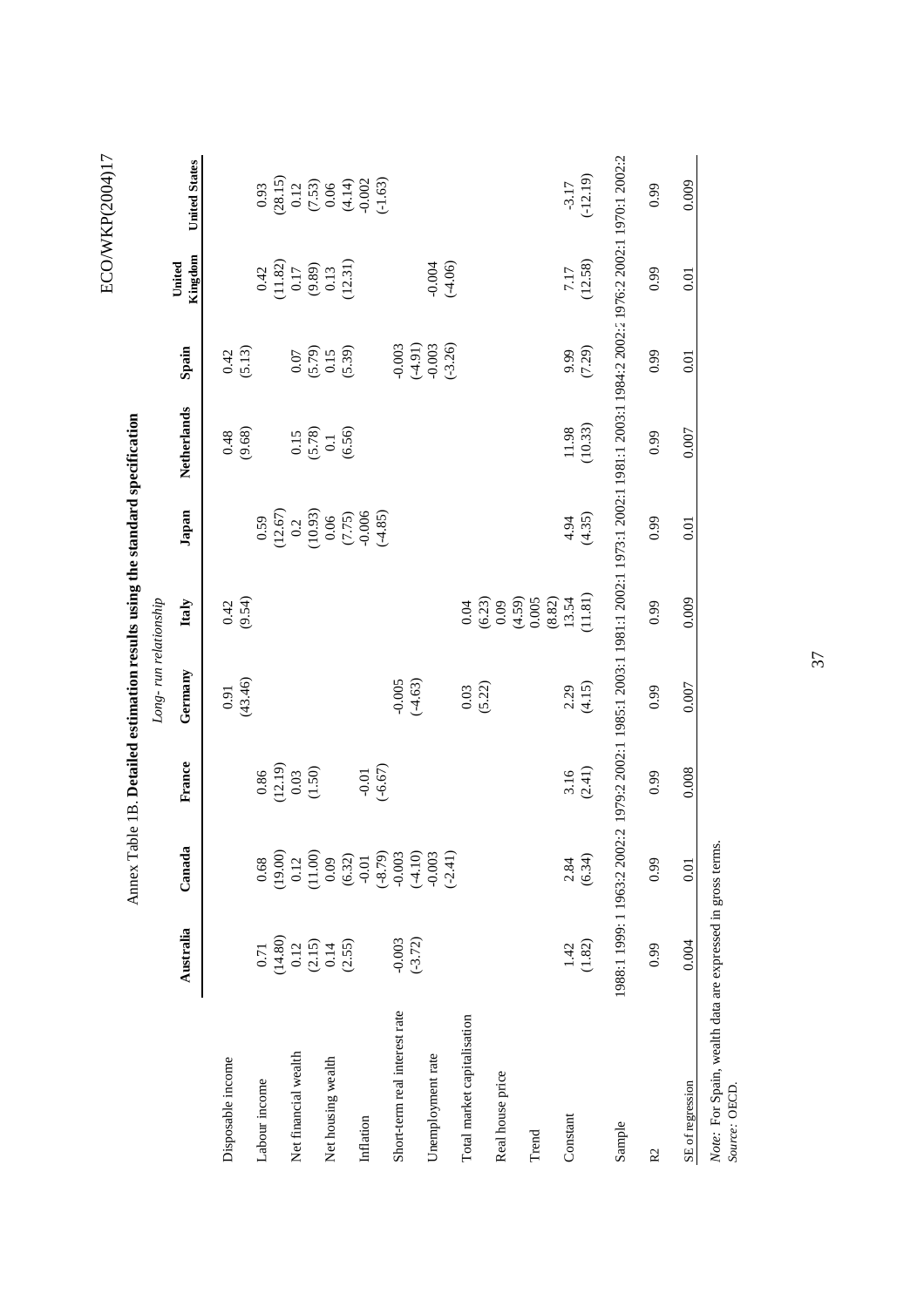Annex Table 1B. **Detailed estimation results using the standard specification**

*Long- run relationship*

| | Australia | Canada | France | Germany | Italy | Japan | Netherlands | Spain | United Kingdom | United States |
|---|---|---|---|---|---|---|---|---|---|---|
| Disposable income | | | | 0.91 | 0.42 | | 0.48 | 0.42 | | |
| | | | | (43.46) | (9.54) | | (9.68) | (5.13) | | |
| Labour income | 0.71 | 0.68 | 0.86 | | | 0.59 | | | 0.42 | 0.93 |
| | (14.80) | (19.00) | (12.19) | | | (12.67) | | | (11.82) | (28.15) |
| Net financial wealth | 0.12 | 0.12 | 0.03 | | | 0.2 | 0.15 | 0.07 | 0.17 | 0.12 |
| | (2.15) | (11.00) | (1.50) | | | (10.93) | (5.78) | (5.79) | (9.89) | (7.53) |
| Net housing wealth | 0.14 | 0.09 | | | | 0.06 | 0.1 | 0.15 | 0.13 | 0.06 |
| | (2.55) | (6.32) | | | | (7.75) | (6.56) | (5.39) | (12.31) | (4.14) |
| Inflation | | -0.01 | -0.01 | | | -0.006 | | | | -0.002 |
| | | (-8.79) | (-6.67) | | | (-4.85) | | | | (-1.63) |
| Short-term real interest rate | -0.003 | -0.003 | | -0.005 | | | | -0.003 | | |
| | (-3.72) | (-4.10) | | (-4.63) | | | | (-4.91) | | |
| Unemployment rate | | -0.003 | | | | | | -0.003 | -0.004 | |
| | | (-2.41) | | | | | | (-3.26) | (-4.06) | |
| Total market capitalisation | | | | 0.03 | 0.04 | | | | | |
| | | | | (5.22) | (6.23) | | | | | |
| Real house price | | | | | 0.09 | | | | | |
| | | | | | (4.59) | | | | | |
| Trend | | | | | 0.005 | | | | | |
| | | | | | (8.82) | | | | | |
| Constant | 1.42 | 2.84 | 3.16 | 2.29 | 13.54 | 4.94 | 11.98 | 9.99 | 7.17 | -3.17 |
| | (1.82) | (6.34) | (2.41) | (4.15) | (11.81) | (4.35) | (10.33) | (7.29) | (12.58) | (-12.19) |
| Sample | 1988:1 1999: 1 | 1963:2 2002:2 | 1979:2 2002:1 | 1985:1 2003:1 | 1981:1 2002:1 | 1973:1 2002:1 | 1981:1 2003:1 | 1984:2 2002:2 | 1976:2 2002:1 | 1970:1 2002:2 |
| R2 | 0.99 | 0.99 | 0.99 | 0.99 | 0.99 | 0.99 | 0.99 | 0.99 | 0.99 | 0.99 |
| SE of regression | 0.004 | 0.01 | 0.008 | 0.007 | 0.009 | 0.01 | 0.007 | 0.01 | 0.01 | 0.009 |

*Note:* For Spain, wealth data are expressed in gross terms.

*Source:* OECD.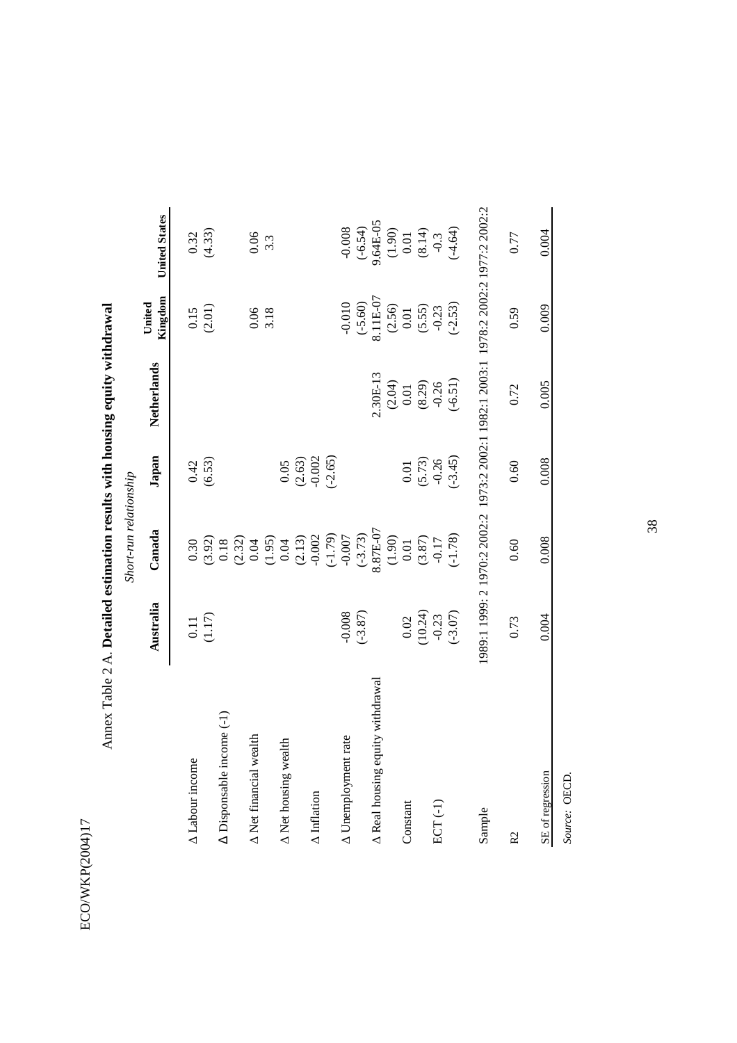Annex Table 2 A. **Detailed estimation results with housing equity withdrawal**

*Short-run relationship*

| | **Australia** | **Canada** | **Japan** | **Netherlands** | **United Kingdom** | **United States** |
|---|---|---|---|---|---|---|
| Δ Labour income | 0.11 | 0.30 | 0.42 | | 0.15 | 0.32 |
| | (1.17) | (3.92) | (6.53) | | (2.01) | (4.33) |
| Δ Disponsable income (-1) | | 0.18 | | | | |
| | | (2.32) | | | | |
| Δ Net financial wealth | | 0.04 | | | 0.06 | 0.06 |
| | | (1.95) | | | 3.18 | 3.3 |
| Δ Net housing wealth | | 0.04 | 0.05 | | | |
| | | (2.13) | (2.63) | | | |
| Δ Inflation | | -0.002 | -0.002 | | | |
| | | (-1.79) | (-2.65) | | | |
| Δ Unemployment rate | -0.008 | -0.007 | | | -0.010 | -0.008 |
| | (-3.87) | (-3.73) | | | (-5.60) | (-6.54) |
| Δ Real housing equity withdrawal | | 8.87E-07 | | 2.30E-13 | 8.11E-07 | 9.64E-05 |
| | | (1.90) | | (2.04) | (2.56) | (1.90) |
| Constant | 0.02 | 0.01 | 0.01 | 0.01 | 0.01 | 0.01 |
| | (10.24) | (3.87) | (5.73) | (8.29) | (5.55) | (8.14) |
| ECT (-1) | -0.23 | -0.17 | -0.26 | -0.26 | -0.23 | -0.3 |
| | (-3.07) | (-1.78) | (-3.45) | (-6.51) | (-2.53) | (-4.64) |
| Sample | 1989:1 1999: 2 | 1970:2 2002:2 | 1973:2 2002:1 | 1982:1 2003:1 | 1978:2 2002:2 | 1977:2 2002:2 |
| R2 | 0.73 | 0.60 | 0.60 | 0.72 | 0.59 | 0.77 |
| SE of regression | 0.004 | 0.008 | 0.008 | 0.005 | 0.009 | 0.004 |

*Source:* OECD.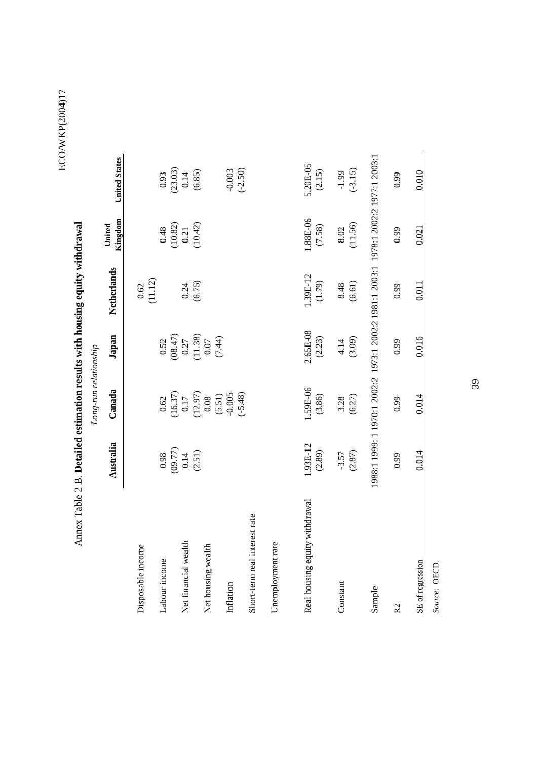Annex Table 2 B. **Detailed estimation results with housing equity withdrawal**

*Long-run relationship*

| | Australia | Canada | Japan | Netherlands | United Kingdom | United States |
|---|---|---|---|---|---|---|
| Disposable income | | | | 0.62 | | |
| | | | | (11.12) | | |
| Labour income | 0.98 | 0.62 | 0.52 | | 0.48 | 0.93 |
| | (09.77) | (16.37) | (08.47) | | (10.82) | (23.03) |
| Net financial wealth | 0.14 | 0.17 | 0.27 | 0.24 | 0.21 | 0.14 |
| | (2.51) | (12.97) | (11.38) | (6.75) | (10.42) | (6.85) |
| Net housing wealth | | 0.08 | 0.07 | | | |
| | | (5.51) | (7.44) | | | |
| Inflation | | -0.005 | | | | -0.003 |
| | | (-5.48) | | | | (-2.50) |
| Short-term real interest rate | | | | | | |
| Unemployment rate | | | | | | |
| Real housing equity withdrawal | 1.93E-12 | 1.59E-06 | 2.65E-08 | 1.39E-12 | 1.88E-06 | 5.20E-05 |
| | (2.89) | (3.86) | (2.23) | (1.79) | (7.58) | (2.15) |
| Constant | -3.57 | 3.28 | 4.14 | 8.48 | 8.02 | -1.99 |
| | (2.87) | (6.27) | (3.09) | (6.61) | (11.56) | (-3.15) |
| Sample | 1988:1 1999: 1 | 1970:1 2002:2 | 1973:1 2002:2 | 1981:1 2003:1 | 1978:1 2002:2 | 1977:1 2003:1 |
| R2 | 0.99 | 0.99 | 0.99 | 0.99 | 0.99 | 0.99 |
| SE of regression | 0.014 | 0.014 | 0.016 | 0.011 | 0.021 | 0.010 |

*Source:* OECD.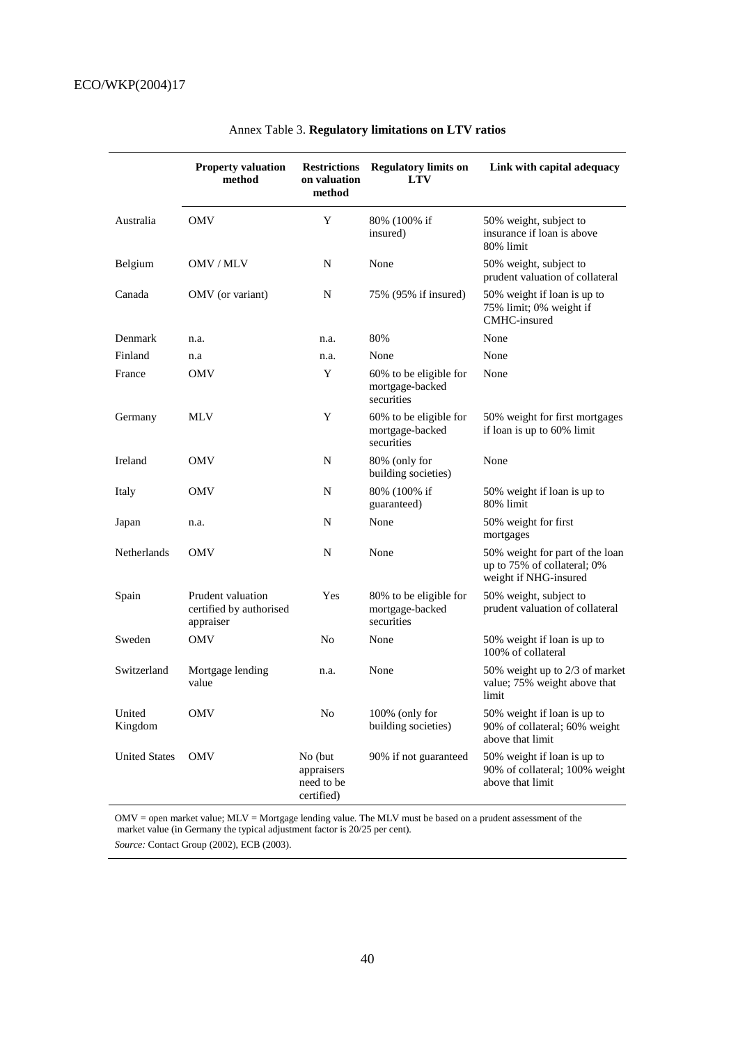Annex Table 3. **Regulatory limitations on LTV ratios**

| | Property valuation method | Restrictions on valuation method | Regulatory limits on LTV | Link with capital adequacy |
|---|---|---|---|---|
| Australia | OMV | Y | 80% (100% if insured) | 50% weight, subject to insurance if loan is above 80% limit |
| Belgium | OMV / MLV | N | None | 50% weight, subject to prudent valuation of collateral |
| Canada | OMV (or variant) | N | 75% (95% if insured) | 50% weight if loan is up to 75% limit; 0% weight if CMHC-insured |
| Denmark | n.a. | n.a. | 80% | None |
| Finland | n.a | n.a. | None | None |
| France | OMV | Y | 60% to be eligible for mortgage-backed securities | None |
| Germany | MLV | Y | 60% to be eligible for mortgage-backed securities | 50% weight for first mortgages if loan is up to 60% limit |
| Ireland | OMV | N | 80% (only for building societies) | None |
| Italy | OMV | N | 80% (100% if guaranteed) | 50% weight if loan is up to 80% limit |
| Japan | n.a. | N | None | 50% weight for first mortgages |
| Netherlands | OMV | N | None | 50% weight for part of the loan up to 75% of collateral; 0% weight if NHG-insured |
| Spain | Prudent valuation certified by authorised appraiser | Yes | 80% to be eligible for mortgage-backed securities | 50% weight, subject to prudent valuation of collateral |
| Sweden | OMV | No | None | 50% weight if loan is up to 100% of collateral |
| Switzerland | Mortgage lending value | n.a. | None | 50% weight up to 2/3 of market value; 75% weight above that limit |
| United Kingdom | OMV | No | 100% (only for building societies) | 50% weight if loan is up to 90% of collateral; 60% weight above that limit |
| United States | OMV | No (but appraisers need to be certified) | 90% if not guaranteed | 50% weight if loan is up to 90% of collateral; 100% weight above that limit |

OMV = open market value; MLV = Mortgage lending value. The MLV must be based on a prudent assessment of the market value (in Germany the typical adjustment factor is 20/25 per cent).

*Source:* Contact Group (2002), ECB (2003).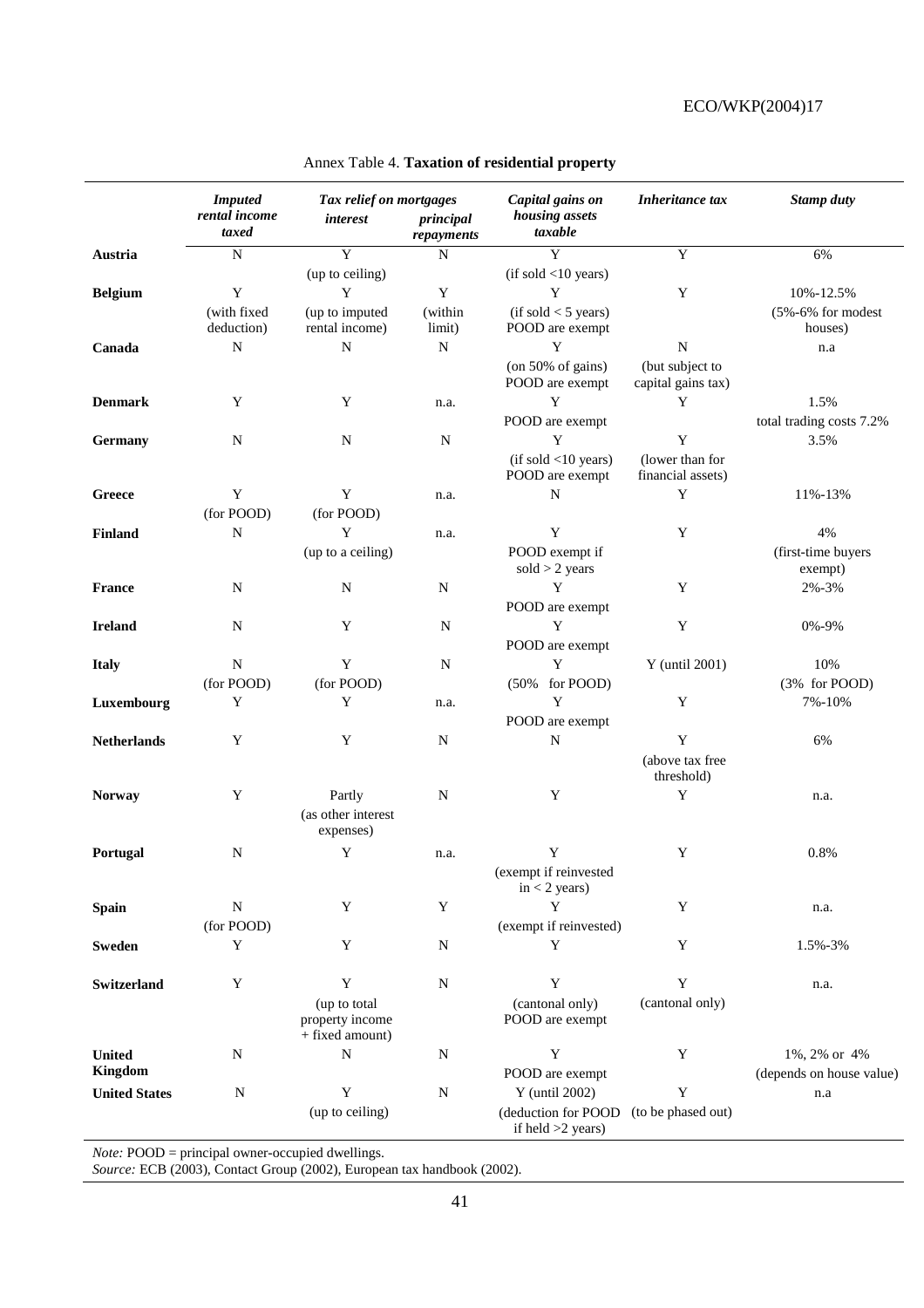Annex Table 4. **Taxation of residential property**

| | *Imputed rental income taxed* | *Tax relief on mortgages* | | *Capital gains on housing assets taxable* | *Inheritance tax* | *Stamp duty* |
|---|---|---|---|---|---|---|
| | | *interest* | *principal repayments* | | | |
| **Austria** | N | Y (up to ceiling) | N | Y (if sold <10 years) | Y | 6% |
| **Belgium** | Y (with fixed deduction) | Y (up to imputed rental income) | Y (within limit) | Y (if sold < 5 years) POOD are exempt | Y | 10%-12.5% (5%-6% for modest houses) |
| **Canada** | N | N | N | Y (on 50% of gains) POOD are exempt | N (but subject to capital gains tax) | n.a |
| **Denmark** | Y | Y | n.a. | Y POOD are exempt | Y | 1.5% total trading costs 7.2% |
| **Germany** | N | N | N | Y (if sold <10 years) POOD are exempt | Y (lower than for financial assets) | 3.5% |
| **Greece** | Y (for POOD) | Y (for POOD) | n.a. | N | Y | 11%-13% |
| **Finland** | N | Y (up to a ceiling) | n.a. | Y POOD exempt if sold > 2 years | Y | 4% (first-time buyers exempt) |
| **France** | N | N | N | Y POOD are exempt | Y | 2%-3% |
| **Ireland** | N | Y | N | Y POOD are exempt | Y | 0%-9% |
| **Italy** | N (for POOD) | Y (for POOD) | N | Y (50% for POOD) | Y (until 2001) | 10% (3% for POOD) |
| **Luxembourg** | Y | Y | n.a. | Y POOD are exempt | Y | 7%-10% |
| **Netherlands** | Y | Y | N | N | Y (above tax free threshold) | 6% |
| **Norway** | Y | Partly (as other interest expenses) | N | Y | Y | n.a. |
| **Portugal** | N | Y | n.a. | Y (exempt if reinvested in < 2 years) | Y | 0.8% |
| **Spain** | N (for POOD) | Y | Y | Y (exempt if reinvested) | Y | n.a. |
| **Sweden** | Y | Y | N | Y | Y | 1.5%-3% |
| **Switzerland** | Y | Y (up to total property income + fixed amount) | N | Y (cantonal only) POOD are exempt | Y (cantonal only) | n.a. |
| **United Kingdom** | N | N | N | Y POOD are exempt | Y | 1%, 2% or 4% (depends on house value) |
| **United States** | N | Y (up to ceiling) | N | Y (until 2002) (deduction for POOD if held >2 years) | Y (to be phased out) | n.a |

*Note:* POOD = principal owner-occupied dwellings.
*Source:* ECB (2003), Contact Group (2002), European tax handbook (2002).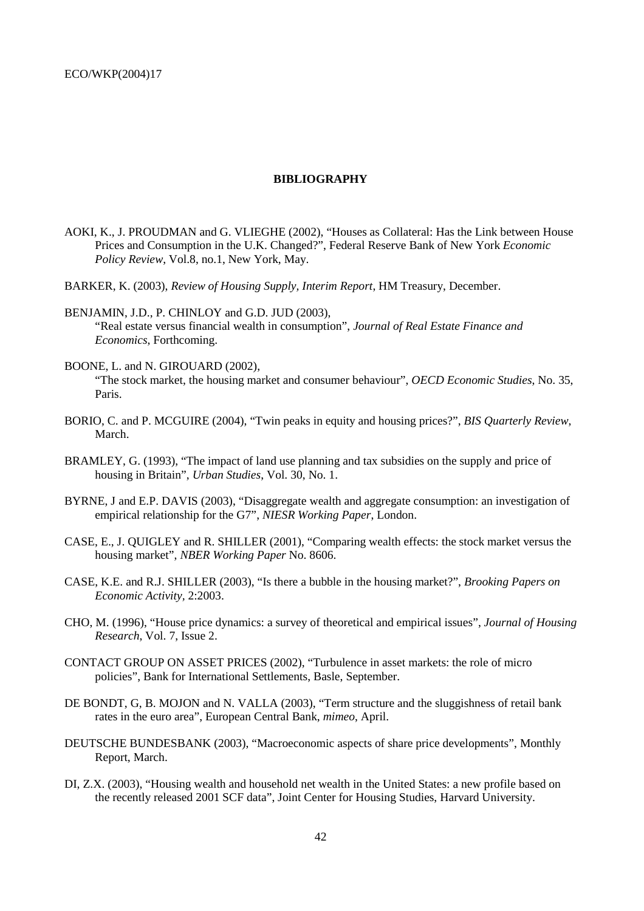## BIBLIOGRAPHY

AOKI, K., J. PROUDMAN and G. VLIEGHE (2002), "Houses as Collateral: Has the Link between House Prices and Consumption in the U.K. Changed?", Federal Reserve Bank of New York *Economic Policy Review*, Vol.8, no.1, New York, May.

BARKER, K. (2003), *Review of Housing Supply, Interim Report*, HM Treasury, December.

BENJAMIN, J.D., P. CHINLOY and G.D. JUD (2003), "Real estate versus financial wealth in consumption", *Journal of Real Estate Finance and Economics*, Forthcoming.

BOONE, L. and N. GIROUARD (2002), "The stock market, the housing market and consumer behaviour", *OECD Economic Studies*, No. 35, Paris.

BORIO, C. and P. MCGUIRE (2004), "Twin peaks in equity and housing prices?", *BIS Quarterly Review*, March.

BRAMLEY, G. (1993), "The impact of land use planning and tax subsidies on the supply and price of housing in Britain", *Urban Studies*, Vol. 30, No. 1.

BYRNE, J and E.P. DAVIS (2003), "Disaggregate wealth and aggregate consumption: an investigation of empirical relationship for the G7", *NIESR Working Paper*, London.

CASE, E., J. QUIGLEY and R. SHILLER (2001), "Comparing wealth effects: the stock market versus the housing market", *NBER Working Paper* No. 8606.

CASE, K.E. and R.J. SHILLER (2003), "Is there a bubble in the housing market?", *Brooking Papers on Economic Activity*, 2:2003.

CHO, M. (1996), "House price dynamics: a survey of theoretical and empirical issues", *Journal of Housing Research*, Vol. 7, Issue 2.

CONTACT GROUP ON ASSET PRICES (2002), "Turbulence in asset markets: the role of micro policies", Bank for International Settlements, Basle, September.

DE BONDT, G, B. MOJON and N. VALLA (2003), "Term structure and the sluggishness of retail bank rates in the euro area", European Central Bank, *mimeo*, April.

DEUTSCHE BUNDESBANK (2003), "Macroeconomic aspects of share price developments", Monthly Report, March.

DI, Z.X. (2003), "Housing wealth and household net wealth in the United States: a new profile based on the recently released 2001 SCF data", Joint Center for Housing Studies, Harvard University.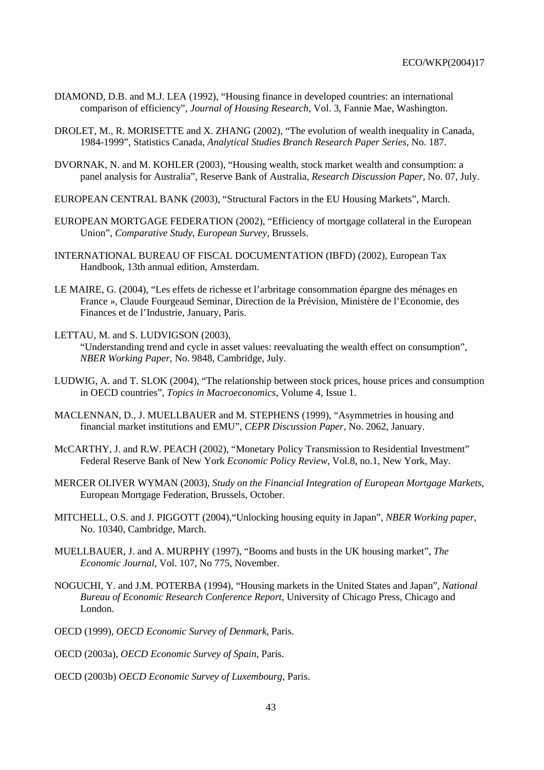DIAMOND, D.B. and M.J. LEA (1992), "Housing finance in developed countries: an international comparison of efficiency", *Journal of Housing Research*, Vol. 3, Fannie Mae, Washington.

DROLET, M., R. MORISETTE and X. ZHANG (2002), "The evolution of wealth inequality in Canada, 1984-1999", Statistics Canada, *Analytical Studies Branch Research Paper Series*, No. 187.

DVORNAK, N. and M. KOHLER (2003), "Housing wealth, stock market wealth and consumption: a panel analysis for Australia", Reserve Bank of Australia, *Research Discussion Paper*, No. 07, July.

EUROPEAN CENTRAL BANK (2003), "Structural Factors in the EU Housing Markets", March.

EUROPEAN MORTGAGE FEDERATION (2002), "Efficiency of mortgage collateral in the European Union", *Comparative Study, European Survey*, Brussels.

INTERNATIONAL BUREAU OF FISCAL DOCUMENTATION (IBFD) (2002), European Tax Handbook, 13th annual edition, Amsterdam.

LE MAIRE, G. (2004), "Les effets de richesse et l'arbitrage consommation épargne des ménages en France », Claude Fourgeaud Seminar, Direction de la Prévision, Ministère de l'Economie, des Finances et de l'Industrie, January, Paris.

LETTAU, M. and S. LUDVIGSON (2003), "Understanding trend and cycle in asset values: reevaluating the wealth effect on consumption", *NBER Working Paper*, No. 9848, Cambridge, July.

LUDWIG, A. and T. SLOK (2004), "The relationship between stock prices, house prices and consumption in OECD countries", *Topics in Macroeconomics*, Volume 4, Issue 1.

MACLENNAN, D., J. MUELLBAUER and M. STEPHENS (1999), "Asymmetries in housing and financial market institutions and EMU", *CEPR Discussion Paper*, No. 2062, January.

McCARTHY, J. and R.W. PEACH (2002), "Monetary Policy Transmission to Residential Investment" Federal Reserve Bank of New York *Economic Policy Review*, Vol.8, no.1, New York, May.

MERCER OLIVER WYMAN (2003), *Study on the Financial Integration of European Mortgage Markets*, European Mortgage Federation, Brussels, October.

MITCHELL, O.S. and J. PIGGOTT (2004),"Unlocking housing equity in Japan", *NBER Working paper*, No. 10340, Cambridge, March.

MUELLBAUER, J. and A. MURPHY (1997), "Booms and busts in the UK housing market", *The Economic Journal*, Vol. 107, No 775, November.

NOGUCHI, Y. and J.M. POTERBA (1994), "Housing markets in the United States and Japan", *National Bureau of Economic Research Conference Report*, University of Chicago Press, Chicago and London.

OECD (1999), *OECD Economic Survey of Denmark*, Paris.

OECD (2003a), *OECD Economic Survey of Spain*, Paris.

OECD (2003b) *OECD Economic Survey of Luxembourg*, Paris.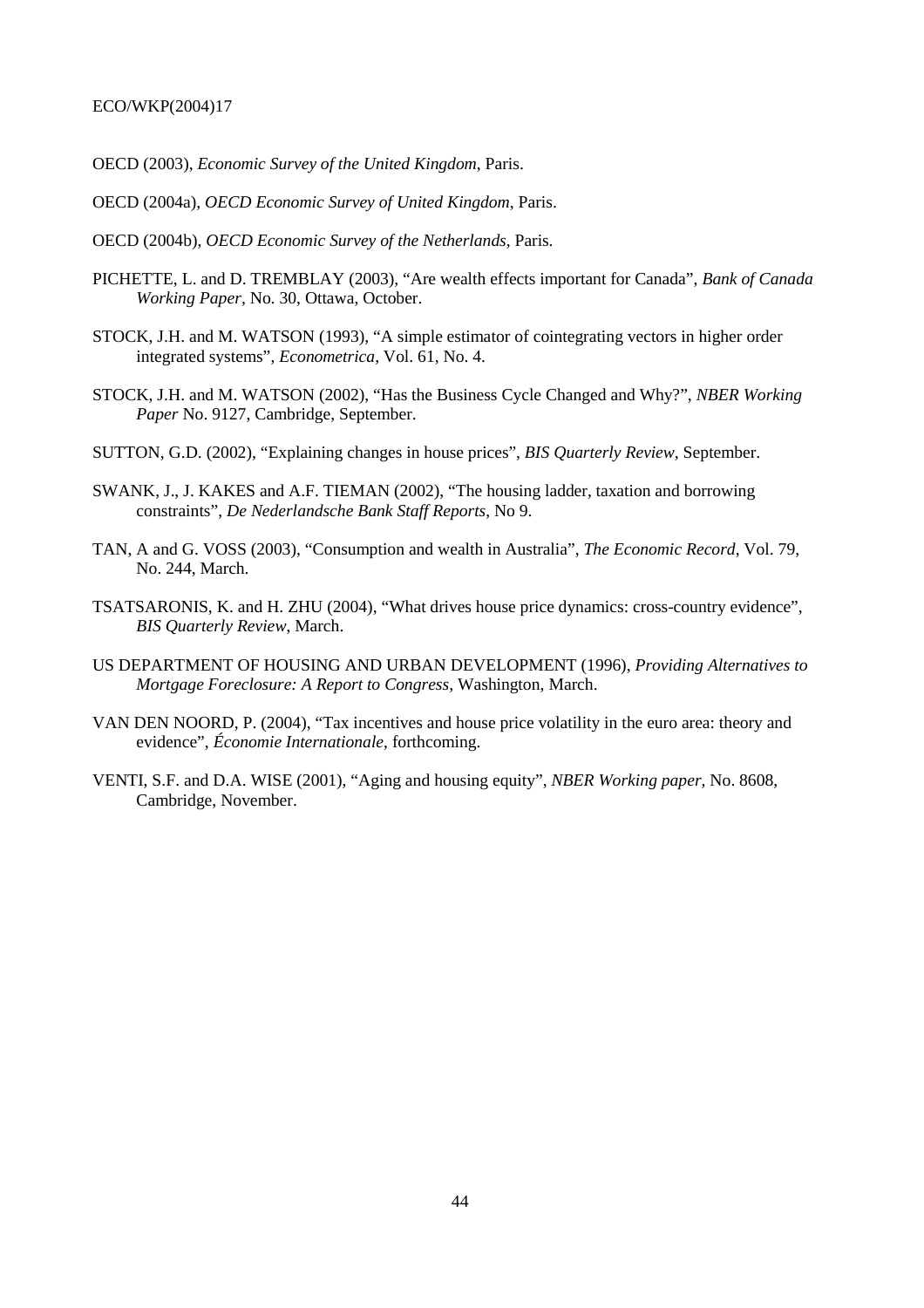OECD (2003), *Economic Survey of the United Kingdom*, Paris.

OECD (2004a), *OECD Economic Survey of United Kingdom*, Paris.

OECD (2004b), *OECD Economic Survey of the Netherlands*, Paris.

PICHETTE, L. and D. TREMBLAY (2003), "Are wealth effects important for Canada", *Bank of Canada Working Paper*, No. 30, Ottawa, October.

STOCK, J.H. and M. WATSON (1993), "A simple estimator of cointegrating vectors in higher order integrated systems", *Econometrica*, Vol. 61, No. 4.

STOCK, J.H. and M. WATSON (2002), "Has the Business Cycle Changed and Why?", *NBER Working Paper* No. 9127, Cambridge, September.

SUTTON, G.D. (2002), "Explaining changes in house prices", *BIS Quarterly Review*, September.

SWANK, J., J. KAKES and A.F. TIEMAN (2002), "The housing ladder, taxation and borrowing constraints", *De Nederlandsche Bank Staff Reports*, No 9.

TAN, A and G. VOSS (2003), "Consumption and wealth in Australia", *The Economic Record*, Vol. 79, No. 244, March.

TSATSARONIS, K. and H. ZHU (2004), "What drives house price dynamics: cross-country evidence", *BIS Quarterly Review*, March.

US DEPARTMENT OF HOUSING AND URBAN DEVELOPMENT (1996), *Providing Alternatives to Mortgage Foreclosure: A Report to Congress*, Washington, March.

VAN DEN NOORD, P. (2004), "Tax incentives and house price volatility in the euro area: theory and evidence", *Économie Internationale*, forthcoming.

VENTI, S.F. and D.A. WISE (2001), "Aging and housing equity", *NBER Working paper*, No. 8608, Cambridge, November.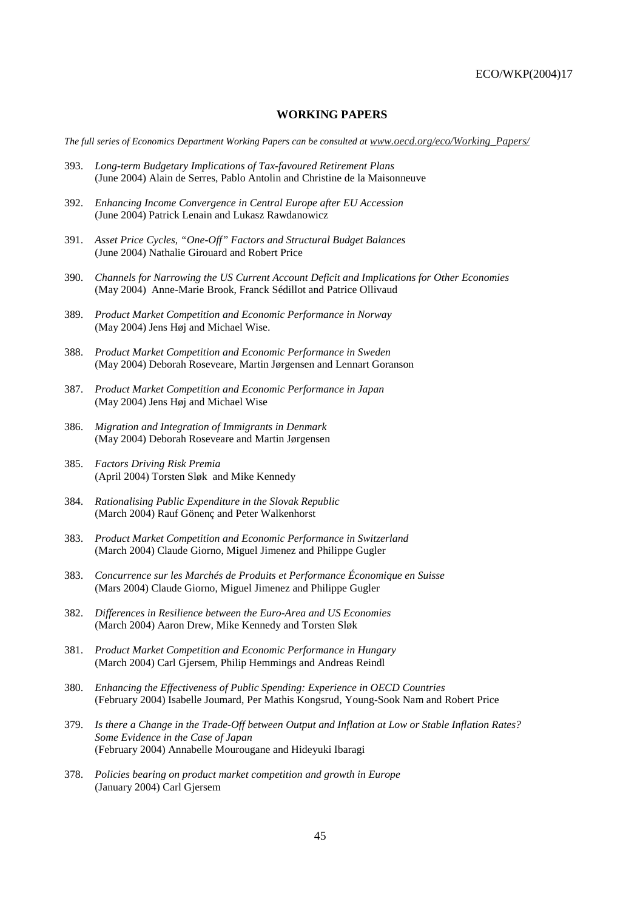## WORKING PAPERS

*The full series of Economics Department Working Papers can be consulted at www.oecd.org/eco/Working_Papers/*

393. *Long-term Budgetary Implications of Tax-favoured Retirement Plans*
(June 2004) Alain de Serres, Pablo Antolin and Christine de la Maisonneuve

392. *Enhancing Income Convergence in Central Europe after EU Accession*
(June 2004) Patrick Lenain and Lukasz Rawdanowicz

391. *Asset Price Cycles, "One-Off" Factors and Structural Budget Balances*
(June 2004) Nathalie Girouard and Robert Price

390. *Channels for Narrowing the US Current Account Deficit and Implications for Other Economies*
(May 2004) Anne-Marie Brook, Franck Sédillot and Patrice Ollivaud

389. *Product Market Competition and Economic Performance in Norway*
(May 2004) Jens Høj and Michael Wise.

388. *Product Market Competition and Economic Performance in Sweden*
(May 2004) Deborah Roseveare, Martin Jørgensen and Lennart Goranson

387. *Product Market Competition and Economic Performance in Japan*
(May 2004) Jens Høj and Michael Wise

386. *Migration and Integration of Immigrants in Denmark*
(May 2004) Deborah Roseveare and Martin Jørgensen

385. *Factors Driving Risk Premia*
(April 2004) Torsten Sløk and Mike Kennedy

384. *Rationalising Public Expenditure in the Slovak Republic*
(March 2004) Rauf Gönenç and Peter Walkenhorst

383. *Product Market Competition and Economic Performance in Switzerland*
(March 2004) Claude Giorno, Miguel Jimenez and Philippe Gugler

383. *Concurrence sur les Marchés de Produits et Performance Économique en Suisse*
(Mars 2004) Claude Giorno, Miguel Jimenez and Philippe Gugler

382. *Differences in Resilience between the Euro-Area and US Economies*
(March 2004) Aaron Drew, Mike Kennedy and Torsten Sløk

381. *Product Market Competition and Economic Performance in Hungary*
(March 2004) Carl Gjersem, Philip Hemmings and Andreas Reindl

380. *Enhancing the Effectiveness of Public Spending: Experience in OECD Countries*
(February 2004) Isabelle Joumard, Per Mathis Kongsrud, Young-Sook Nam and Robert Price

379. *Is there a Change in the Trade-Off between Output and Inflation at Low or Stable Inflation Rates? Some Evidence in the Case of Japan*
(February 2004) Annabelle Mourougane and Hideyuki Ibaragi

378. *Policies bearing on product market competition and growth in Europe*
(January 2004) Carl Gjersem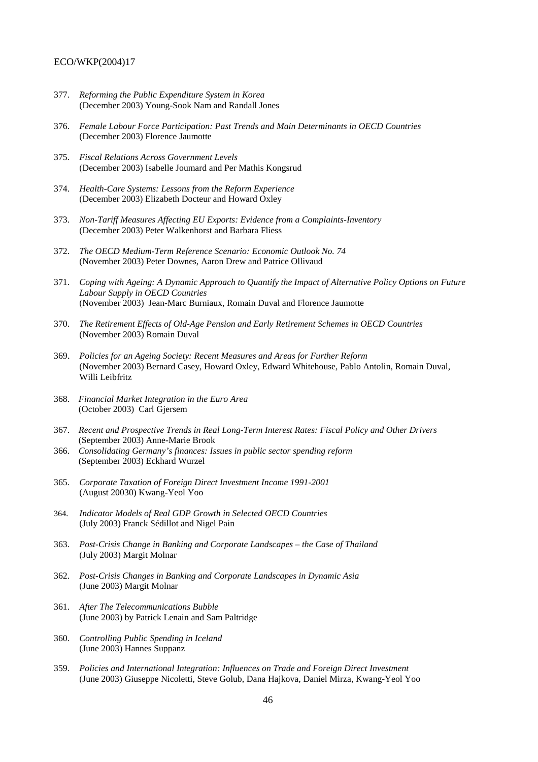377. *Reforming the Public Expenditure System in Korea*
(December 2003) Young-Sook Nam and Randall Jones

376. *Female Labour Force Participation: Past Trends and Main Determinants in OECD Countries*
(December 2003) Florence Jaumotte

375. *Fiscal Relations Across Government Levels*
(December 2003) Isabelle Joumard and Per Mathis Kongsrud

374. *Health-Care Systems: Lessons from the Reform Experience*
(December 2003) Elizabeth Docteur and Howard Oxley

373. *Non-Tariff Measures Affecting EU Exports: Evidence from a Complaints-Inventory*
(December 2003) Peter Walkenhorst and Barbara Fliess

372. *The OECD Medium-Term Reference Scenario: Economic Outlook No. 74*
(November 2003) Peter Downes, Aaron Drew and Patrice Ollivaud

371. *Coping with Ageing: A Dynamic Approach to Quantify the Impact of Alternative Policy Options on Future Labour Supply in OECD Countries*
(November 2003) Jean-Marc Burniaux, Romain Duval and Florence Jaumotte

370. *The Retirement Effects of Old-Age Pension and Early Retirement Schemes in OECD Countries*
(November 2003) Romain Duval

369. *Policies for an Ageing Society: Recent Measures and Areas for Further Reform*
(November 2003) Bernard Casey, Howard Oxley, Edward Whitehouse, Pablo Antolin, Romain Duval, Willi Leibfritz

368. *Financial Market Integration in the Euro Area*
(October 2003) Carl Gjersem

367. *Recent and Prospective Trends in Real Long-Term Interest Rates: Fiscal Policy and Other Drivers*
(September 2003) Anne-Marie Brook

366. *Consolidating Germany's finances: Issues in public sector spending reform*
(September 2003) Eckhard Wurzel

365. *Corporate Taxation of Foreign Direct Investment Income 1991-2001*
(August 20030) Kwang-Yeol Yoo

364. *Indicator Models of Real GDP Growth in Selected OECD Countries*
(July 2003) Franck Sédillot and Nigel Pain

363. *Post-Crisis Change in Banking and Corporate Landscapes – the Case of Thailand*
(July 2003) Margit Molnar

362. *Post-Crisis Changes in Banking and Corporate Landscapes in Dynamic Asia*
(June 2003) Margit Molnar

361. *After The Telecommunications Bubble*
(June 2003) by Patrick Lenain and Sam Paltridge

360. *Controlling Public Spending in Iceland*
(June 2003) Hannes Suppanz

359. *Policies and International Integration: Influences on Trade and Foreign Direct Investment*
(June 2003) Giuseppe Nicoletti, Steve Golub, Dana Hajkova, Daniel Mirza, Kwang-Yeol Yoo